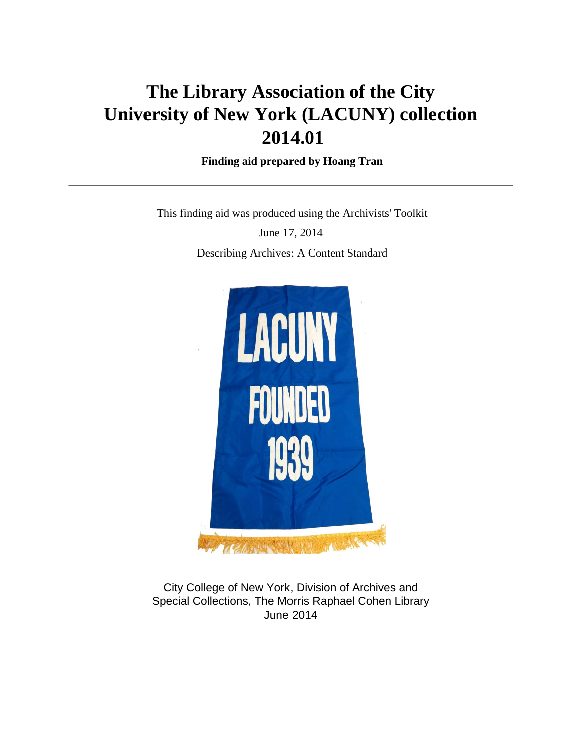# The Library Association of the City University of New York (LACUNY) collection 2014.01

**Finding aid prepared by Hoang Tran**

---

This finding aid was produced using the Archivists' Toolkit

June 17, 2014

Describing Archives: A Content Standard

City College of New York, Division of Archives and Special Collections, The Morris Raphael Cohen Library
June 2014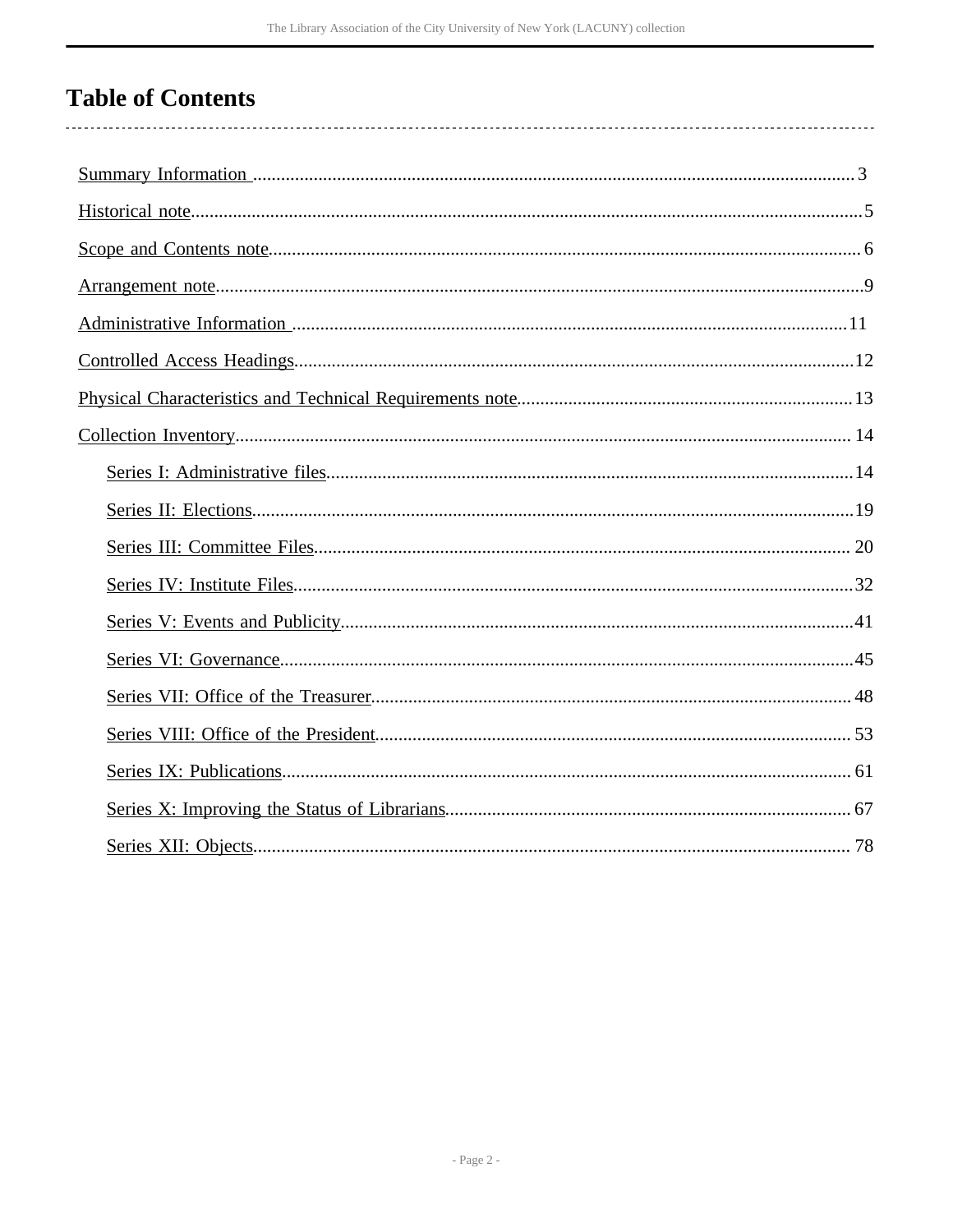# Table of Contents

- Summary Information ..................................................... 3
- Historical note ..................................................... 5
- Scope and Contents note ..................................................... 6
- Arrangement note ..................................................... 9
- Administrative Information ..................................................... 11
- Controlled Access Headings ..................................................... 12
- Physical Characteristics and Technical Requirements note ..................................................... 13
- Collection Inventory ..................................................... 14
  - Series I: Administrative files ..................................................... 14
  - Series II: Elections ..................................................... 19
  - Series III: Committee Files ..................................................... 20
  - Series IV: Institute Files ..................................................... 32
  - Series V: Events and Publicity ..................................................... 41
  - Series VI: Governance ..................................................... 45
  - Series VII: Office of the Treasurer ..................................................... 48
  - Series VIII: Office of the President ..................................................... 53
  - Series IX: Publications ..................................................... 61
  - Series X: Improving the Status of Librarians ..................................................... 67
  - Series XII: Objects ..................................................... 78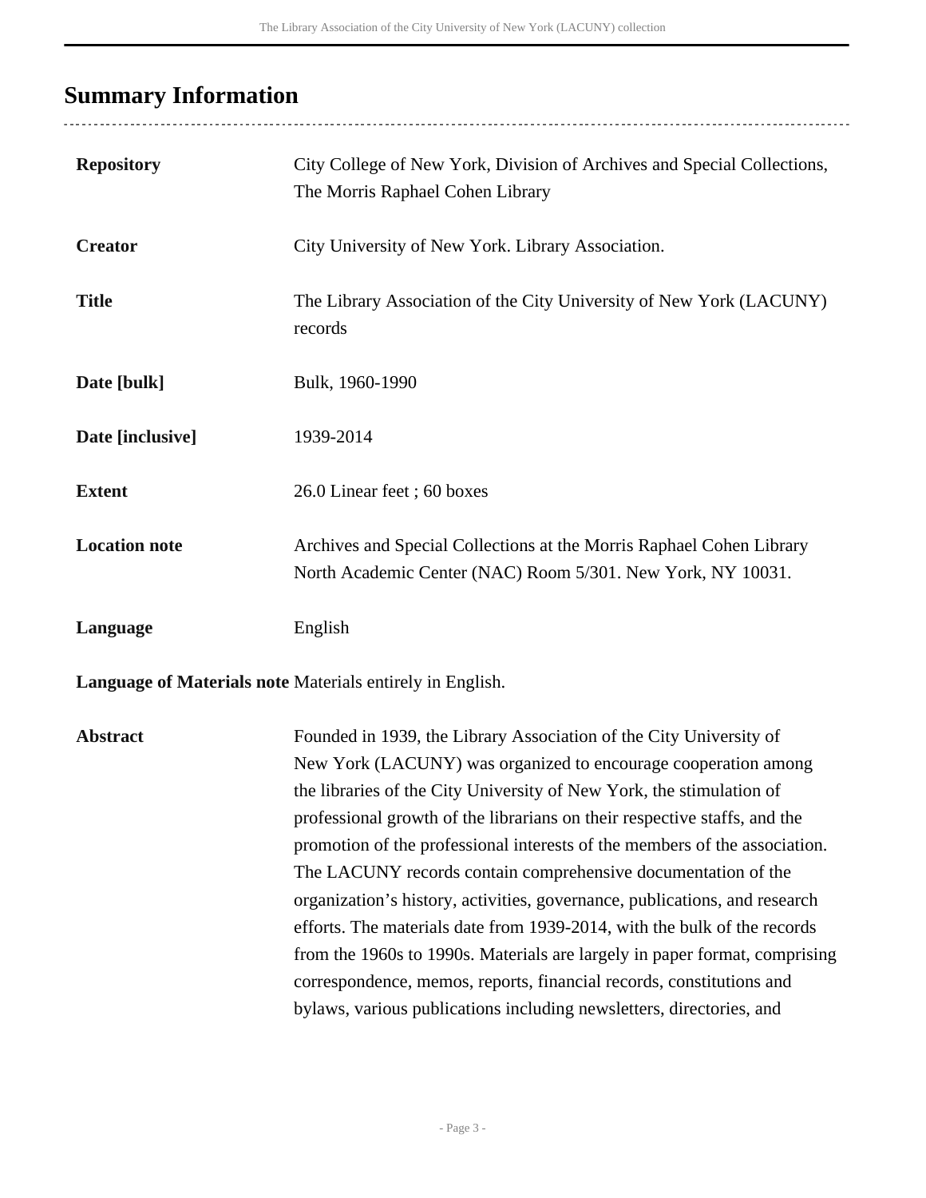## Summary Information

| | |
|---|---|
| **Repository** | City College of New York, Division of Archives and Special Collections, The Morris Raphael Cohen Library |
| **Creator** | City University of New York. Library Association. |
| **Title** | The Library Association of the City University of New York (LACUNY) records |
| **Date [bulk]** | Bulk, 1960-1990 |
| **Date [inclusive]** | 1939-2014 |
| **Extent** | 26.0 Linear feet ; 60 boxes |
| **Location note** | Archives and Special Collections at the Morris Raphael Cohen Library North Academic Center (NAC) Room 5/301. New York, NY 10031. |
| **Language** | English |
| **Language of Materials note** | Materials entirely in English. |
| **Abstract** | Founded in 1939, the Library Association of the City University of New York (LACUNY) was organized to encourage cooperation among the libraries of the City University of New York, the stimulation of professional growth of the librarians on their respective staffs, and the promotion of the professional interests of the members of the association. The LACUNY records contain comprehensive documentation of the organization's history, activities, governance, publications, and research efforts. The materials date from 1939-2014, with the bulk of the records from the 1960s to 1990s. Materials are largely in paper format, comprising correspondence, memos, reports, financial records, constitutions and bylaws, various publications including newsletters, directories, and |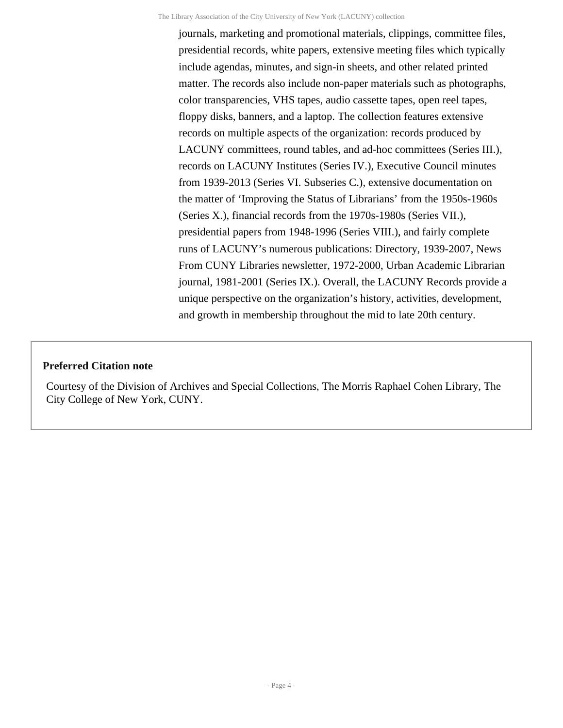journals, marketing and promotional materials, clippings, committee files, presidential records, white papers, extensive meeting files which typically include agendas, minutes, and sign-in sheets, and other related printed matter. The records also include non-paper materials such as photographs, color transparencies, VHS tapes, audio cassette tapes, open reel tapes, floppy disks, banners, and a laptop. The collection features extensive records on multiple aspects of the organization: records produced by LACUNY committees, round tables, and ad-hoc committees (Series III.), records on LACUNY Institutes (Series IV.), Executive Council minutes from 1939-2013 (Series VI. Subseries C.), extensive documentation on the matter of ‘Improving the Status of Librarians’ from the 1950s-1960s (Series X.), financial records from the 1970s-1980s (Series VII.), presidential papers from 1948-1996 (Series VIII.), and fairly complete runs of LACUNY’s numerous publications: Directory, 1939-2007, News From CUNY Libraries newsletter, 1972-2000, Urban Academic Librarian journal, 1981-2001 (Series IX.). Overall, the LACUNY Records provide a unique perspective on the organization’s history, activities, development, and growth in membership throughout the mid to late 20th century.

**Preferred Citation note**

Courtesy of the Division of Archives and Special Collections, The Morris Raphael Cohen Library, The City College of New York, CUNY.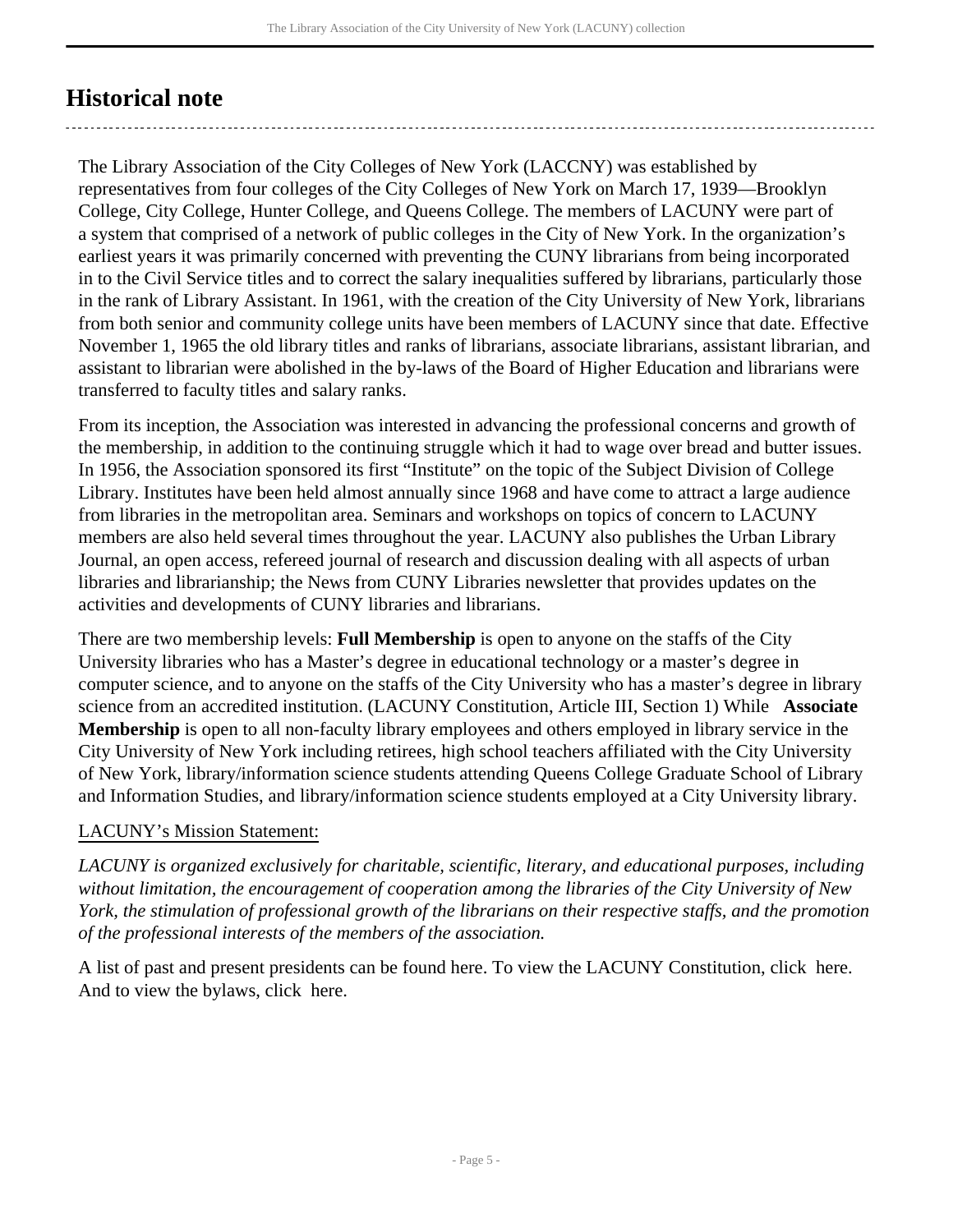## Historical note

The Library Association of the City Colleges of New York (LACCNY) was established by representatives from four colleges of the City Colleges of New York on March 17, 1939—Brooklyn College, City College, Hunter College, and Queens College. The members of LACUNY were part of a system that comprised of a network of public colleges in the City of New York. In the organization's earliest years it was primarily concerned with preventing the CUNY librarians from being incorporated in to the Civil Service titles and to correct the salary inequalities suffered by librarians, particularly those in the rank of Library Assistant. In 1961, with the creation of the City University of New York, librarians from both senior and community college units have been members of LACUNY since that date. Effective November 1, 1965 the old library titles and ranks of librarians, associate librarians, assistant librarian, and assistant to librarian were abolished in the by-laws of the Board of Higher Education and librarians were transferred to faculty titles and salary ranks.

From its inception, the Association was interested in advancing the professional concerns and growth of the membership, in addition to the continuing struggle which it had to wage over bread and butter issues. In 1956, the Association sponsored its first "Institute" on the topic of the Subject Division of College Library. Institutes have been held almost annually since 1968 and have come to attract a large audience from libraries in the metropolitan area. Seminars and workshops on topics of concern to LACUNY members are also held several times throughout the year. LACUNY also publishes the Urban Library Journal, an open access, refereed journal of research and discussion dealing with all aspects of urban libraries and librarianship; the News from CUNY Libraries newsletter that provides updates on the activities and developments of CUNY libraries and librarians.

There are two membership levels: **Full Membership** is open to anyone on the staffs of the City University libraries who has a Master's degree in educational technology or a master's degree in computer science, and to anyone on the staffs of the City University who has a master's degree in library science from an accredited institution. (LACUNY Constitution, Article III, Section 1) While **Associate Membership** is open to all non-faculty library employees and others employed in library service in the City University of New York including retirees, high school teachers affiliated with the City University of New York, library/information science students attending Queens College Graduate School of Library and Information Studies, and library/information science students employed at a City University library.

LACUNY's Mission Statement:

*LACUNY is organized exclusively for charitable, scientific, literary, and educational purposes, including without limitation, the encouragement of cooperation among the libraries of the City University of New York, the stimulation of professional growth of the librarians on their respective staffs, and the promotion of the professional interests of the members of the association.*

A list of past and present presidents can be found here. To view the LACUNY Constitution, click here. And to view the bylaws, click here.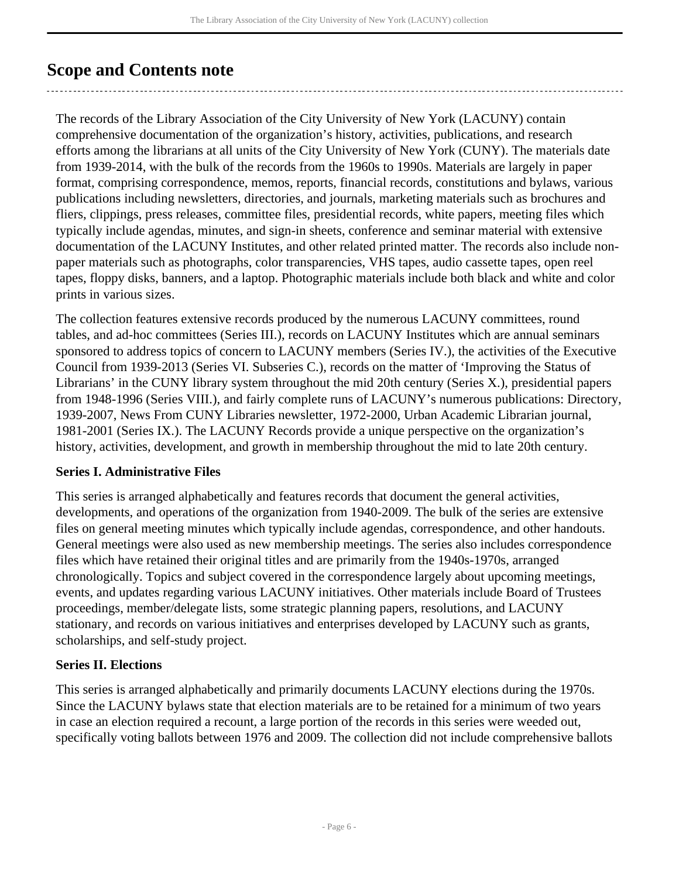## Scope and Contents note

The records of the Library Association of the City University of New York (LACUNY) contain comprehensive documentation of the organization's history, activities, publications, and research efforts among the librarians at all units of the City University of New York (CUNY). The materials date from 1939-2014, with the bulk of the records from the 1960s to 1990s. Materials are largely in paper format, comprising correspondence, memos, reports, financial records, constitutions and bylaws, various publications including newsletters, directories, and journals, marketing materials such as brochures and fliers, clippings, press releases, committee files, presidential records, white papers, meeting files which typically include agendas, minutes, and sign-in sheets, conference and seminar material with extensive documentation of the LACUNY Institutes, and other related printed matter. The records also include non-paper materials such as photographs, color transparencies, VHS tapes, audio cassette tapes, open reel tapes, floppy disks, banners, and a laptop. Photographic materials include both black and white and color prints in various sizes.

The collection features extensive records produced by the numerous LACUNY committees, round tables, and ad-hoc committees (Series III.), records on LACUNY Institutes which are annual seminars sponsored to address topics of concern to LACUNY members (Series IV.), the activities of the Executive Council from 1939-2013 (Series VI. Subseries C.), records on the matter of 'Improving the Status of Librarians' in the CUNY library system throughout the mid 20th century (Series X.), presidential papers from 1948-1996 (Series VIII.), and fairly complete runs of LACUNY's numerous publications: Directory, 1939-2007, News From CUNY Libraries newsletter, 1972-2000, Urban Academic Librarian journal, 1981-2001 (Series IX.). The LACUNY Records provide a unique perspective on the organization's history, activities, development, and growth in membership throughout the mid to late 20th century.

**Series I. Administrative Files**

This series is arranged alphabetically and features records that document the general activities, developments, and operations of the organization from 1940-2009. The bulk of the series are extensive files on general meeting minutes which typically include agendas, correspondence, and other handouts. General meetings were also used as new membership meetings. The series also includes correspondence files which have retained their original titles and are primarily from the 1940s-1970s, arranged chronologically. Topics and subject covered in the correspondence largely about upcoming meetings, events, and updates regarding various LACUNY initiatives. Other materials include Board of Trustees proceedings, member/delegate lists, some strategic planning papers, resolutions, and LACUNY stationary, and records on various initiatives and enterprises developed by LACUNY such as grants, scholarships, and self-study project.

**Series II. Elections**

This series is arranged alphabetically and primarily documents LACUNY elections during the 1970s. Since the LACUNY bylaws state that election materials are to be retained for a minimum of two years in case an election required a recount, a large portion of the records in this series were weeded out, specifically voting ballots between 1976 and 2009. The collection did not include comprehensive ballots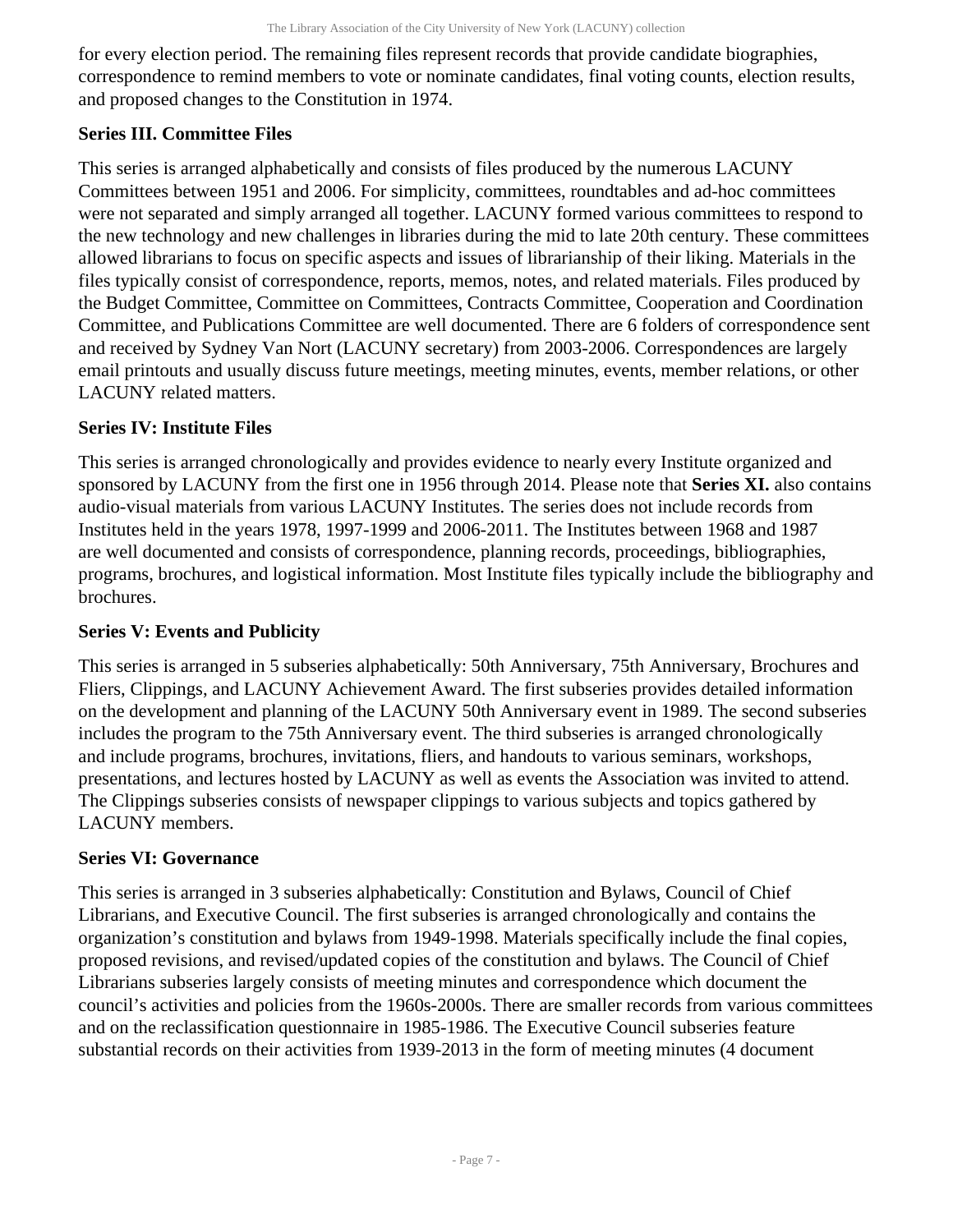for every election period. The remaining files represent records that provide candidate biographies, correspondence to remind members to vote or nominate candidates, final voting counts, election results, and proposed changes to the Constitution in 1974.

### Series III. Committee Files

This series is arranged alphabetically and consists of files produced by the numerous LACUNY Committees between 1951 and 2006. For simplicity, committees, roundtables and ad-hoc committees were not separated and simply arranged all together. LACUNY formed various committees to respond to the new technology and new challenges in libraries during the mid to late 20th century. These committees allowed librarians to focus on specific aspects and issues of librarianship of their liking. Materials in the files typically consist of correspondence, reports, memos, notes, and related materials. Files produced by the Budget Committee, Committee on Committees, Contracts Committee, Cooperation and Coordination Committee, and Publications Committee are well documented. There are 6 folders of correspondence sent and received by Sydney Van Nort (LACUNY secretary) from 2003-2006. Correspondences are largely email printouts and usually discuss future meetings, meeting minutes, events, member relations, or other LACUNY related matters.

### Series IV: Institute Files

This series is arranged chronologically and provides evidence to nearly every Institute organized and sponsored by LACUNY from the first one in 1956 through 2014. Please note that **Series XI.** also contains audio-visual materials from various LACUNY Institutes. The series does not include records from Institutes held in the years 1978, 1997-1999 and 2006-2011. The Institutes between 1968 and 1987 are well documented and consists of correspondence, planning records, proceedings, bibliographies, programs, brochures, and logistical information. Most Institute files typically include the bibliography and brochures.

### Series V: Events and Publicity

This series is arranged in 5 subseries alphabetically: 50th Anniversary, 75th Anniversary, Brochures and Fliers, Clippings, and LACUNY Achievement Award. The first subseries provides detailed information on the development and planning of the LACUNY 50th Anniversary event in 1989. The second subseries includes the program to the 75th Anniversary event. The third subseries is arranged chronologically and include programs, brochures, invitations, fliers, and handouts to various seminars, workshops, presentations, and lectures hosted by LACUNY as well as events the Association was invited to attend. The Clippings subseries consists of newspaper clippings to various subjects and topics gathered by LACUNY members.

### Series VI: Governance

This series is arranged in 3 subseries alphabetically: Constitution and Bylaws, Council of Chief Librarians, and Executive Council. The first subseries is arranged chronologically and contains the organization's constitution and bylaws from 1949-1998. Materials specifically include the final copies, proposed revisions, and revised/updated copies of the constitution and bylaws. The Council of Chief Librarians subseries largely consists of meeting minutes and correspondence which document the council's activities and policies from the 1960s-2000s. There are smaller records from various committees and on the reclassification questionnaire in 1985-1986. The Executive Council subseries feature substantial records on their activities from 1939-2013 in the form of meeting minutes (4 document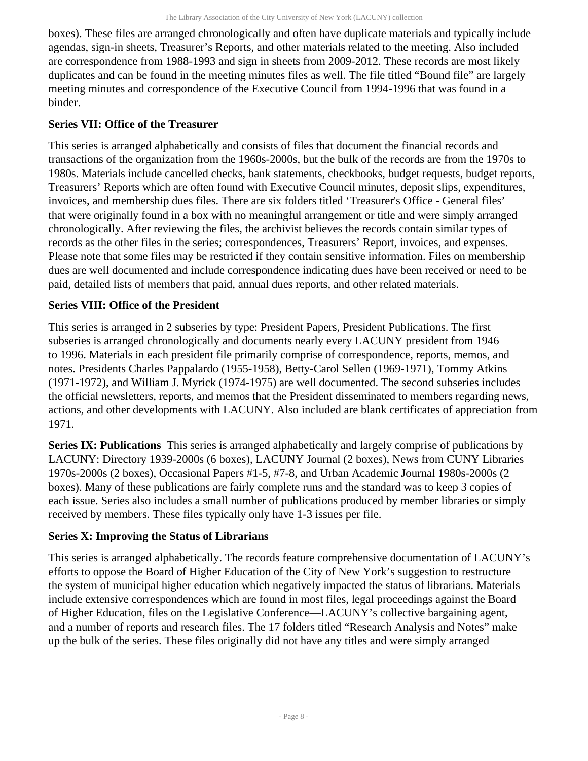boxes). These files are arranged chronologically and often have duplicate materials and typically include agendas, sign-in sheets, Treasurer's Reports, and other materials related to the meeting. Also included are correspondence from 1988-1993 and sign in sheets from 2009-2012. These records are most likely duplicates and can be found in the meeting minutes files as well. The file titled "Bound file" are largely meeting minutes and correspondence of the Executive Council from 1994-1996 that was found in a binder.

**Series VII: Office of the Treasurer**

This series is arranged alphabetically and consists of files that document the financial records and transactions of the organization from the 1960s-2000s, but the bulk of the records are from the 1970s to 1980s. Materials include cancelled checks, bank statements, checkbooks, budget requests, budget reports, Treasurers' Reports which are often found with Executive Council minutes, deposit slips, expenditures, invoices, and membership dues files. There are six folders titled 'Treasurer's Office - General files' that were originally found in a box with no meaningful arrangement or title and were simply arranged chronologically. After reviewing the files, the archivist believes the records contain similar types of records as the other files in the series; correspondences, Treasurers' Report, invoices, and expenses. Please note that some files may be restricted if they contain sensitive information. Files on membership dues are well documented and include correspondence indicating dues have been received or need to be paid, detailed lists of members that paid, annual dues reports, and other related materials.

**Series VIII: Office of the President**

This series is arranged in 2 subseries by type: President Papers, President Publications. The first subseries is arranged chronologically and documents nearly every LACUNY president from 1946 to 1996. Materials in each president file primarily comprise of correspondence, reports, memos, and notes. Presidents Charles Pappalardo (1955-1958), Betty-Carol Sellen (1969-1971), Tommy Atkins (1971-1972), and William J. Myrick (1974-1975) are well documented. The second subseries includes the official newsletters, reports, and memos that the President disseminated to members regarding news, actions, and other developments with LACUNY. Also included are blank certificates of appreciation from 1971.

**Series IX: Publications** This series is arranged alphabetically and largely comprise of publications by LACUNY: Directory 1939-2000s (6 boxes), LACUNY Journal (2 boxes), News from CUNY Libraries 1970s-2000s (2 boxes), Occasional Papers #1-5, #7-8, and Urban Academic Journal 1980s-2000s (2 boxes). Many of these publications are fairly complete runs and the standard was to keep 3 copies of each issue. Series also includes a small number of publications produced by member libraries or simply received by members. These files typically only have 1-3 issues per file.

**Series X: Improving the Status of Librarians**

This series is arranged alphabetically. The records feature comprehensive documentation of LACUNY's efforts to oppose the Board of Higher Education of the City of New York's suggestion to restructure the system of municipal higher education which negatively impacted the status of librarians. Materials include extensive correspondences which are found in most files, legal proceedings against the Board of Higher Education, files on the Legislative Conference—LACUNY's collective bargaining agent, and a number of reports and research files. The 17 folders titled "Research Analysis and Notes" make up the bulk of the series. These files originally did not have any titles and were simply arranged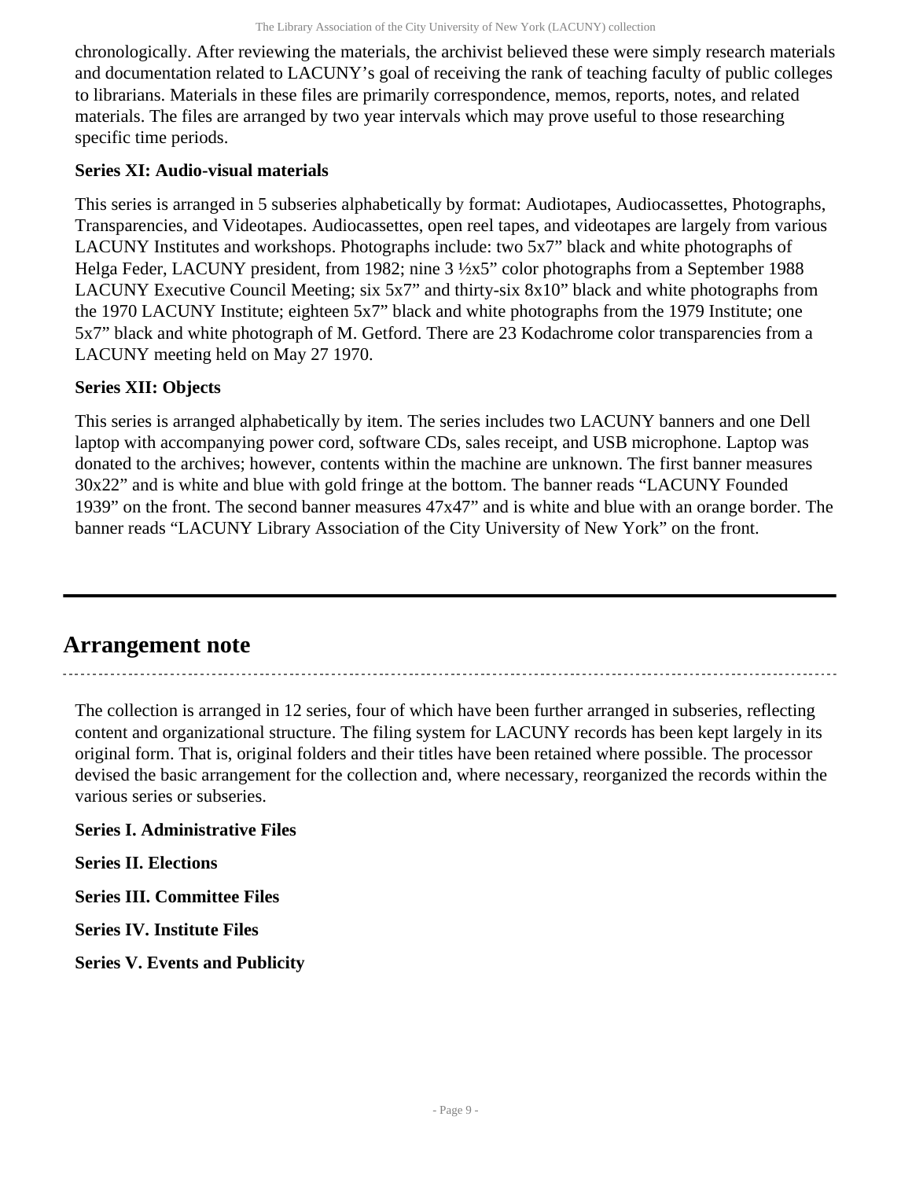chronologically. After reviewing the materials, the archivist believed these were simply research materials and documentation related to LACUNY's goal of receiving the rank of teaching faculty of public colleges to librarians. Materials in these files are primarily correspondence, memos, reports, notes, and related materials. The files are arranged by two year intervals which may prove useful to those researching specific time periods.

**Series XI: Audio-visual materials**

This series is arranged in 5 subseries alphabetically by format: Audiotapes, Audiocassettes, Photographs, Transparencies, and Videotapes. Audiocassettes, open reel tapes, and videotapes are largely from various LACUNY Institutes and workshops. Photographs include: two 5x7" black and white photographs of Helga Feder, LACUNY president, from 1982; nine 3 ½x5" color photographs from a September 1988 LACUNY Executive Council Meeting; six 5x7" and thirty-six 8x10" black and white photographs from the 1970 LACUNY Institute; eighteen 5x7" black and white photographs from the 1979 Institute; one 5x7" black and white photograph of M. Getford. There are 23 Kodachrome color transparencies from a LACUNY meeting held on May 27 1970.

**Series XII: Objects**

This series is arranged alphabetically by item. The series includes two LACUNY banners and one Dell laptop with accompanying power cord, software CDs, sales receipt, and USB microphone. Laptop was donated to the archives; however, contents within the machine are unknown. The first banner measures 30x22" and is white and blue with gold fringe at the bottom. The banner reads "LACUNY Founded 1939" on the front. The second banner measures 47x47" and is white and blue with an orange border. The banner reads "LACUNY Library Association of the City University of New York" on the front.

## Arrangement note

The collection is arranged in 12 series, four of which have been further arranged in subseries, reflecting content and organizational structure. The filing system for LACUNY records has been kept largely in its original form. That is, original folders and their titles have been retained where possible. The processor devised the basic arrangement for the collection and, where necessary, reorganized the records within the various series or subseries.

**Series I. Administrative Files**

**Series II. Elections**

**Series III. Committee Files**

**Series IV. Institute Files**

**Series V. Events and Publicity**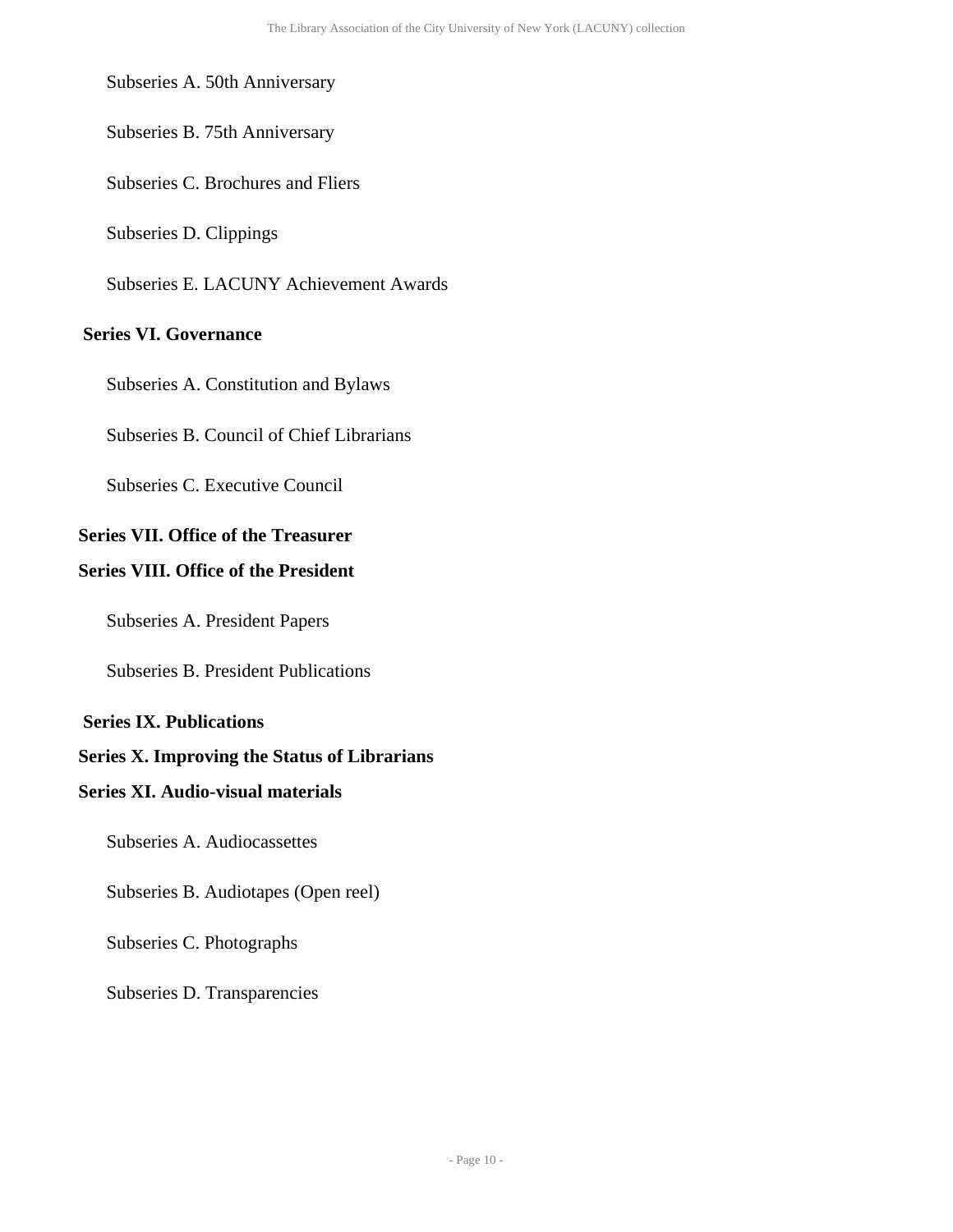Subseries A. 50th Anniversary

Subseries B. 75th Anniversary

Subseries C. Brochures and Fliers

Subseries D. Clippings

Subseries E. LACUNY Achievement Awards

**Series VI. Governance**

Subseries A. Constitution and Bylaws

Subseries B. Council of Chief Librarians

Subseries C. Executive Council

**Series VII. Office of the Treasurer**

**Series VIII. Office of the President**

Subseries A. President Papers

Subseries B. President Publications

**Series IX. Publications**

**Series X. Improving the Status of Librarians**

**Series XI. Audio-visual materials**

Subseries A. Audiocassettes

Subseries B. Audiotapes (Open reel)

Subseries C. Photographs

Subseries D. Transparencies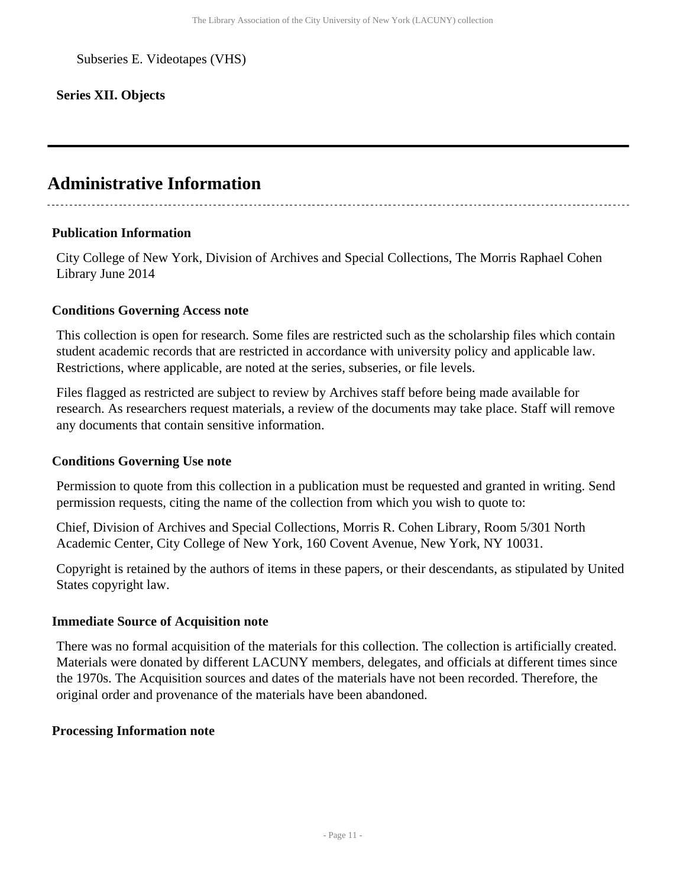Subseries E. Videotapes (VHS)

**Series XII. Objects**

---

## Administrative Information

### Publication Information

City College of New York, Division of Archives and Special Collections, The Morris Raphael Cohen Library June 2014

### Conditions Governing Access note

This collection is open for research. Some files are restricted such as the scholarship files which contain student academic records that are restricted in accordance with university policy and applicable law. Restrictions, where applicable, are noted at the series, subseries, or file levels.

Files flagged as restricted are subject to review by Archives staff before being made available for research. As researchers request materials, a review of the documents may take place. Staff will remove any documents that contain sensitive information.

### Conditions Governing Use note

Permission to quote from this collection in a publication must be requested and granted in writing. Send permission requests, citing the name of the collection from which you wish to quote to:

Chief, Division of Archives and Special Collections, Morris R. Cohen Library, Room 5/301 North Academic Center, City College of New York, 160 Covent Avenue, New York, NY 10031.

Copyright is retained by the authors of items in these papers, or their descendants, as stipulated by United States copyright law.

### Immediate Source of Acquisition note

There was no formal acquisition of the materials for this collection. The collection is artificially created. Materials were donated by different LACUNY members, delegates, and officials at different times since the 1970s. The Acquisition sources and dates of the materials have not been recorded. Therefore, the original order and provenance of the materials have been abandoned.

### Processing Information note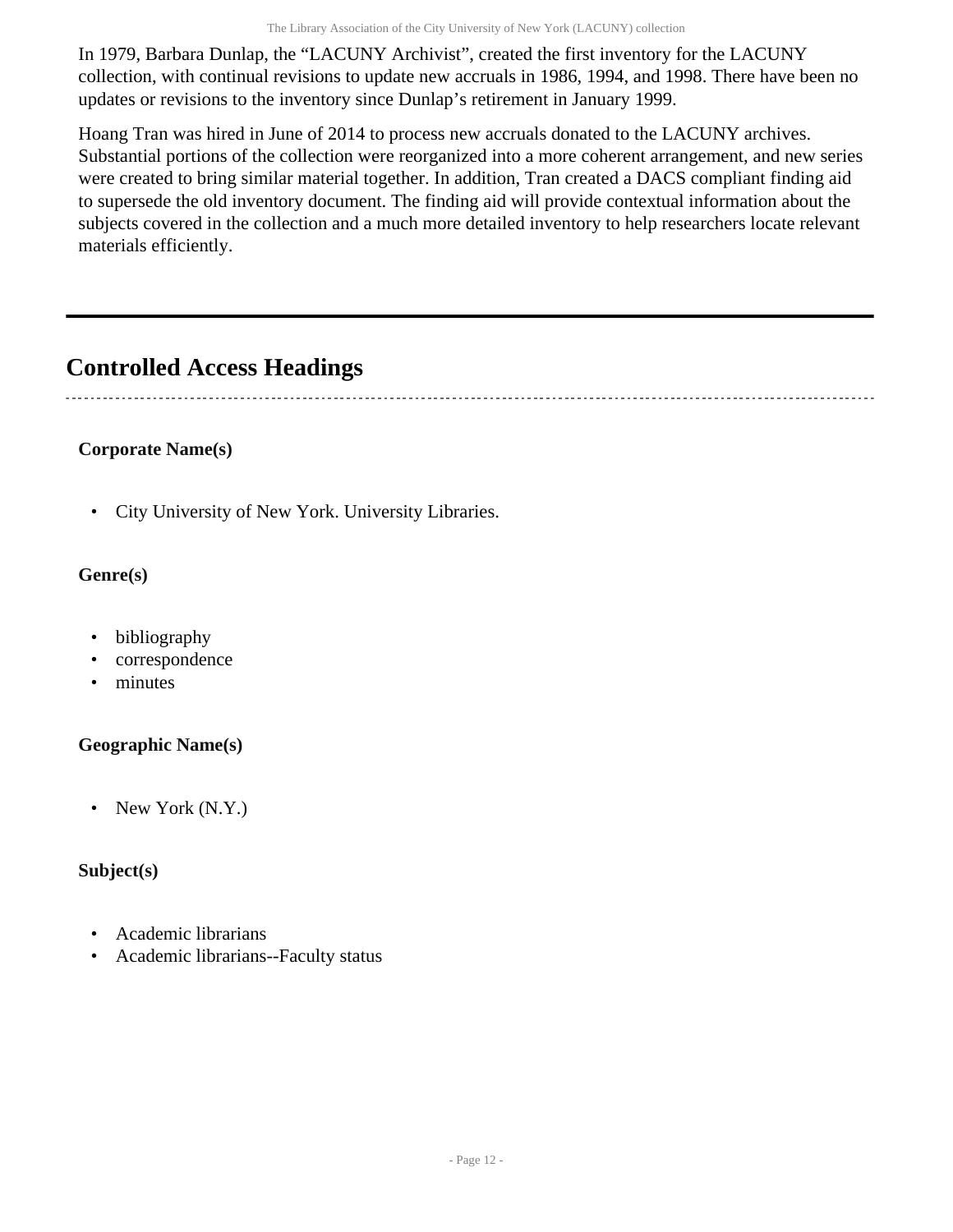In 1979, Barbara Dunlap, the "LACUNY Archivist", created the first inventory for the LACUNY collection, with continual revisions to update new accruals in 1986, 1994, and 1998. There have been no updates or revisions to the inventory since Dunlap's retirement in January 1999.

Hoang Tran was hired in June of 2014 to process new accruals donated to the LACUNY archives. Substantial portions of the collection were reorganized into a more coherent arrangement, and new series were created to bring similar material together. In addition, Tran created a DACS compliant finding aid to supersede the old inventory document. The finding aid will provide contextual information about the subjects covered in the collection and a much more detailed inventory to help researchers locate relevant materials efficiently.

## Controlled Access Headings

**Corporate Name(s)**

- City University of New York. University Libraries.

**Genre(s)**

- bibliography
- correspondence
- minutes

**Geographic Name(s)**

- New York (N.Y.)

**Subject(s)**

- Academic librarians
- Academic librarians--Faculty status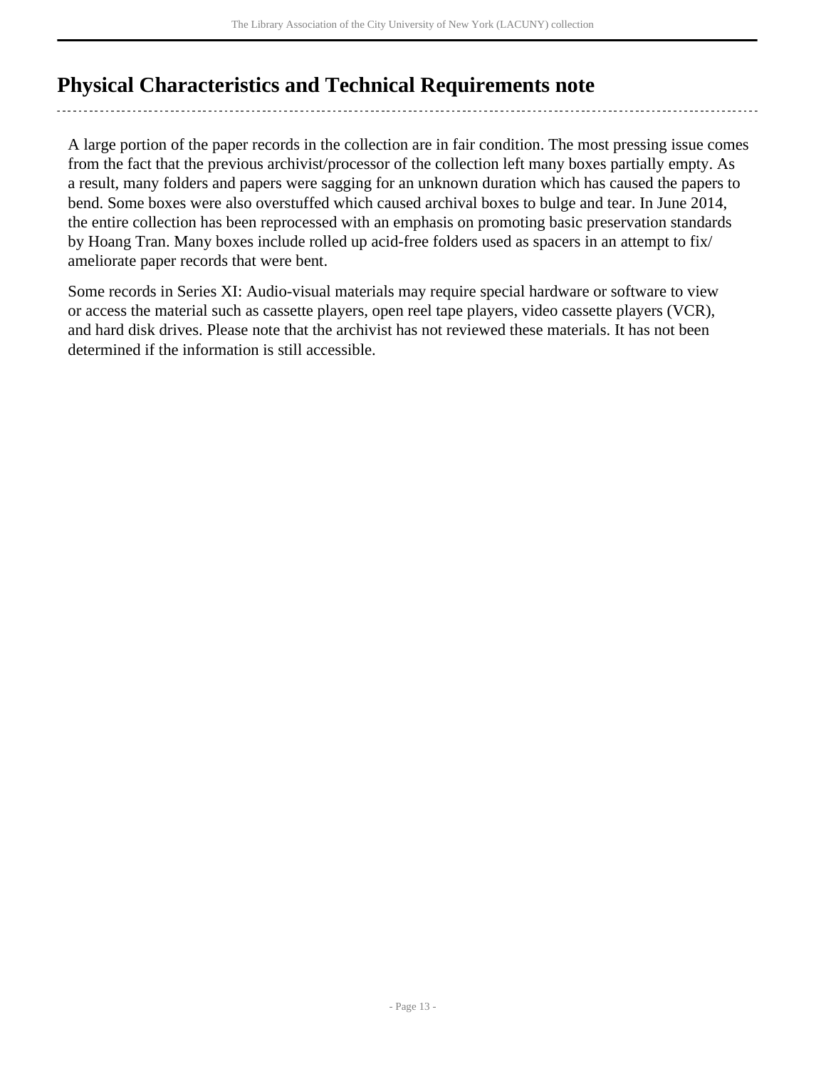## Physical Characteristics and Technical Requirements note

A large portion of the paper records in the collection are in fair condition. The most pressing issue comes from the fact that the previous archivist/processor of the collection left many boxes partially empty. As a result, many folders and papers were sagging for an unknown duration which has caused the papers to bend. Some boxes were also overstuffed which caused archival boxes to bulge and tear. In June 2014, the entire collection has been reprocessed with an emphasis on promoting basic preservation standards by Hoang Tran. Many boxes include rolled up acid-free folders used as spacers in an attempt to fix/ameliorate paper records that were bent.

Some records in Series XI: Audio-visual materials may require special hardware or software to view or access the material such as cassette players, open reel tape players, video cassette players (VCR), and hard disk drives. Please note that the archivist has not reviewed these materials. It has not been determined if the information is still accessible.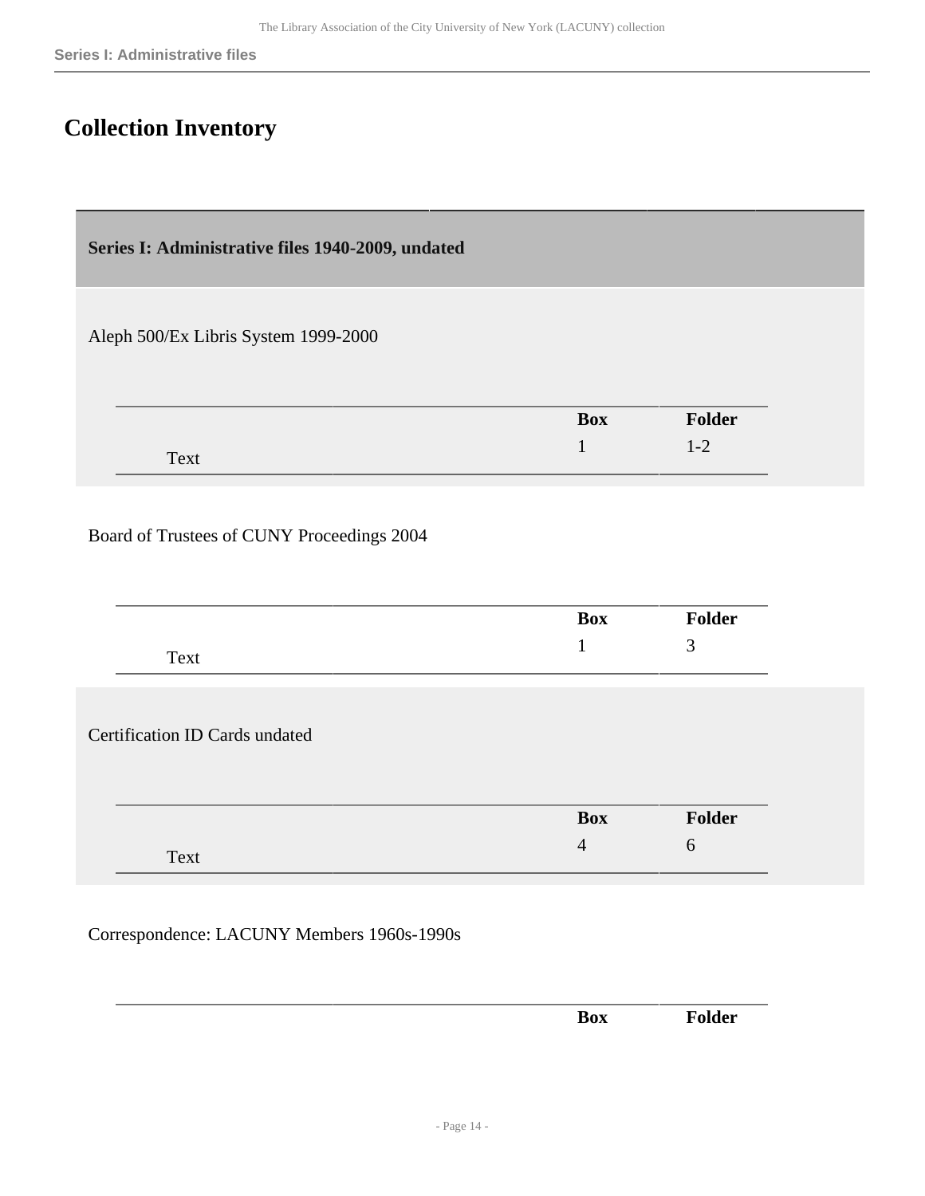# Collection Inventory

## Series I: Administrative files 1940-2009, undated

Aleph 500/Ex Libris System 1999-2000

| | | Box | Folder |
|---|---|---|---|
| Text | | 1 | 1-2 |

Board of Trustees of CUNY Proceedings 2004

| | | Box | Folder |
|---|---|---|---|
| Text | | 1 | 3 |

Certification ID Cards undated

| | | Box | Folder |
|---|---|---|---|
| Text | | 4 | 6 |

Correspondence: LACUNY Members 1960s-1990s

| | | Box | Folder |
|---|---|---|---|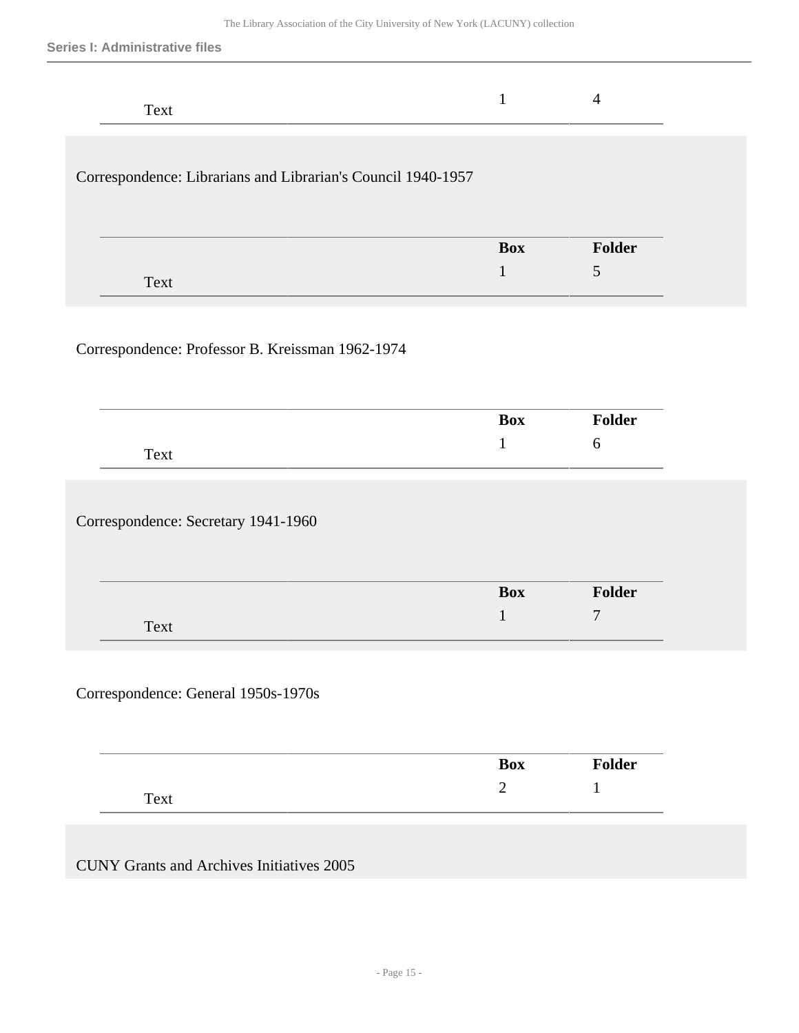| | Box | Folder |
|---|---|---|
| Text | 1 | 4 |

Correspondence: Librarians and Librarian's Council 1940-1957

| | Box | Folder |
|---|---|---|
| Text | 1 | 5 |

Correspondence: Professor B. Kreissman 1962-1974

| | Box | Folder |
|---|---|---|
| Text | 1 | 6 |

Correspondence: Secretary 1941-1960

| | Box | Folder |
|---|---|---|
| Text | 1 | 7 |

Correspondence: General 1950s-1970s

| | Box | Folder |
|---|---|---|
| Text | 2 | 1 |

CUNY Grants and Archives Initiatives 2005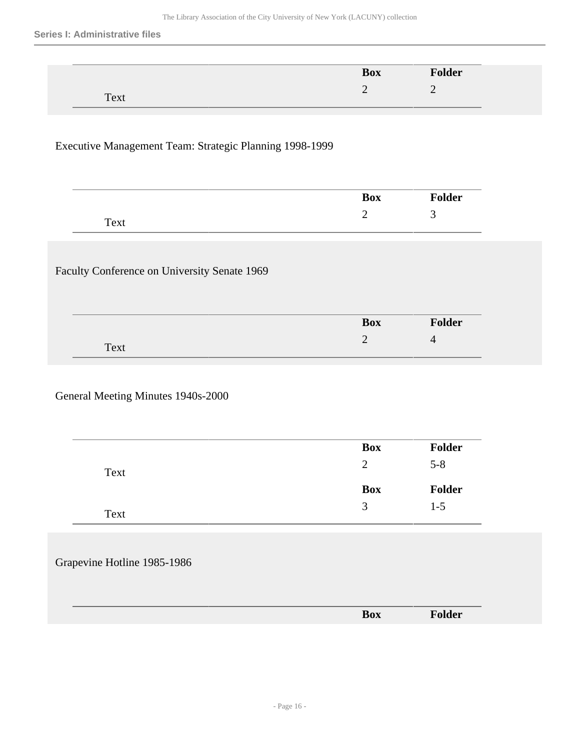## Series I: Administrative files

| | Box | Folder |
|---|---|---|
| Text | 2 | 2 |

Executive Management Team: Strategic Planning 1998-1999

| | Box | Folder |
|---|---|---|
| Text | 2 | 3 |

Faculty Conference on University Senate 1969

| | Box | Folder |
|---|---|---|
| Text | 2 | 4 |

General Meeting Minutes 1940s-2000

| | Box | Folder |
|---|---|---|
| Text | 2 | 5-8 |
| | **Box** | **Folder** |
| Text | 3 | 1-5 |

Grapevine Hotline 1985-1986

| | Box | Folder |
|---|---|---|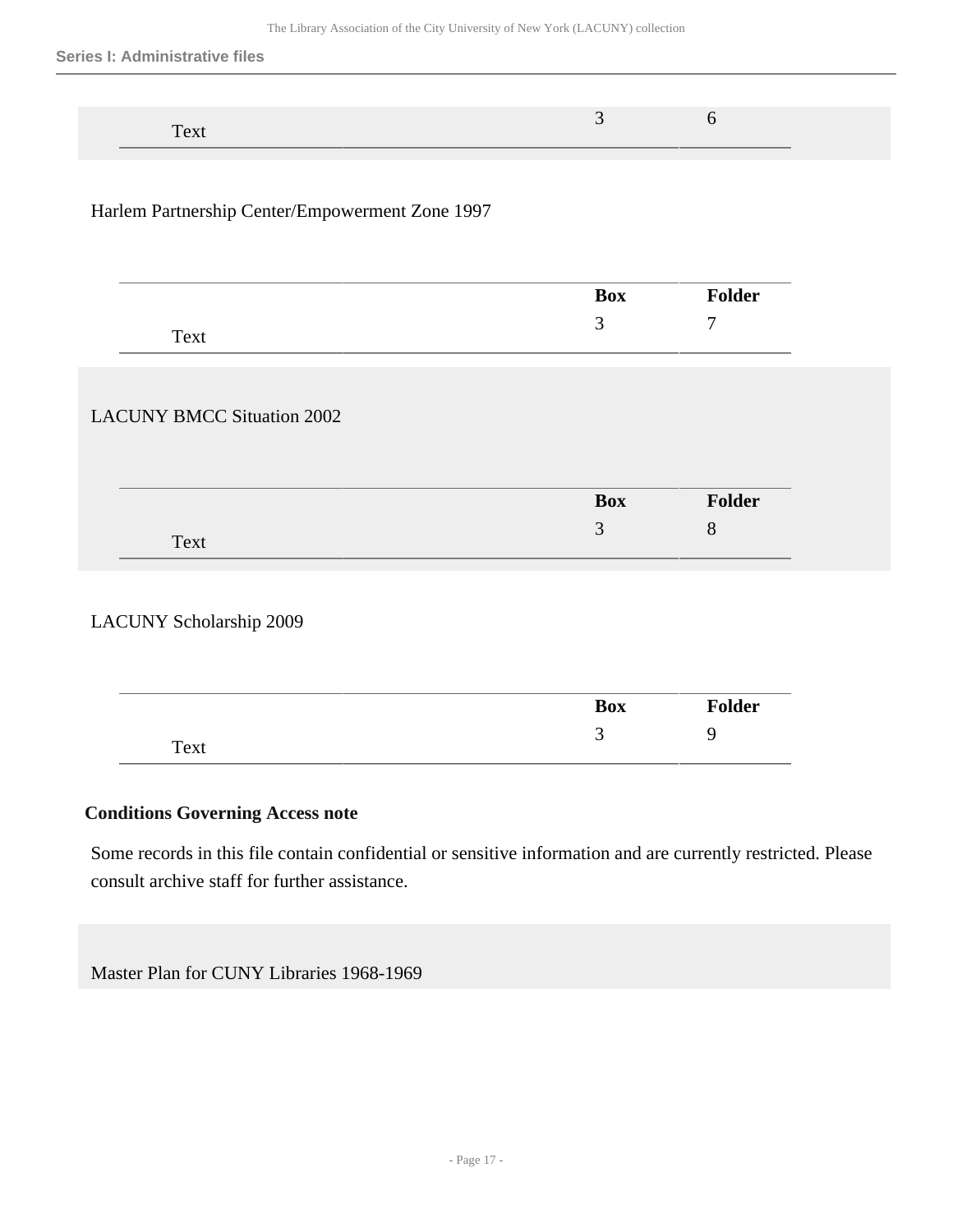| | Box | Folder |
|---|---|---|
| Text | 3 | 6 |

Harlem Partnership Center/Empowerment Zone 1997

| | Box | Folder |
|---|---|---|
| Text | 3 | 7 |

LACUNY BMCC Situation 2002

| | Box | Folder |
|---|---|---|
| Text | 3 | 8 |

LACUNY Scholarship 2009

| | Box | Folder |
|---|---|---|
| Text | 3 | 9 |

**Conditions Governing Access note**

Some records in this file contain confidential or sensitive information and are currently restricted. Please consult archive staff for further assistance.

Master Plan for CUNY Libraries 1968-1969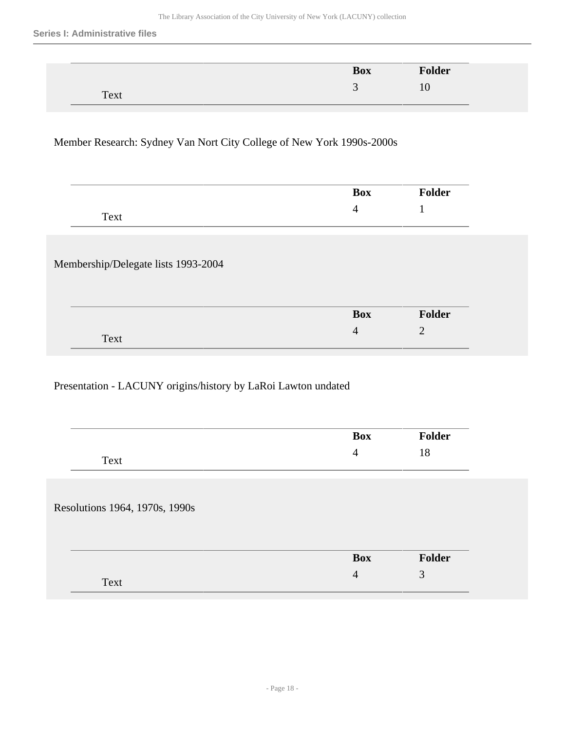| | | Box | Folder |
|---|---|---|---|
| Text | | 3 | 10 |

Member Research: Sydney Van Nort City College of New York 1990s-2000s

| | | Box | Folder |
|---|---|---|---|
| Text | | 4 | 1 |

Membership/Delegate lists 1993-2004

| | | Box | Folder |
|---|---|---|---|
| Text | | 4 | 2 |

Presentation - LACUNY origins/history by LaRoi Lawton undated

| | | Box | Folder |
|---|---|---|---|
| Text | | 4 | 18 |

Resolutions 1964, 1970s, 1990s

| | | Box | Folder |
|---|---|---|---|
| Text | | 4 | 3 |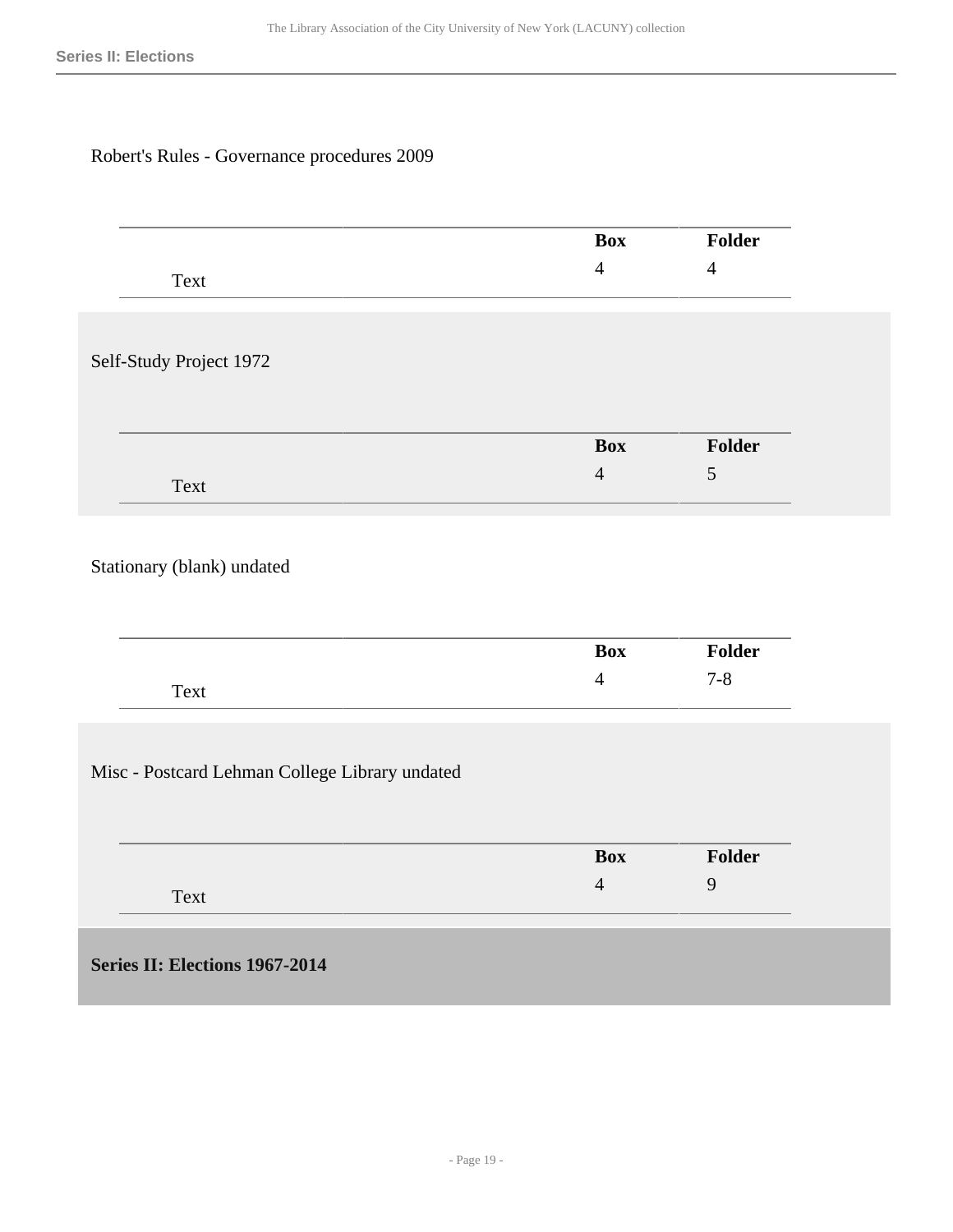Robert's Rules - Governance procedures 2009

| | Box | Folder |
|---|---|---|
| Text | 4 | 4 |

Self-Study Project 1972

| | Box | Folder |
|---|---|---|
| Text | 4 | 5 |

Stationary (blank) undated

| | Box | Folder |
|---|---|---|
| Text | 4 | 7-8 |

Misc - Postcard Lehman College Library undated

| | Box | Folder |
|---|---|---|
| Text | 4 | 9 |

## Series II: Elections 1967-2014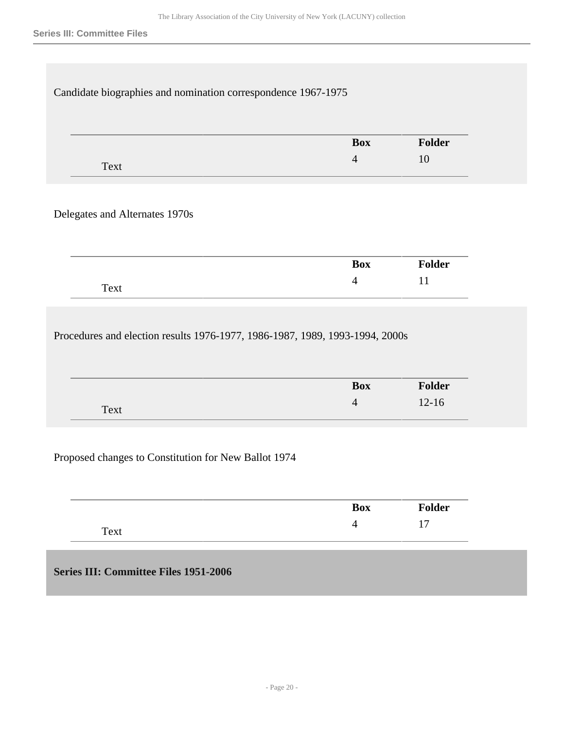Candidate biographies and nomination correspondence 1967-1975

| | Box | Folder |
|---|---|---|
| Text | 4 | 10 |

Delegates and Alternates 1970s

| | Box | Folder |
|---|---|---|
| Text | 4 | 11 |

Procedures and election results 1976-1977, 1986-1987, 1989, 1993-1994, 2000s

| | Box | Folder |
|---|---|---|
| Text | 4 | 12-16 |

Proposed changes to Constitution for New Ballot 1974

| | Box | Folder |
|---|---|---|
| Text | 4 | 17 |

## Series III: Committee Files 1951-2006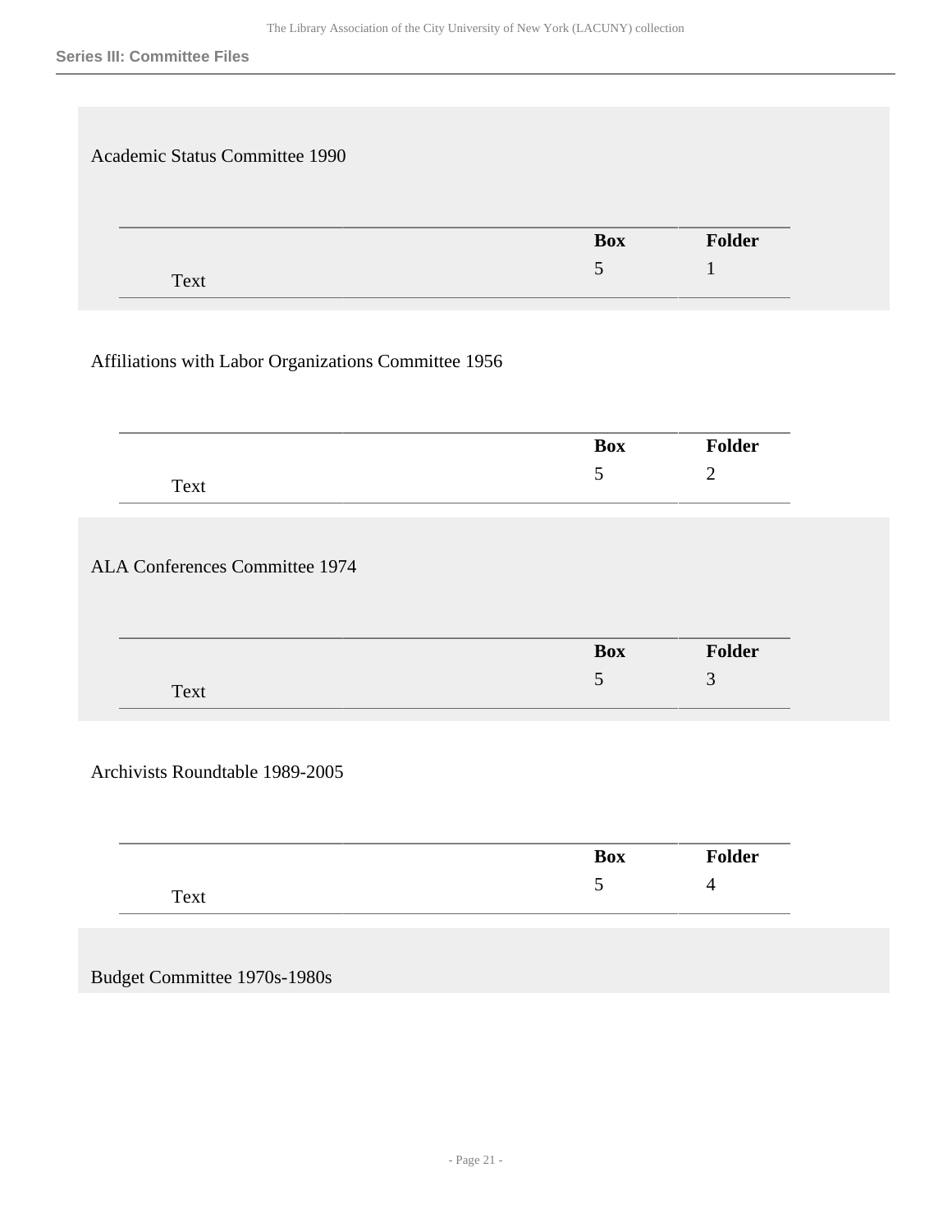## Series III: Committee Files

Academic Status Committee 1990

| | Box | Folder |
|---|---|---|
| Text | 5 | 1 |

Affiliations with Labor Organizations Committee 1956

| | Box | Folder |
|---|---|---|
| Text | 5 | 2 |

ALA Conferences Committee 1974

| | Box | Folder |
|---|---|---|
| Text | 5 | 3 |

Archivists Roundtable 1989-2005

| | Box | Folder |
|---|---|---|
| Text | 5 | 4 |

Budget Committee 1970s-1980s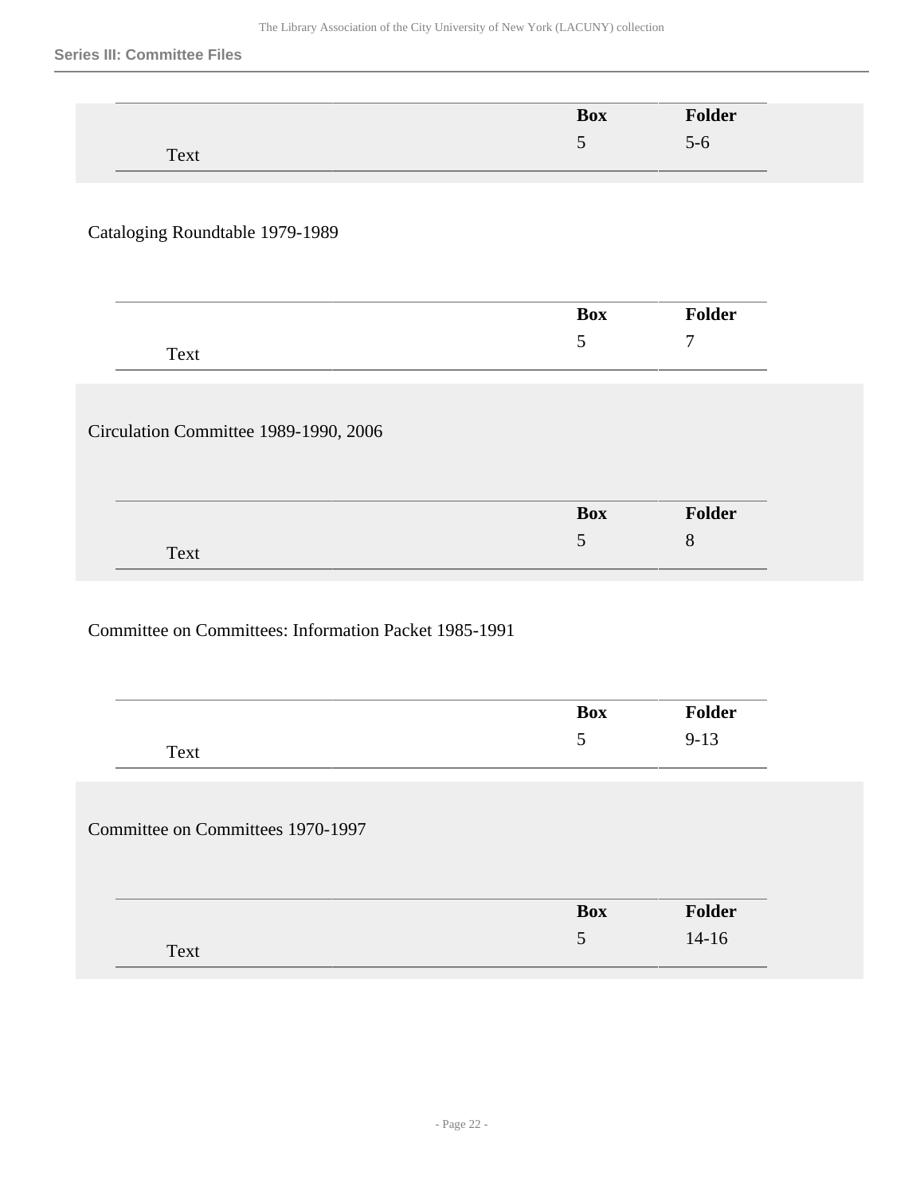| | Box | Folder |
|---|---|---|
| Text | 5 | 5-6 |

Cataloging Roundtable 1979-1989

| | Box | Folder |
|---|---|---|
| Text | 5 | 7 |

Circulation Committee 1989-1990, 2006

| | Box | Folder |
|---|---|---|
| Text | 5 | 8 |

Committee on Committees: Information Packet 1985-1991

| | Box | Folder |
|---|---|---|
| Text | 5 | 9-13 |

Committee on Committees 1970-1997

| | Box | Folder |
|---|---|---|
| Text | 5 | 14-16 |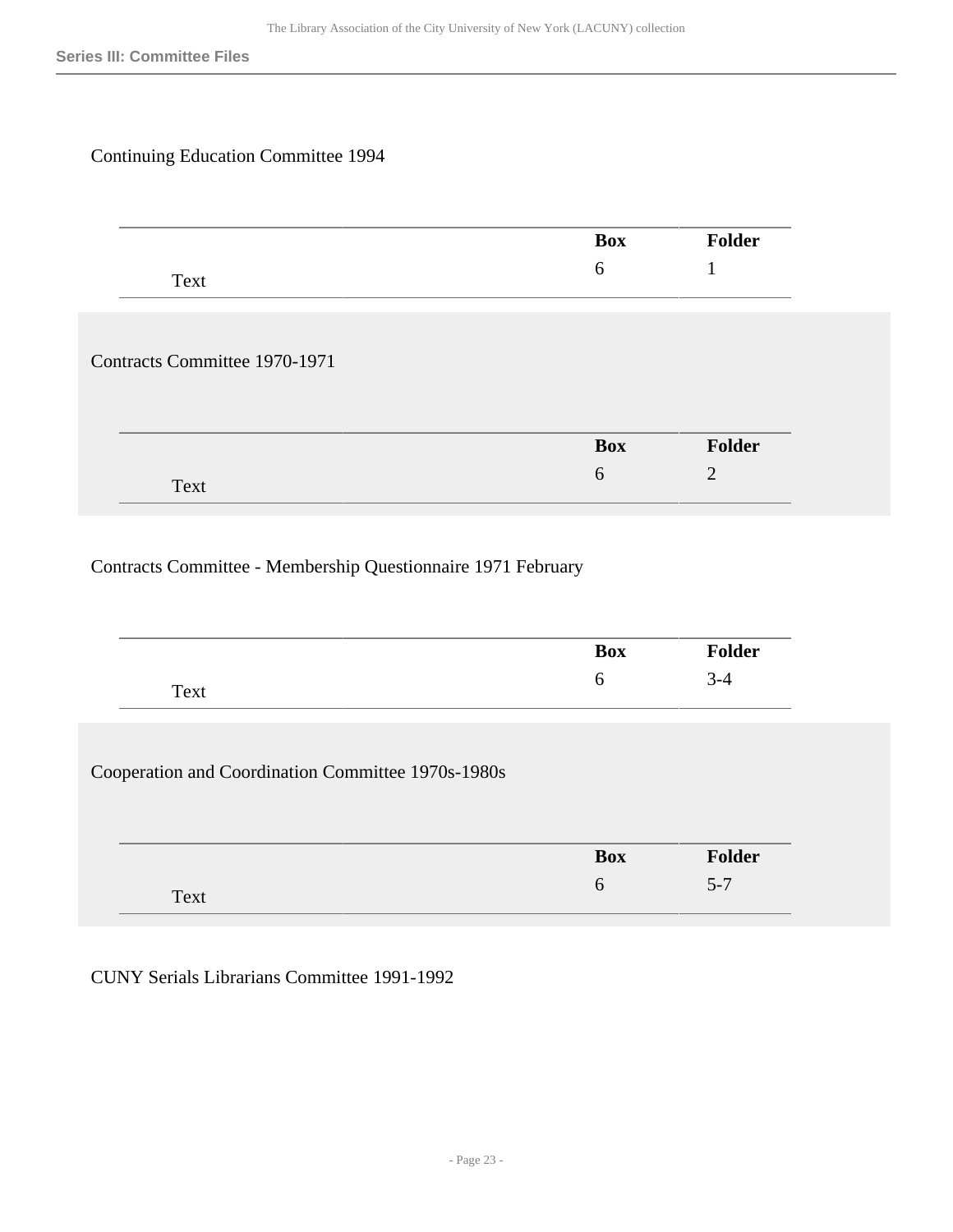Continuing Education Committee 1994

| | Box | Folder |
|---|---|---|
| Text | 6 | 1 |

Contracts Committee 1970-1971

| | Box | Folder |
|---|---|---|
| Text | 6 | 2 |

Contracts Committee - Membership Questionnaire 1971 February

| | Box | Folder |
|---|---|---|
| Text | 6 | 3-4 |

Cooperation and Coordination Committee 1970s-1980s

| | Box | Folder |
|---|---|---|
| Text | 6 | 5-7 |

CUNY Serials Librarians Committee 1991-1992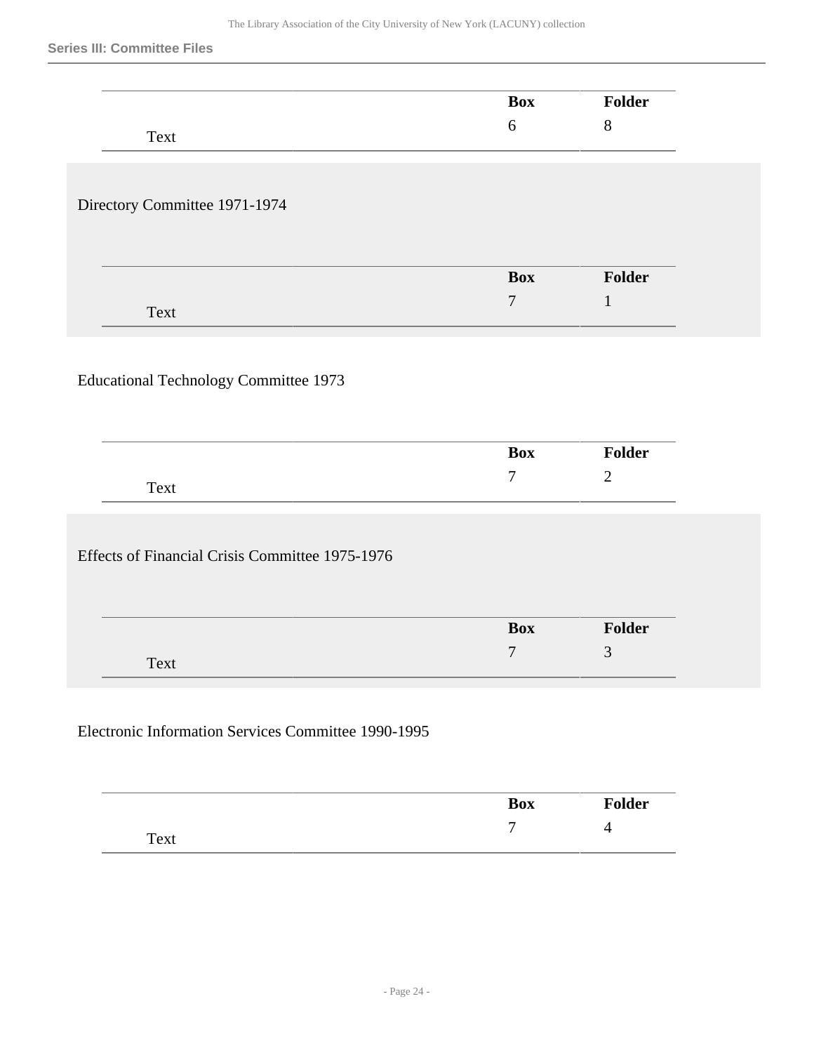| | Box | Folder |
|---|---|---|
| Text | 6 | 8 |

Directory Committee 1971-1974

| | Box | Folder |
|---|---|---|
| Text | 7 | 1 |

Educational Technology Committee 1973

| | Box | Folder |
|---|---|---|
| Text | 7 | 2 |

Effects of Financial Crisis Committee 1975-1976

| | Box | Folder |
|---|---|---|
| Text | 7 | 3 |

Electronic Information Services Committee 1990-1995

| | Box | Folder |
|---|---|---|
| Text | 7 | 4 |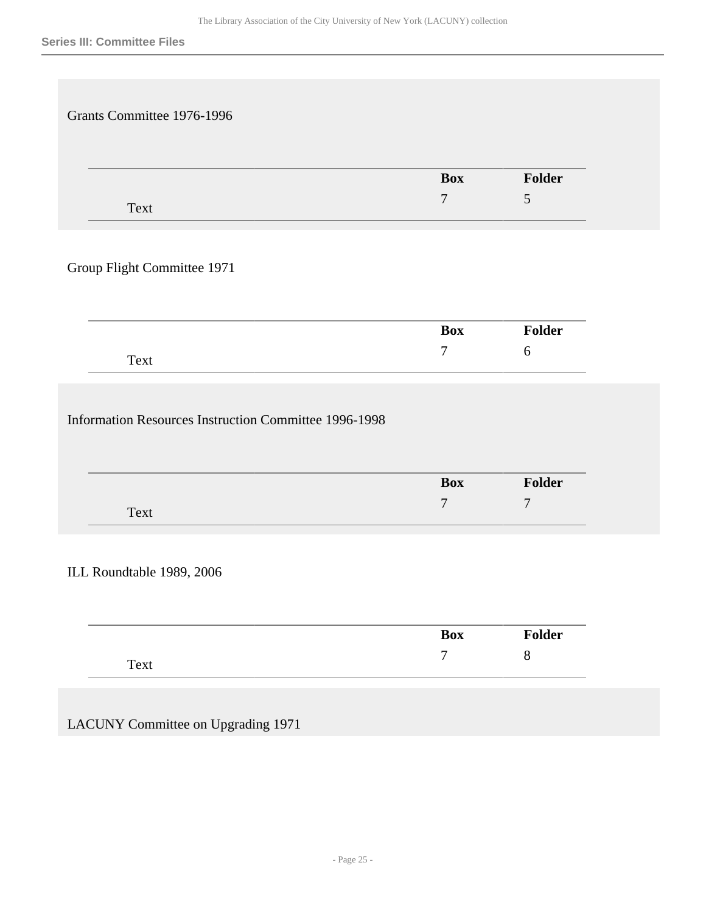Grants Committee 1976-1996

| | Box | Folder |
|---|---|---|
| Text | 7 | 5 |

Group Flight Committee 1971

| | Box | Folder |
|---|---|---|
| Text | 7 | 6 |

Information Resources Instruction Committee 1996-1998

| | Box | Folder |
|---|---|---|
| Text | 7 | 7 |

ILL Roundtable 1989, 2006

| | Box | Folder |
|---|---|---|
| Text | 7 | 8 |

LACUNY Committee on Upgrading 1971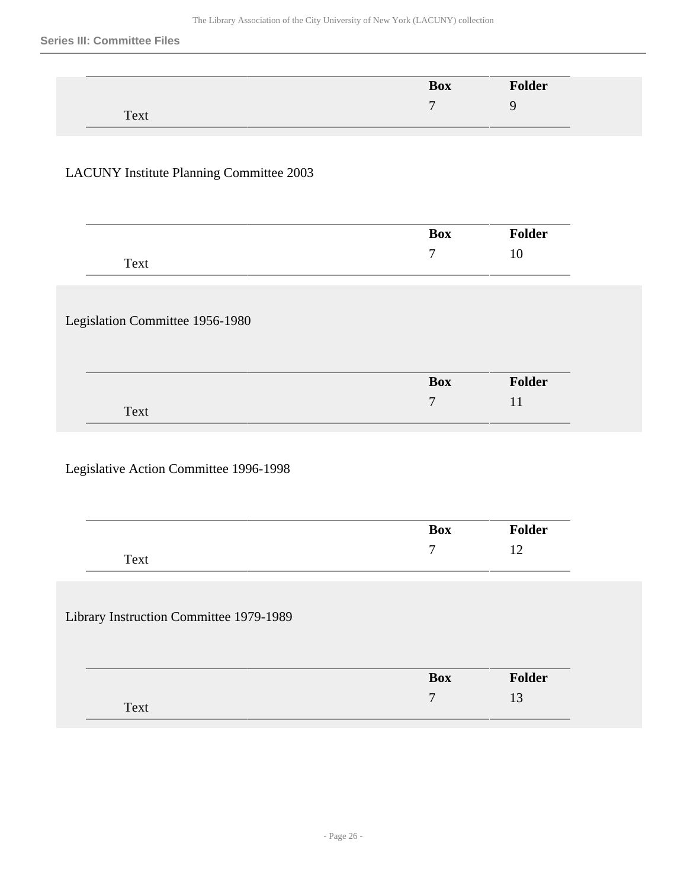| | Box | Folder |
|---|---|---|
| Text | 7 | 9 |

LACUNY Institute Planning Committee 2003

| | Box | Folder |
|---|---|---|
| Text | 7 | 10 |

Legislation Committee 1956-1980

| | Box | Folder |
|---|---|---|
| Text | 7 | 11 |

Legislative Action Committee 1996-1998

| | Box | Folder |
|---|---|---|
| Text | 7 | 12 |

Library Instruction Committee 1979-1989

| | Box | Folder |
|---|---|---|
| Text | 7 | 13 |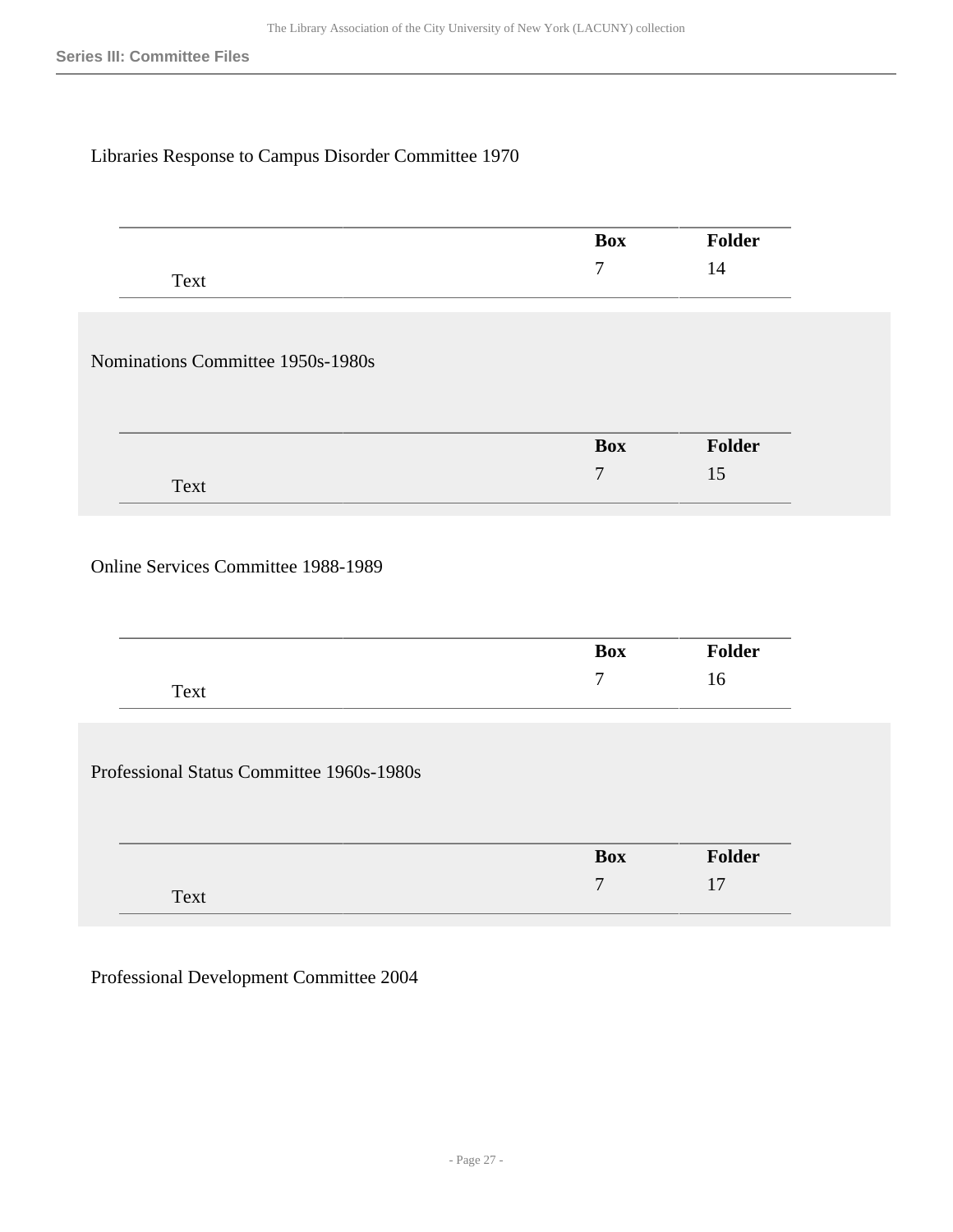Libraries Response to Campus Disorder Committee 1970

| | Box | Folder |
|---|---|---|
| Text | 7 | 14 |

Nominations Committee 1950s-1980s

| | Box | Folder |
|---|---|---|
| Text | 7 | 15 |

Online Services Committee 1988-1989

| | Box | Folder |
|---|---|---|
| Text | 7 | 16 |

Professional Status Committee 1960s-1980s

| | Box | Folder |
|---|---|---|
| Text | 7 | 17 |

Professional Development Committee 2004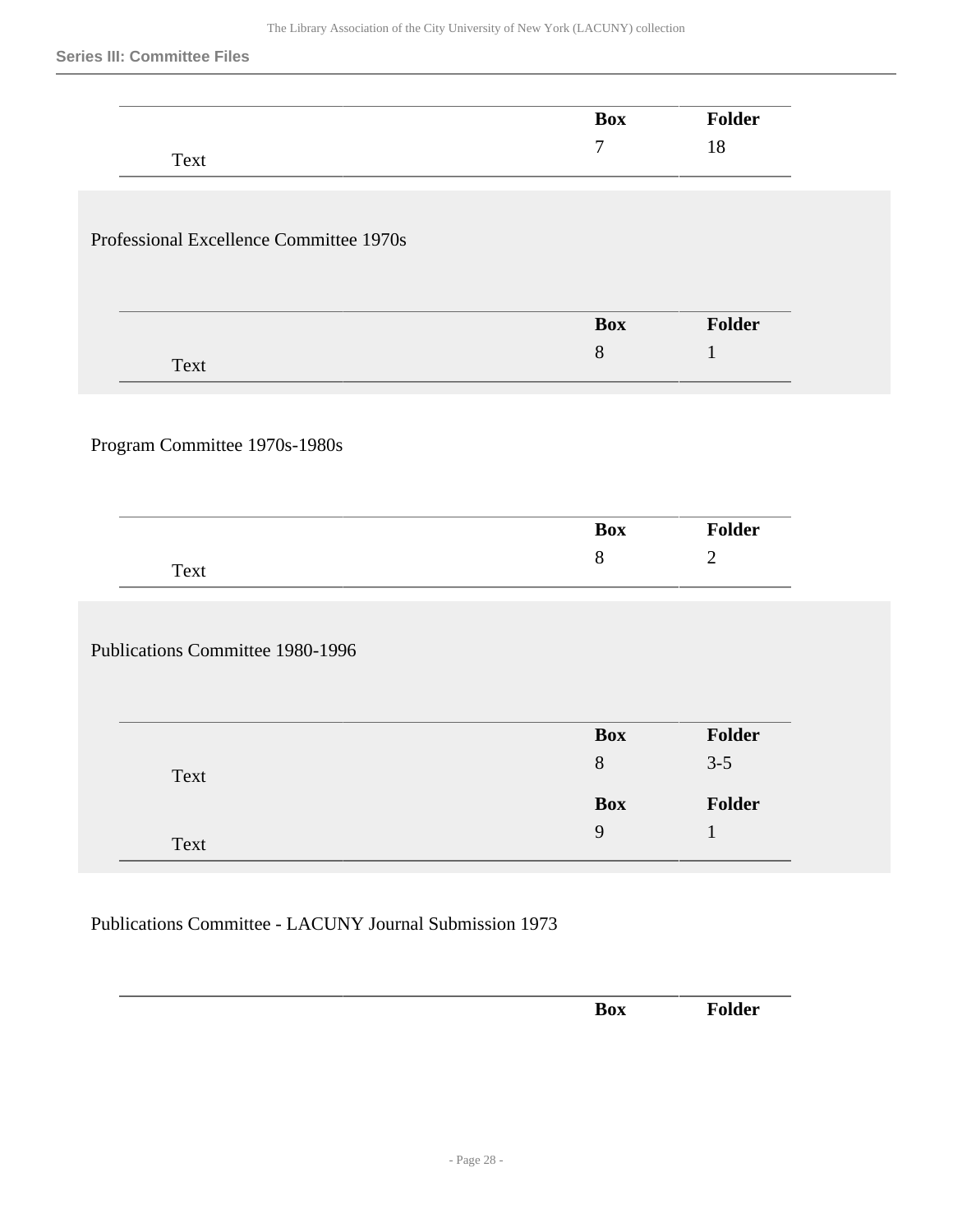| | Box | Folder |
|---|---|---|
| Text | 7 | 18 |

Professional Excellence Committee 1970s

| | Box | Folder |
|---|---|---|
| Text | 8 | 1 |

Program Committee 1970s-1980s

| | Box | Folder |
|---|---|---|
| Text | 8 | 2 |

Publications Committee 1980-1996

| | Box | Folder |
|---|---|---|
| Text | 8 | 3-5 |
| Text | 9 | 1 |

Publications Committee - LACUNY Journal Submission 1973

| | Box | Folder |
|---|---|---|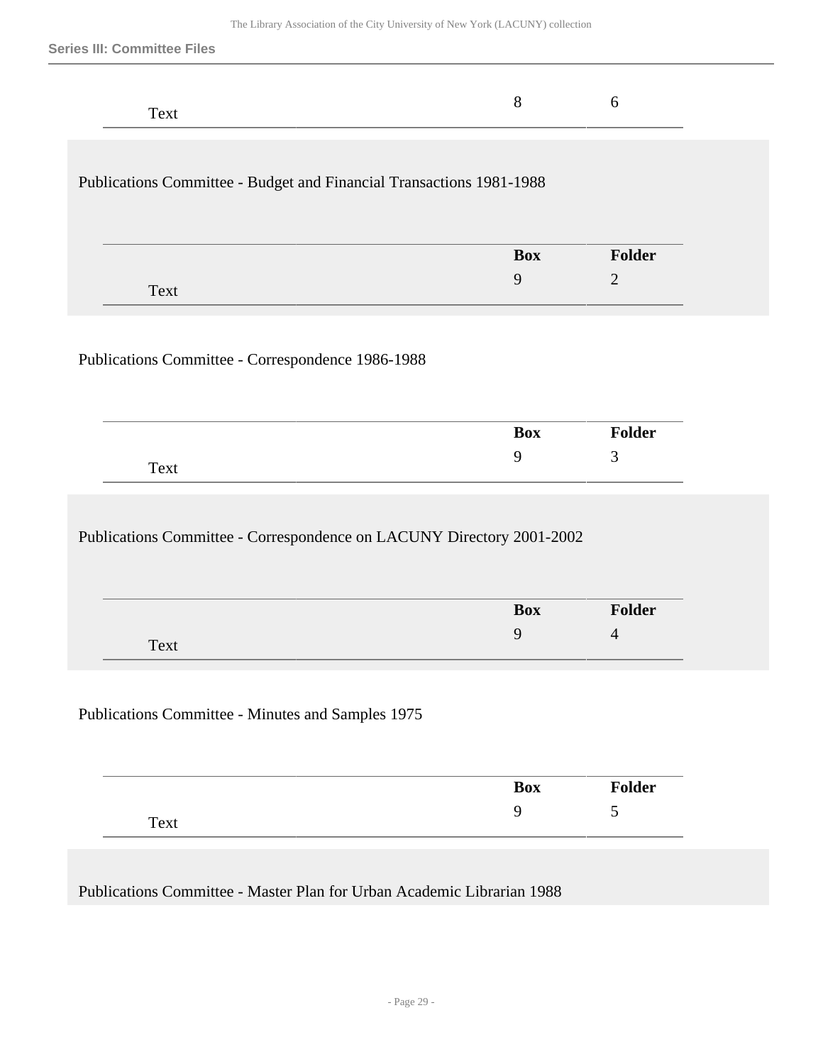| | Box | Folder |
|---|---|---|
| Text | 8 | 6 |

Publications Committee - Budget and Financial Transactions 1981-1988

| | Box | Folder |
|---|---|---|
| Text | 9 | 2 |

Publications Committee - Correspondence 1986-1988

| | Box | Folder |
|---|---|---|
| Text | 9 | 3 |

Publications Committee - Correspondence on LACUNY Directory 2001-2002

| | Box | Folder |
|---|---|---|
| Text | 9 | 4 |

Publications Committee - Minutes and Samples 1975

| | Box | Folder |
|---|---|---|
| Text | 9 | 5 |

Publications Committee - Master Plan for Urban Academic Librarian 1988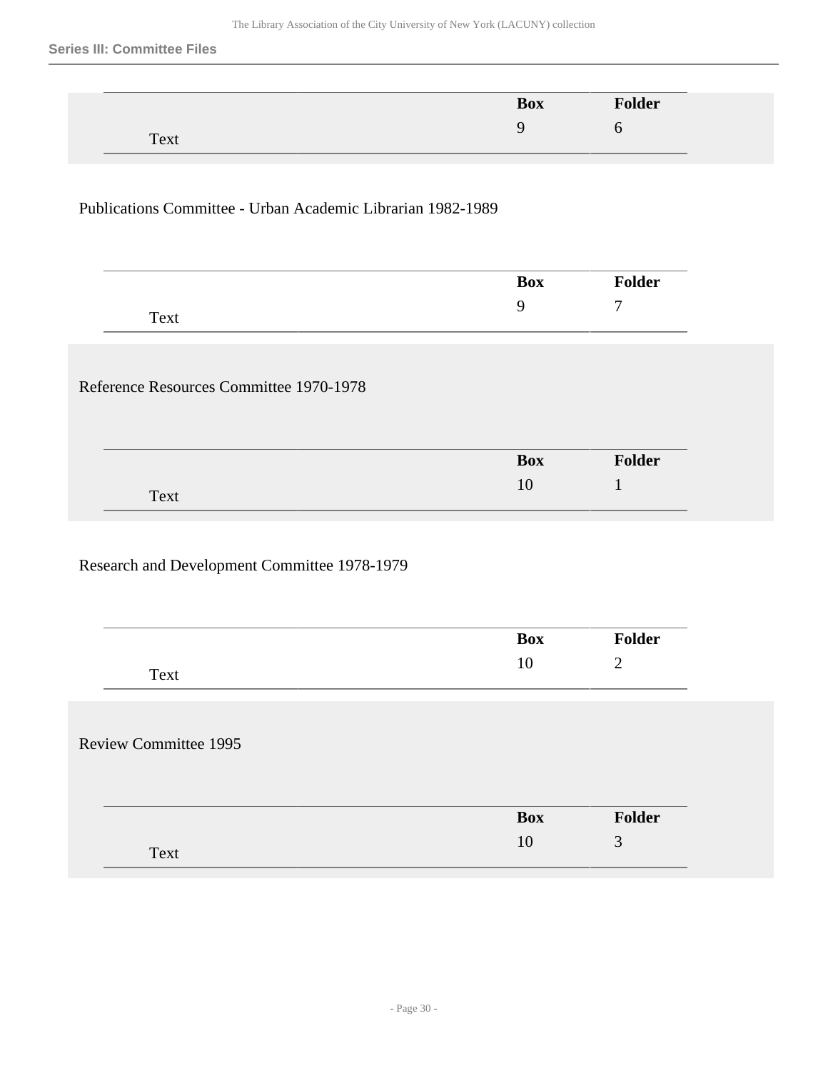| | Box | Folder |
|---|---|---|
| Text | 9 | 6 |

Publications Committee - Urban Academic Librarian 1982-1989

| | Box | Folder |
|---|---|---|
| Text | 9 | 7 |

Reference Resources Committee 1970-1978

| | Box | Folder |
|---|---|---|
| Text | 10 | 1 |

Research and Development Committee 1978-1979

| | Box | Folder |
|---|---|---|
| Text | 10 | 2 |

Review Committee 1995

| | Box | Folder |
|---|---|---|
| Text | 10 | 3 |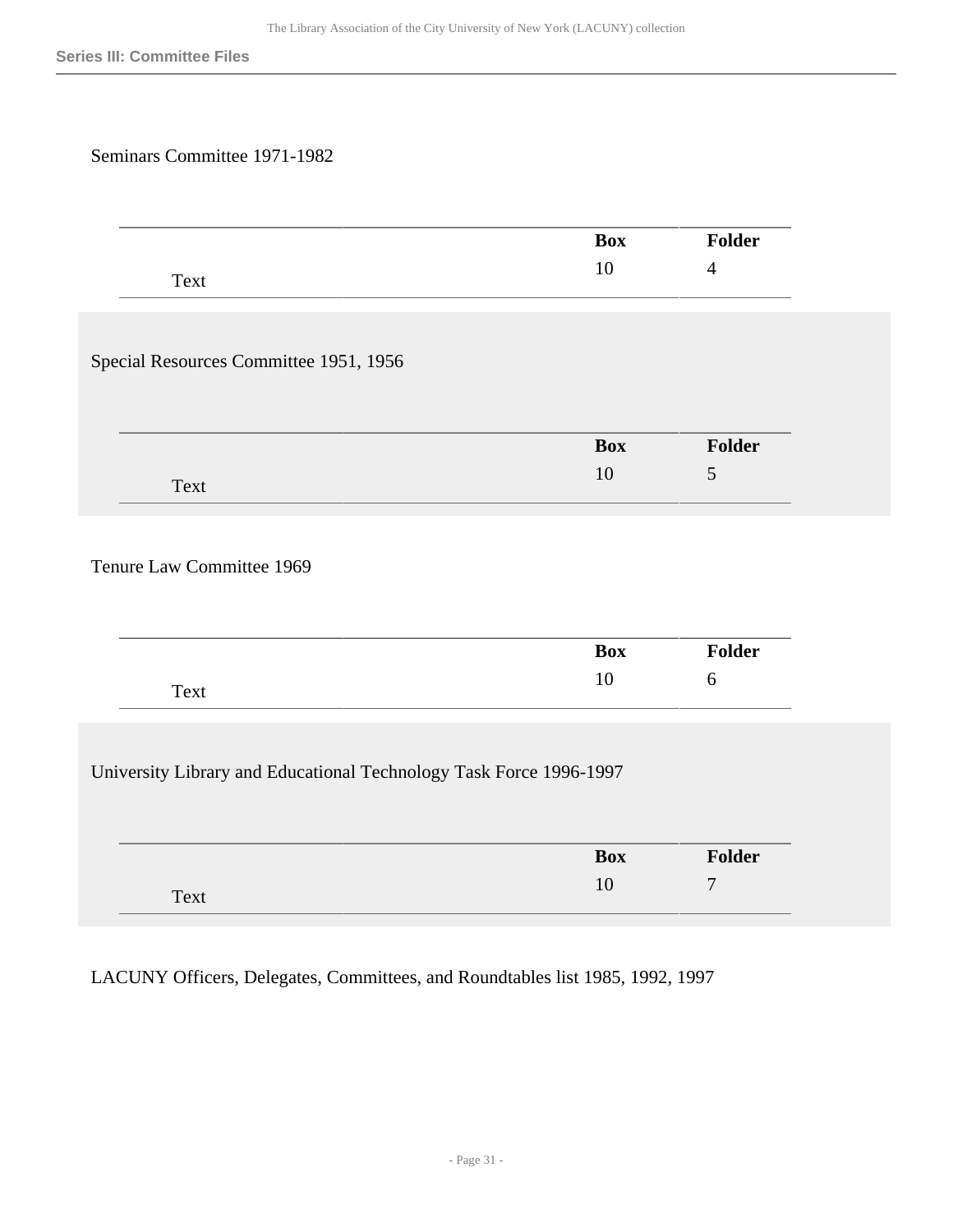Seminars Committee 1971-1982

| | Box | Folder |
|---|---|---|
| Text | 10 | 4 |

Special Resources Committee 1951, 1956

| | Box | Folder |
|---|---|---|
| Text | 10 | 5 |

Tenure Law Committee 1969

| | Box | Folder |
|---|---|---|
| Text | 10 | 6 |

University Library and Educational Technology Task Force 1996-1997

| | Box | Folder |
|---|---|---|
| Text | 10 | 7 |

LACUNY Officers, Delegates, Committees, and Roundtables list 1985, 1992, 1997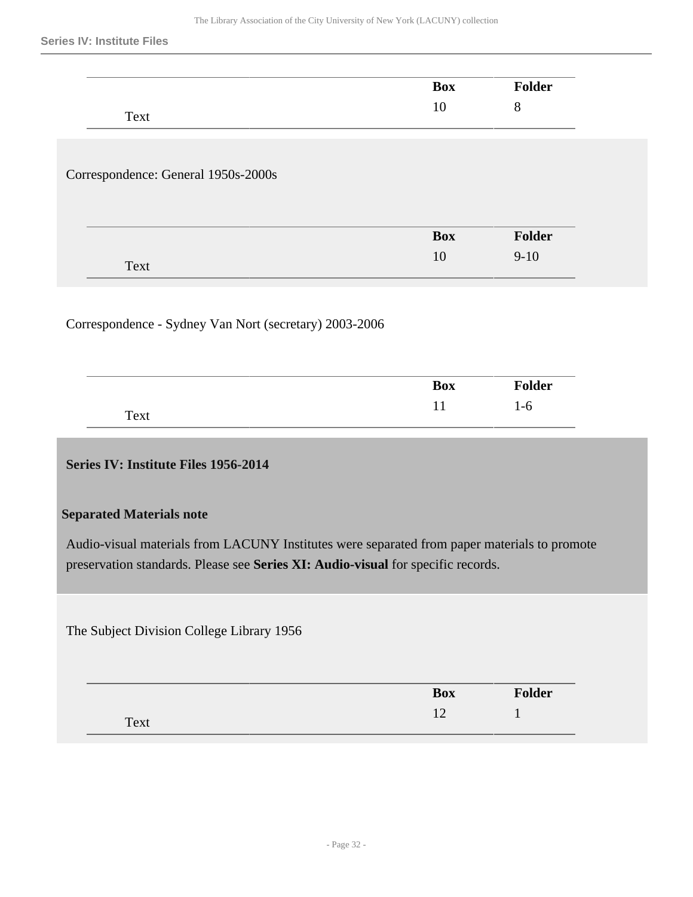| | Box | Folder |
|---|---|---|
| Text | 10 | 8 |

Correspondence: General 1950s-2000s

| | Box | Folder |
|---|---|---|
| Text | 10 | 9-10 |

Correspondence - Sydney Van Nort (secretary) 2003-2006

| | Box | Folder |
|---|---|---|
| Text | 11 | 1-6 |

## Series IV: Institute Files 1956-2014

**Separated Materials note**

Audio-visual materials from LACUNY Institutes were separated from paper materials to promote preservation standards. Please see **Series XI: Audio-visual** for specific records.

The Subject Division College Library 1956

| | Box | Folder |
|---|---|---|
| Text | 12 | 1 |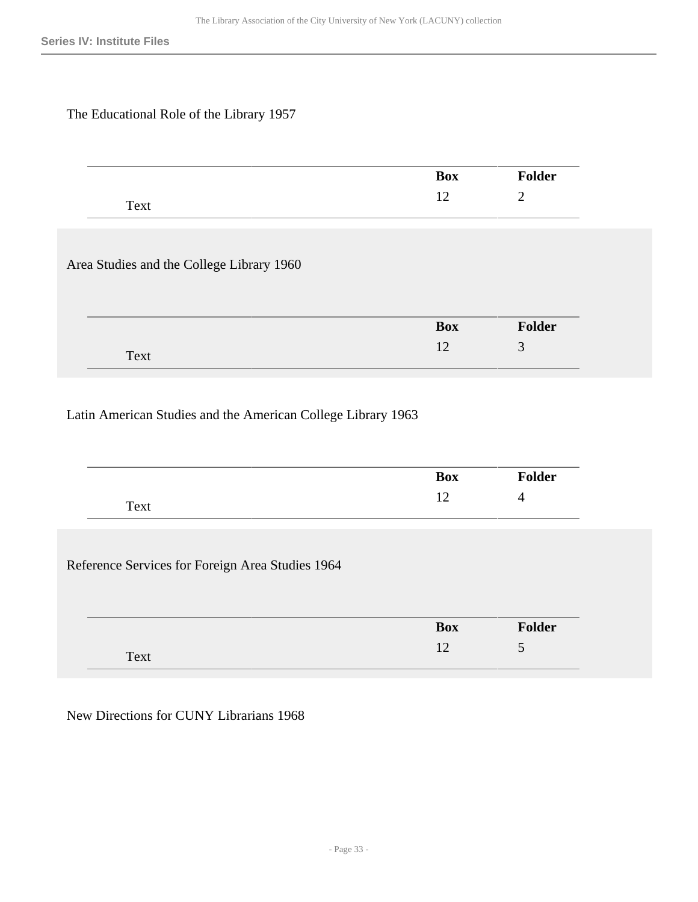The Educational Role of the Library 1957

| | Box | Folder |
|---|---|---|
| Text | 12 | 2 |

Area Studies and the College Library 1960

| | Box | Folder |
|---|---|---|
| Text | 12 | 3 |

Latin American Studies and the American College Library 1963

| | Box | Folder |
|---|---|---|
| Text | 12 | 4 |

Reference Services for Foreign Area Studies 1964

| | Box | Folder |
|---|---|---|
| Text | 12 | 5 |

New Directions for CUNY Librarians 1968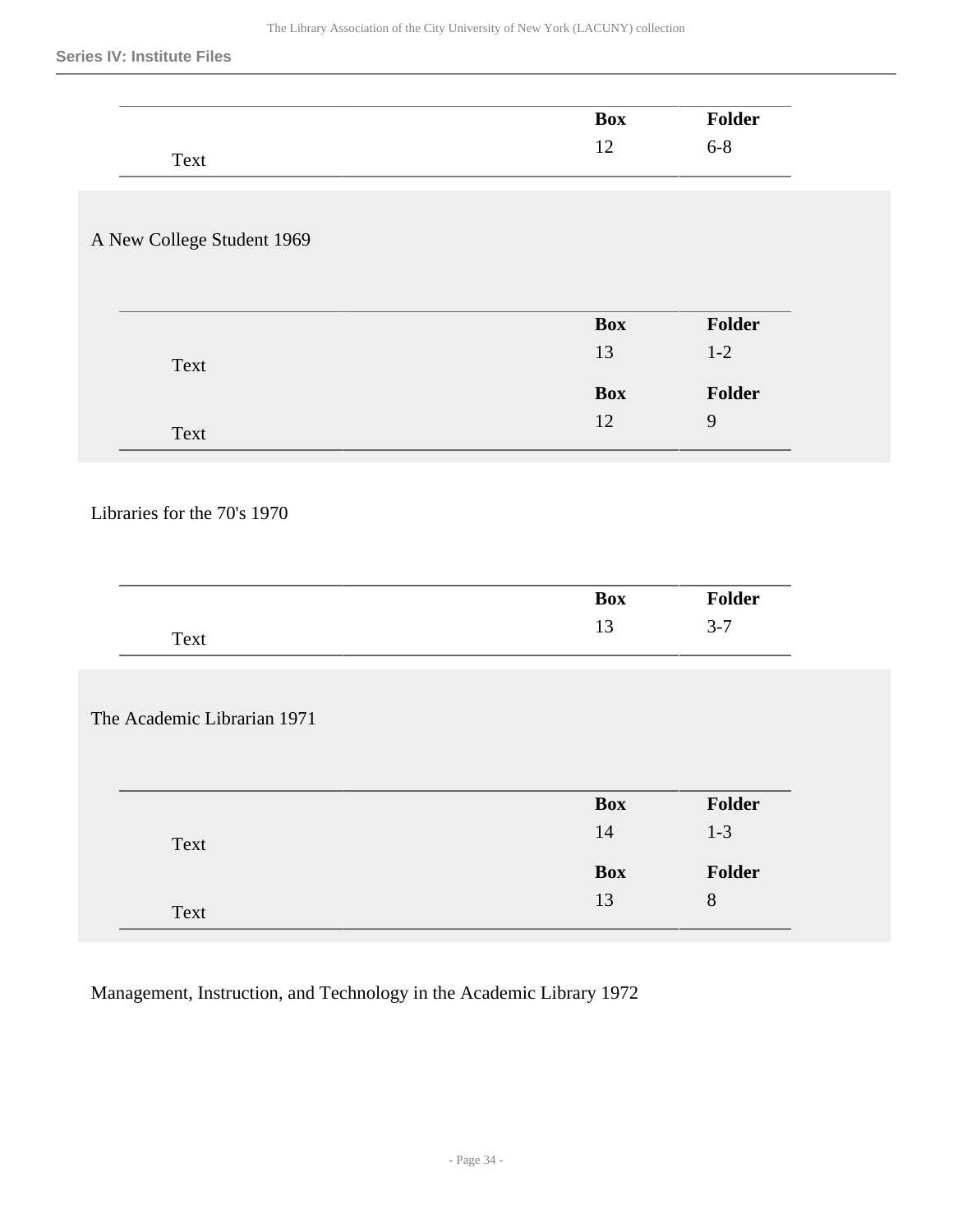## Series IV: Institute Files

| | Box | Folder |
|---|---|---|
| Text | 12 | 6-8 |

A New College Student 1969

| | Box | Folder |
|---|---|---|
| Text | 13 | 1-2 |
| Text | 12 | 9 |

Libraries for the 70's 1970

| | Box | Folder |
|---|---|---|
| Text | 13 | 3-7 |

The Academic Librarian 1971

| | Box | Folder |
|---|---|---|
| Text | 14 | 1-3 |
| Text | 13 | 8 |

Management, Instruction, and Technology in the Academic Library 1972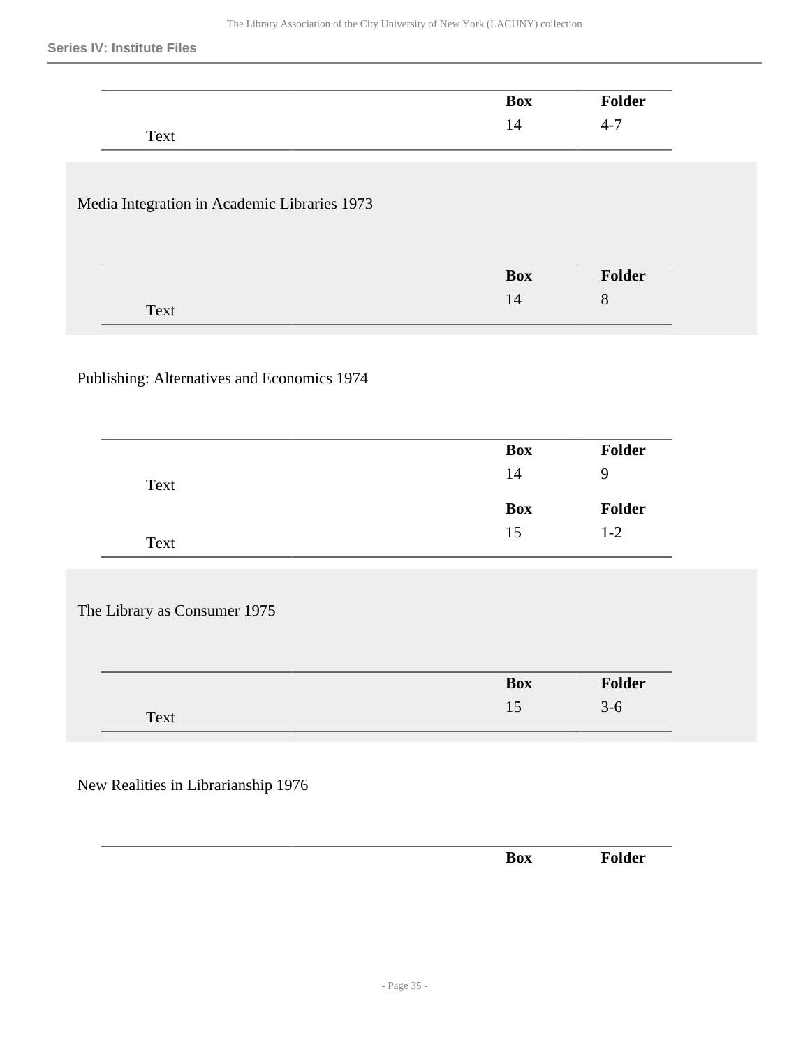| | Box | Folder |
|---|---|---|
| Text | 14 | 4-7 |

Media Integration in Academic Libraries 1973

| | Box | Folder |
|---|---|---|
| Text | 14 | 8 |

Publishing: Alternatives and Economics 1974

| | Box | Folder |
|---|---|---|
| Text | 14 | 9 |
| | **Box** | **Folder** |
| Text | 15 | 1-2 |

The Library as Consumer 1975

| | Box | Folder |
|---|---|---|
| Text | 15 | 3-6 |

New Realities in Librarianship 1976

| | Box | Folder |
|---|---|---|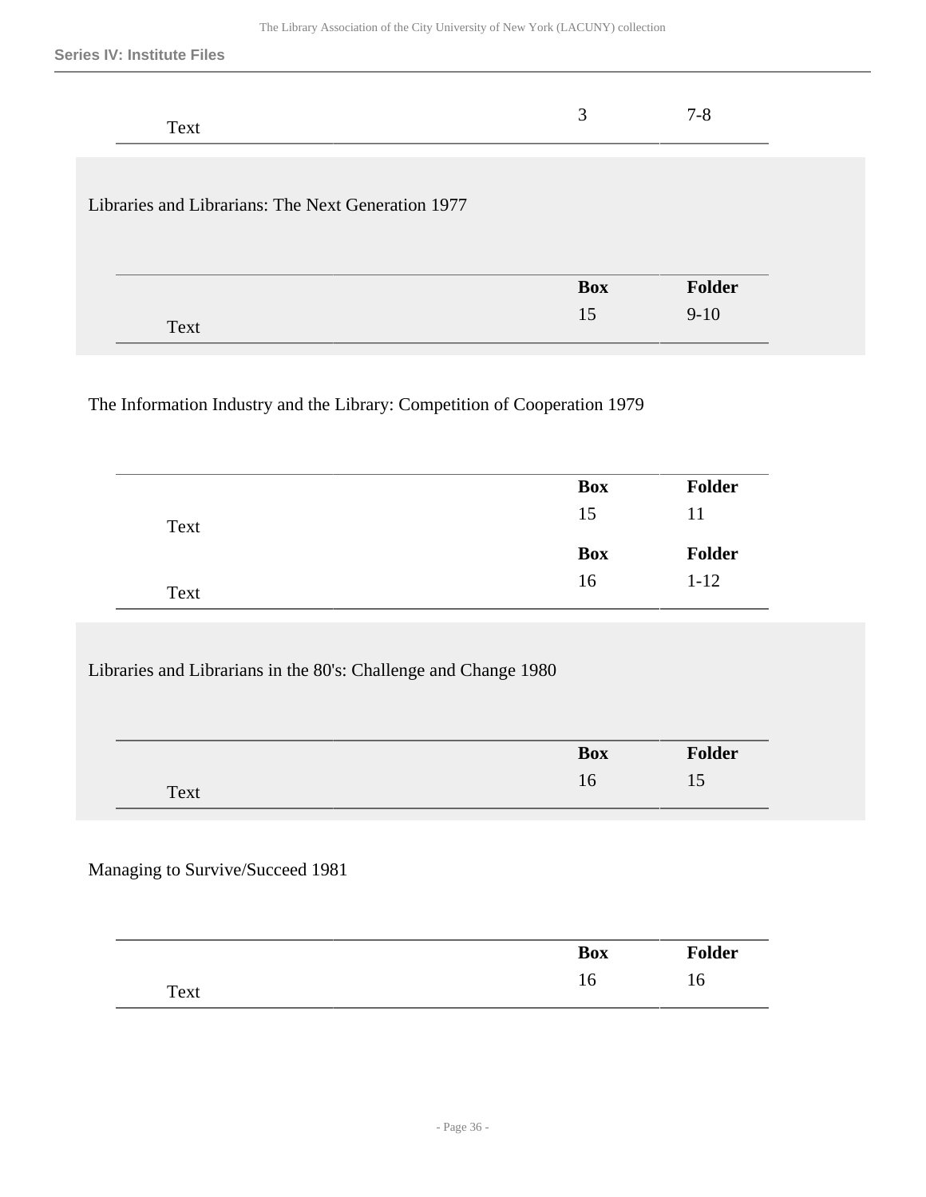| | Box | Folder |
|---|---|---|
| Text | 3 | 7-8 |

Libraries and Librarians: The Next Generation 1977

| | Box | Folder |
|---|---|---|
| Text | 15 | 9-10 |

The Information Industry and the Library: Competition of Cooperation 1979

| | Box | Folder |
|---|---|---|
| Text | 15 | 11 |
| | **Box** | **Folder** |
| Text | 16 | 1-12 |

Libraries and Librarians in the 80's: Challenge and Change 1980

| | Box | Folder |
|---|---|---|
| Text | 16 | 15 |

Managing to Survive/Succeed 1981

| | Box | Folder |
|---|---|---|
| Text | 16 | 16 |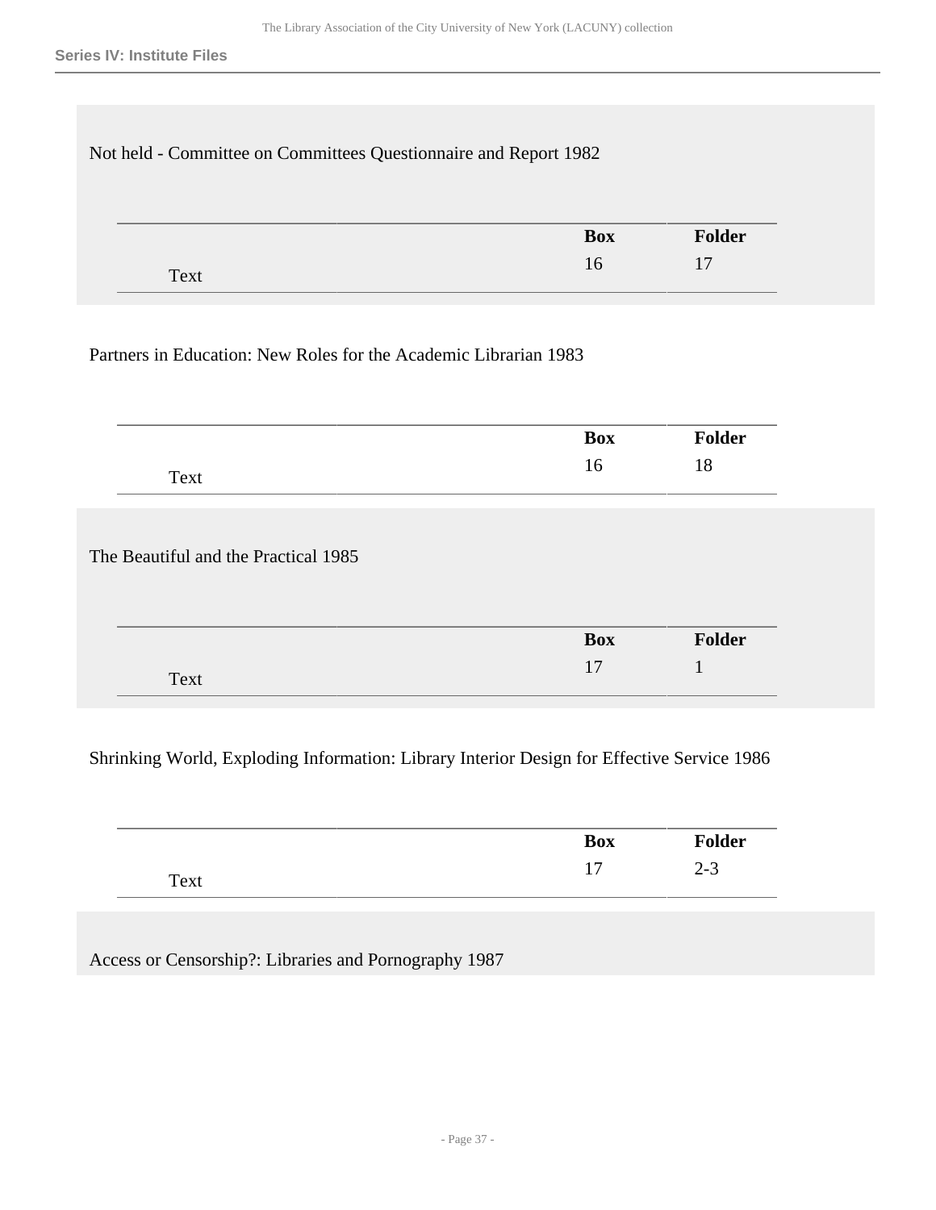## Series IV: Institute Files

Not held - Committee on Committees Questionnaire and Report 1982

| | Box | Folder |
|---|---|---|
| Text | 16 | 17 |

Partners in Education: New Roles for the Academic Librarian 1983

| | Box | Folder |
|---|---|---|
| Text | 16 | 18 |

The Beautiful and the Practical 1985

| | Box | Folder |
|---|---|---|
| Text | 17 | 1 |

Shrinking World, Exploding Information: Library Interior Design for Effective Service 1986

| | Box | Folder |
|---|---|---|
| Text | 17 | 2-3 |

Access or Censorship?: Libraries and Pornography 1987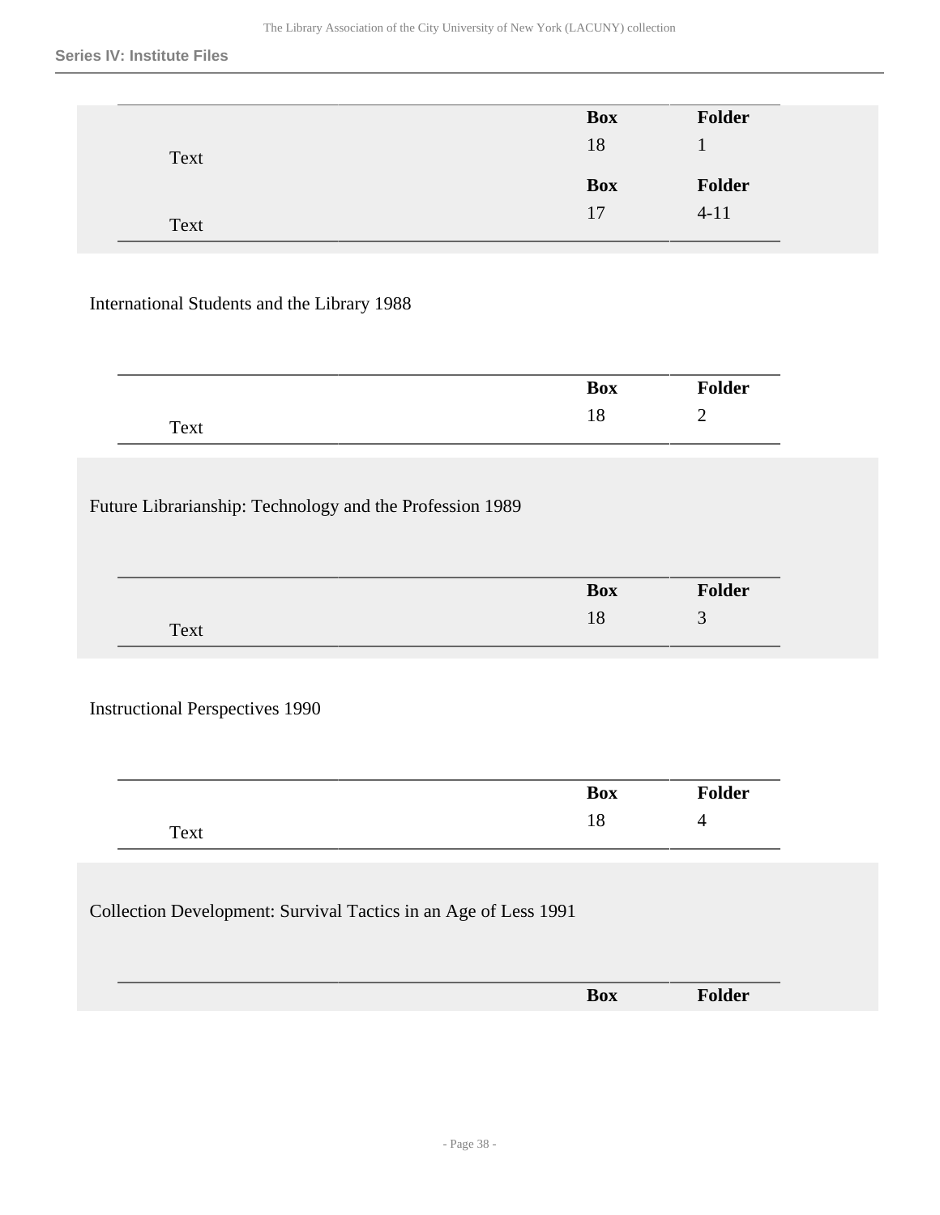### Series IV: Institute Files

| | Box | Folder |
|---|---|---|
| Text | 18 | 1 |
| | **Box** | **Folder** |
| Text | 17 | 4-11 |

International Students and the Library 1988

| | Box | Folder |
|---|---|---|
| Text | 18 | 2 |

Future Librarianship: Technology and the Profession 1989

| | Box | Folder |
|---|---|---|
| Text | 18 | 3 |

Instructional Perspectives 1990

| | Box | Folder |
|---|---|---|
| Text | 18 | 4 |

Collection Development: Survival Tactics in an Age of Less 1991

| | Box | Folder |
|---|---|---|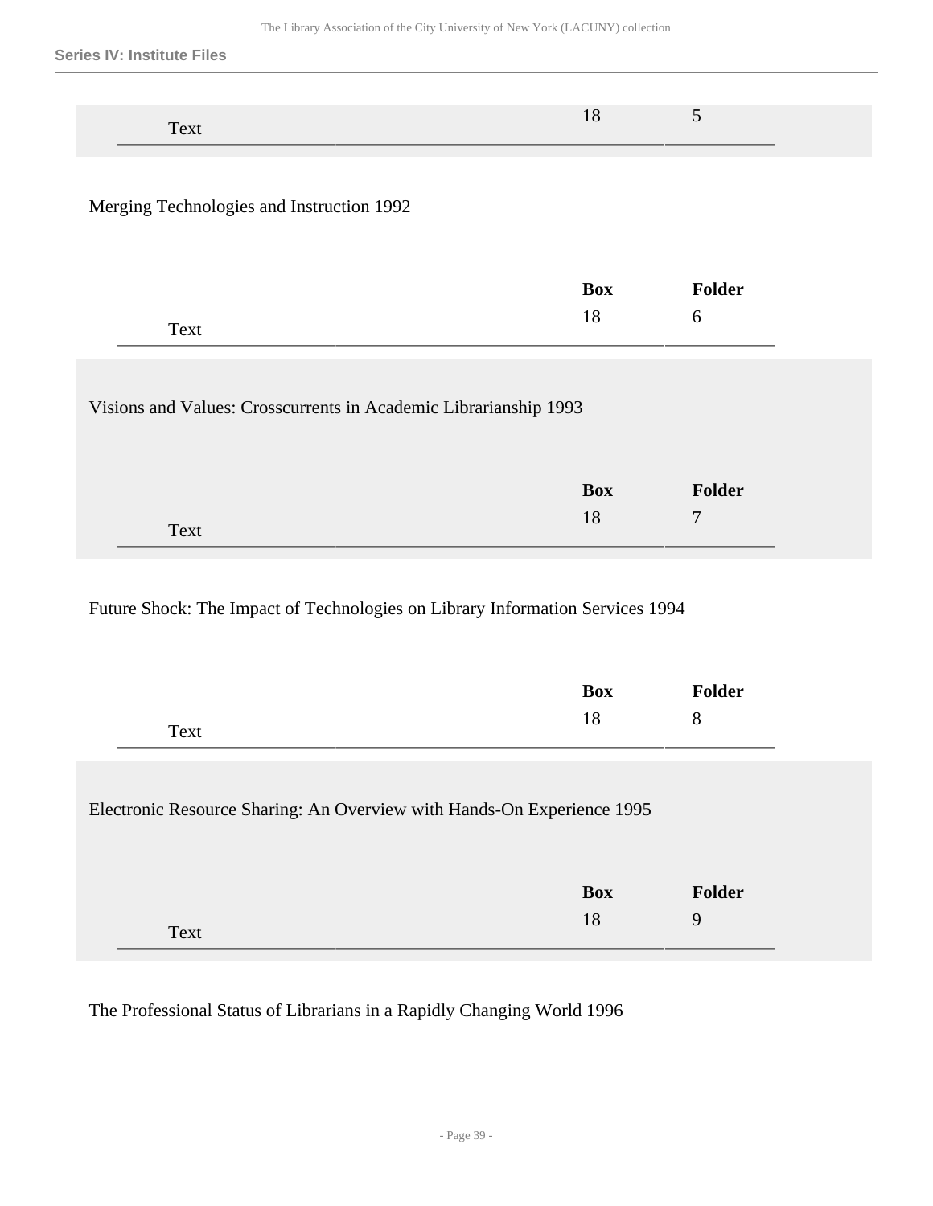| | Box | Folder |
|---|---|---|
| Text | 18 | 5 |

Merging Technologies and Instruction 1992

| | Box | Folder |
|---|---|---|
| Text | 18 | 6 |

Visions and Values: Crosscurrents in Academic Librarianship 1993

| | Box | Folder |
|---|---|---|
| Text | 18 | 7 |

Future Shock: The Impact of Technologies on Library Information Services 1994

| | Box | Folder |
|---|---|---|
| Text | 18 | 8 |

Electronic Resource Sharing: An Overview with Hands-On Experience 1995

| | Box | Folder |
|---|---|---|
| Text | 18 | 9 |

The Professional Status of Librarians in a Rapidly Changing World 1996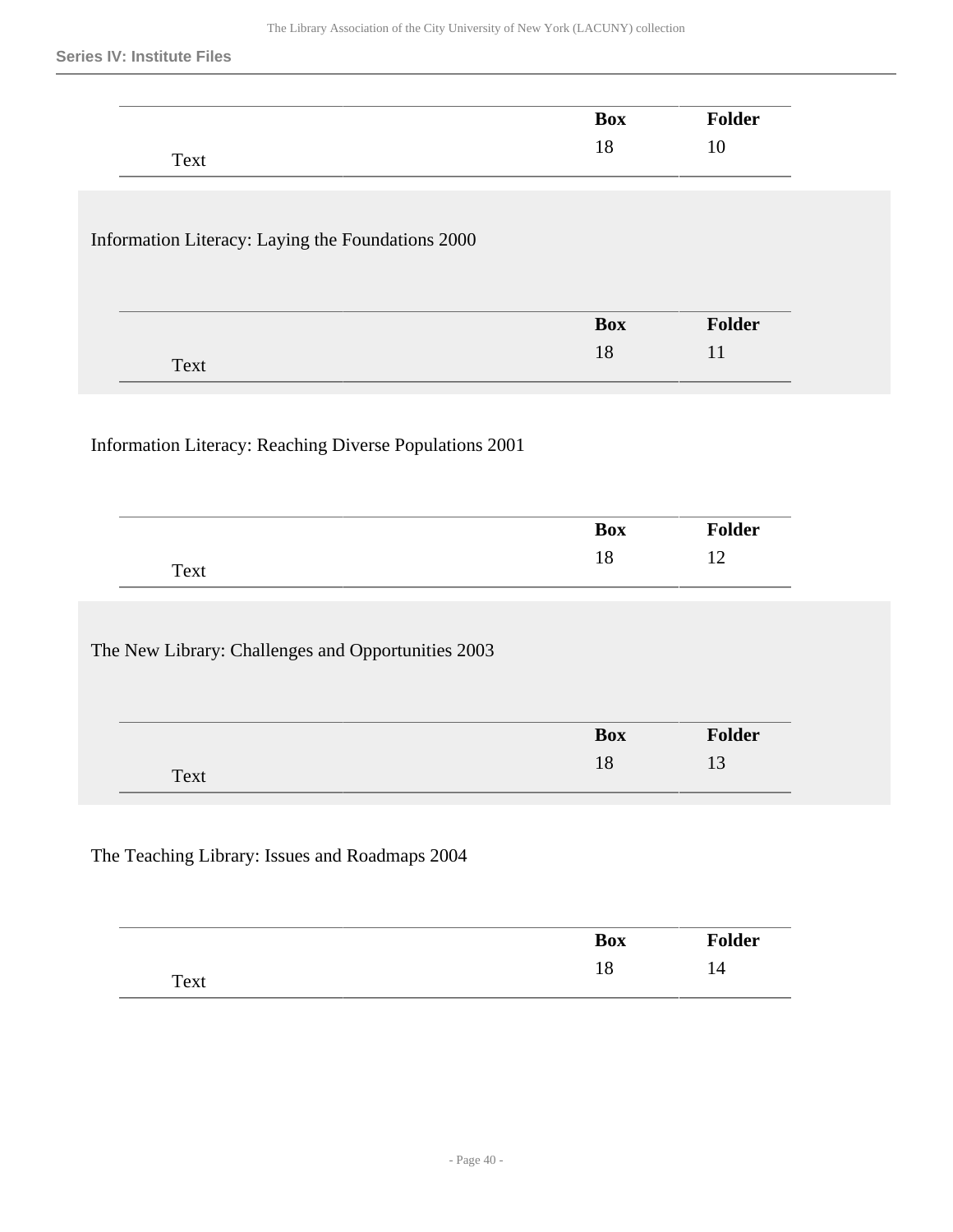| | Box | Folder |
|---|---|---|
| Text | 18 | 10 |

Information Literacy: Laying the Foundations 2000

| | Box | Folder |
|---|---|---|
| Text | 18 | 11 |

Information Literacy: Reaching Diverse Populations 2001

| | Box | Folder |
|---|---|---|
| Text | 18 | 12 |

The New Library: Challenges and Opportunities 2003

| | Box | Folder |
|---|---|---|
| Text | 18 | 13 |

The Teaching Library: Issues and Roadmaps 2004

| | Box | Folder |
|---|---|---|
| Text | 18 | 14 |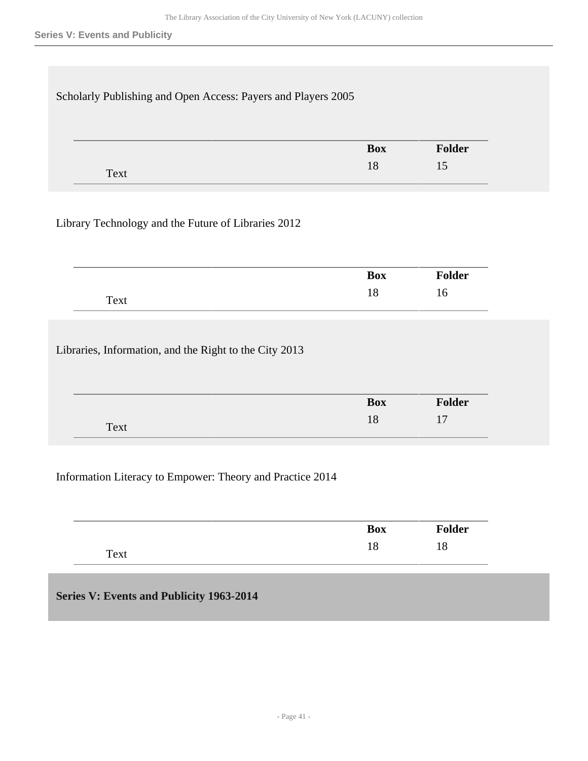Scholarly Publishing and Open Access: Payers and Players 2005

| | Box | Folder |
|---|---|---|
| Text | 18 | 15 |

Library Technology and the Future of Libraries 2012

| | Box | Folder |
|---|---|---|
| Text | 18 | 16 |

Libraries, Information, and the Right to the City 2013

| | Box | Folder |
|---|---|---|
| Text | 18 | 17 |

Information Literacy to Empower: Theory and Practice 2014

| | Box | Folder |
|---|---|---|
| Text | 18 | 18 |

## Series V: Events and Publicity 1963-2014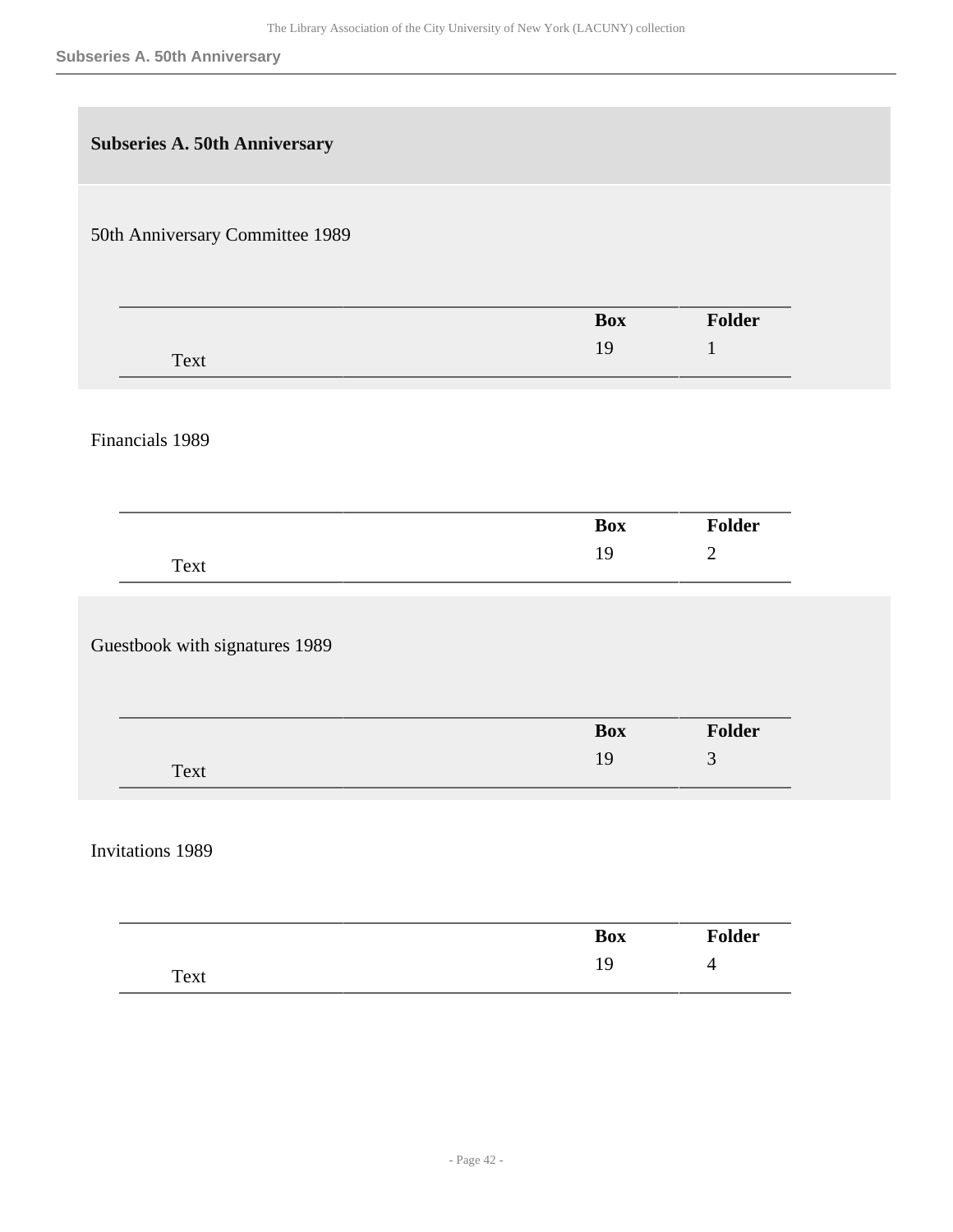## Subseries A. 50th Anniversary

50th Anniversary Committee 1989

| | Box | Folder |
|---|---|---|
| Text | 19 | 1 |

Financials 1989

| | Box | Folder |
|---|---|---|
| Text | 19 | 2 |

Guestbook with signatures 1989

| | Box | Folder |
|---|---|---|
| Text | 19 | 3 |

Invitations 1989

| | Box | Folder |
|---|---|---|
| Text | 19 | 4 |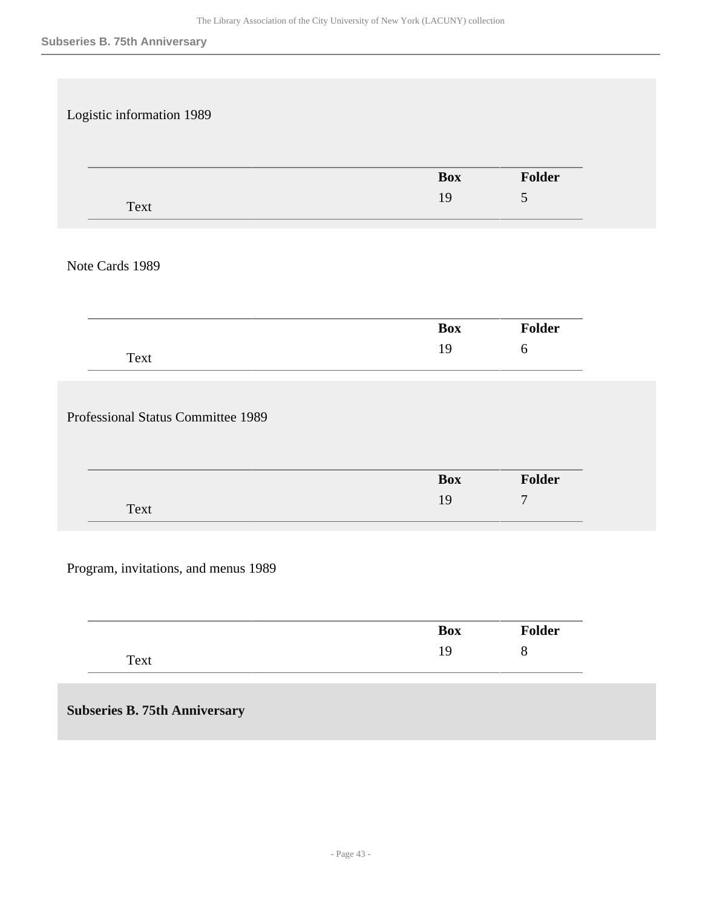Logistic information 1989

| | Box | Folder |
|---|---|---|
| Text | 19 | 5 |

Note Cards 1989

| | Box | Folder |
|---|---|---|
| Text | 19 | 6 |

Professional Status Committee 1989

| | Box | Folder |
|---|---|---|
| Text | 19 | 7 |

Program, invitations, and menus 1989

| | Box | Folder |
|---|---|---|
| Text | 19 | 8 |

## Subseries B. 75th Anniversary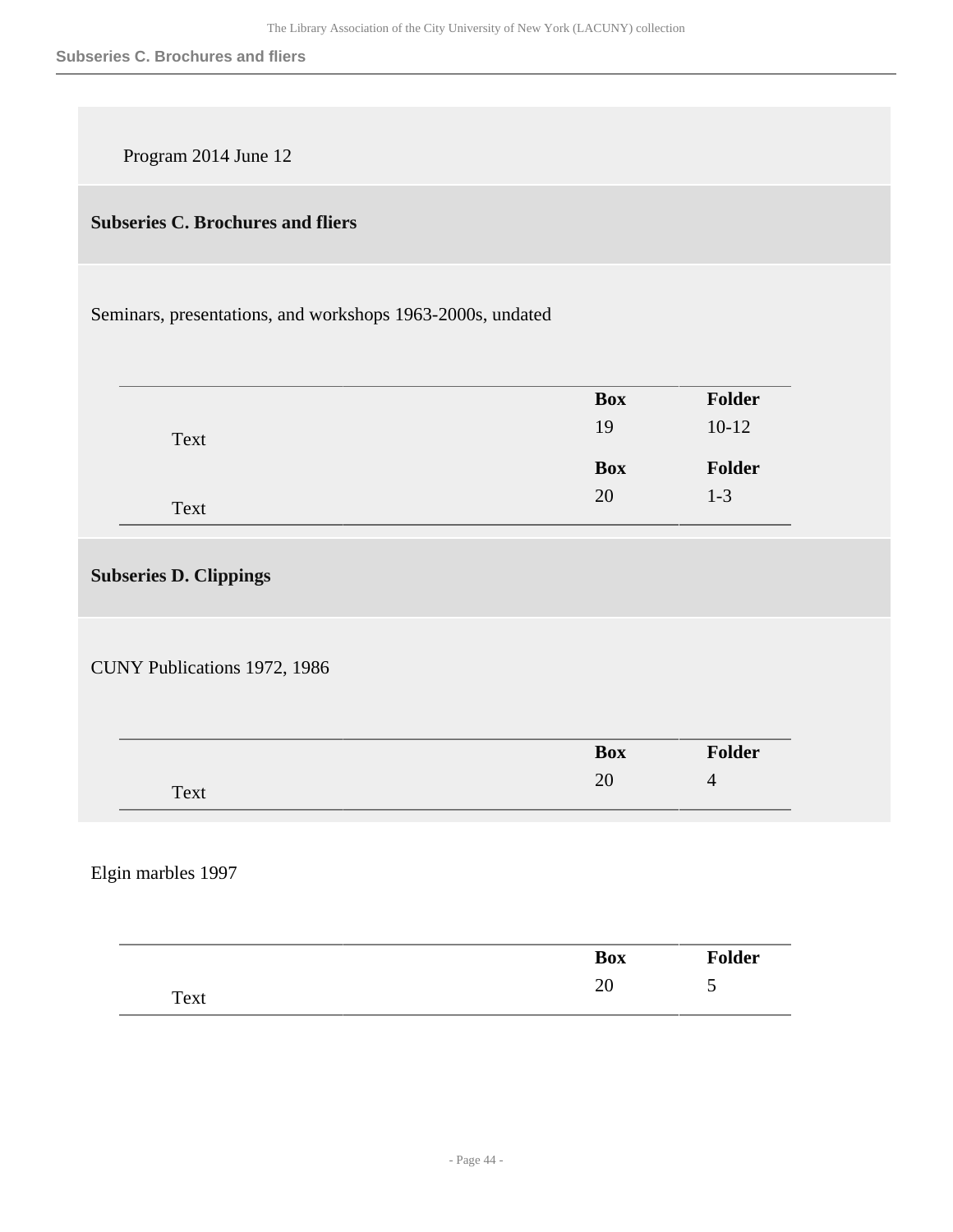Program 2014 June 12

## Subseries C. Brochures and fliers

Seminars, presentations, and workshops 1963-2000s, undated

| | Box | Folder |
|---|---|---|
| Text | 19 | 10-12 |
| Text | 20 | 1-3 |

## Subseries D. Clippings

CUNY Publications 1972, 1986

| | Box | Folder |
|---|---|---|
| Text | 20 | 4 |

Elgin marbles 1997

| | Box | Folder |
|---|---|---|
| Text | 20 | 5 |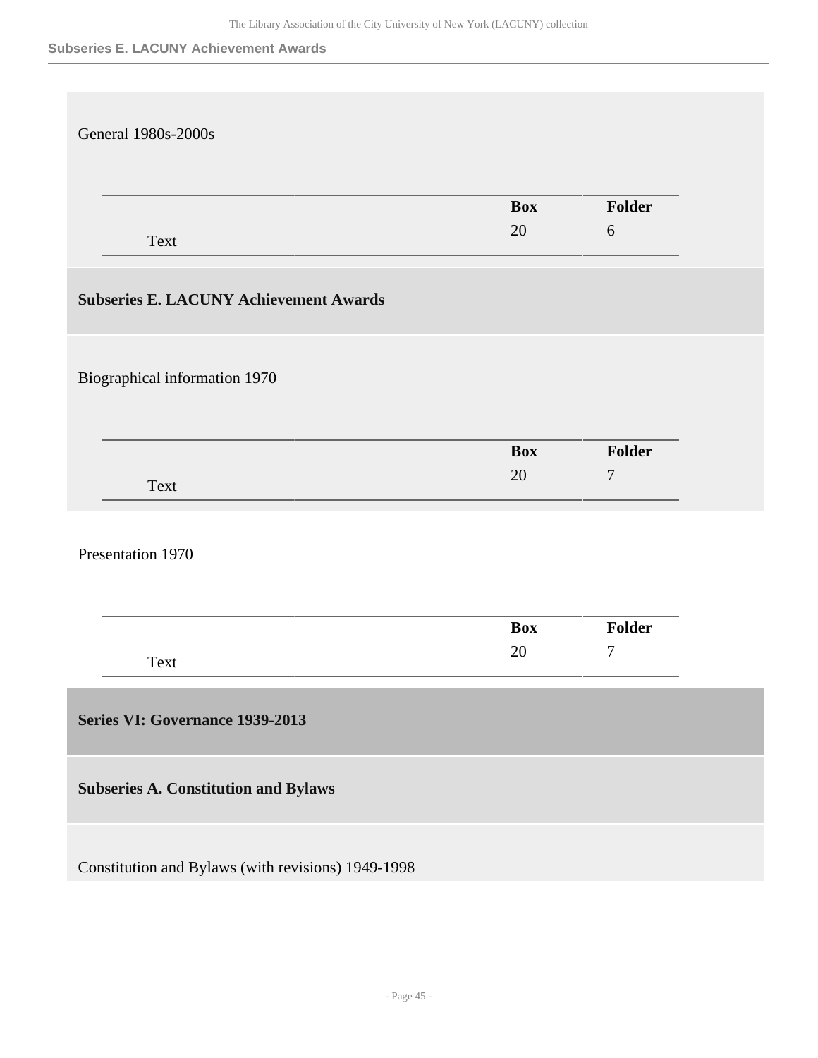General 1980s-2000s

| | Box | Folder |
|---|---|---|
| Text | 20 | 6 |

### Subseries E. LACUNY Achievement Awards

Biographical information 1970

| | Box | Folder |
|---|---|---|
| Text | 20 | 7 |

Presentation 1970

| | Box | Folder |
|---|---|---|
| Text | 20 | 7 |

## Series VI: Governance 1939-2013

### Subseries A. Constitution and Bylaws

Constitution and Bylaws (with revisions) 1949-1998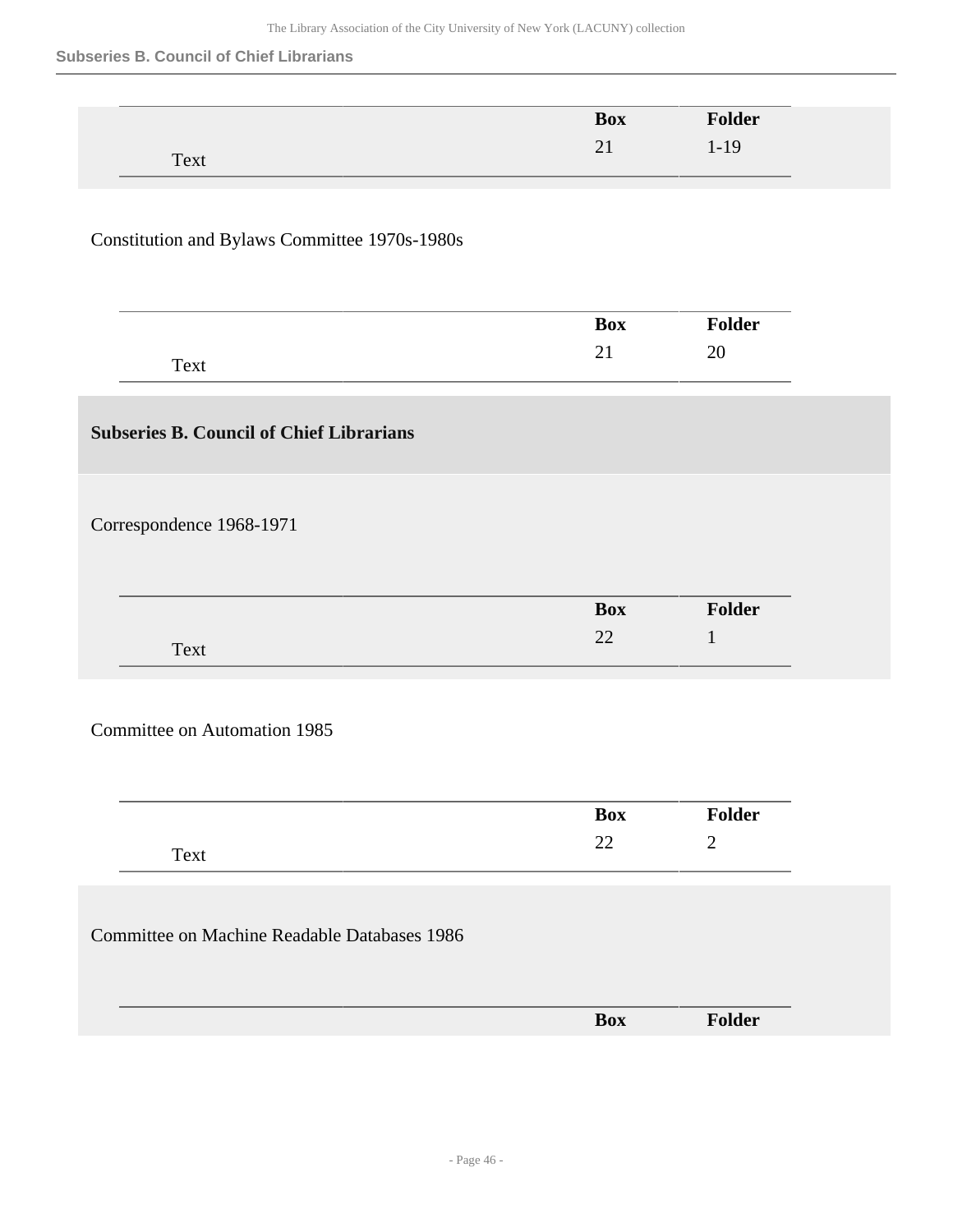| | | Box | Folder |
|---|---|---|---|
| Text | | 21 | 1-19 |

Constitution and Bylaws Committee 1970s-1980s

| | | Box | Folder |
|---|---|---|---|
| Text | | 21 | 20 |

## Subseries B. Council of Chief Librarians

Correspondence 1968-1971

| | | Box | Folder |
|---|---|---|---|
| Text | | 22 | 1 |

Committee on Automation 1985

| | | Box | Folder |
|---|---|---|---|
| Text | | 22 | 2 |

Committee on Machine Readable Databases 1986

| | | Box | Folder |
|---|---|---|---|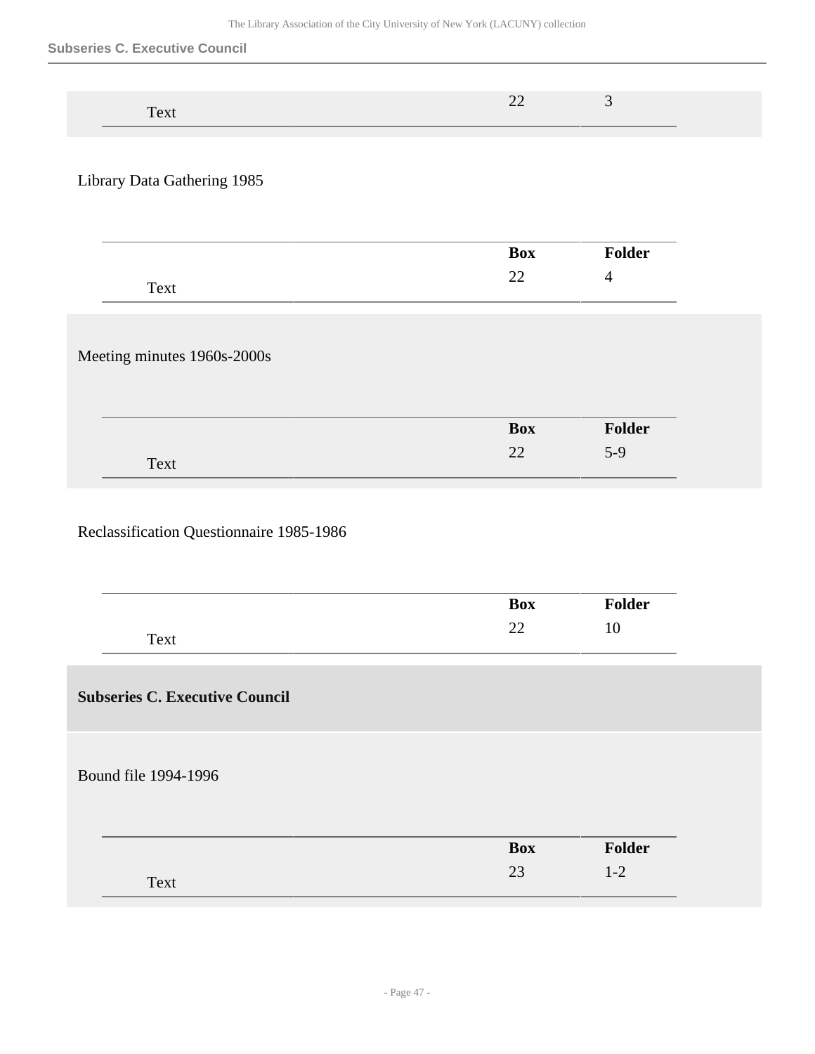| | Box | Folder |
|---|---|---|
| Text | 22 | 3 |

Library Data Gathering 1985

| | Box | Folder |
|---|---|---|
| Text | 22 | 4 |

Meeting minutes 1960s-2000s

| | Box | Folder |
|---|---|---|
| Text | 22 | 5-9 |

Reclassification Questionnaire 1985-1986

| | Box | Folder |
|---|---|---|
| Text | 22 | 10 |

**Subseries C. Executive Council**

Bound file 1994-1996

| | Box | Folder |
|---|---|---|
| Text | 23 | 1-2 |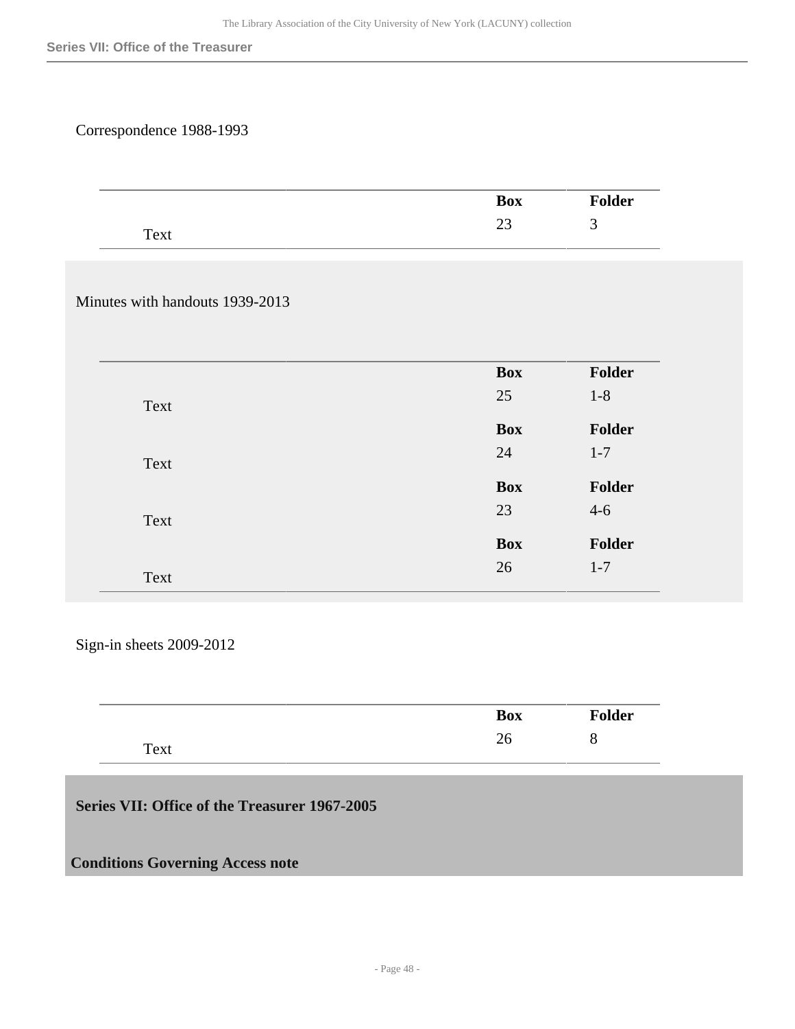Correspondence 1988-1993

| | Box | Folder |
|---|---|---|
| Text | 23 | 3 |

Minutes with handouts 1939-2013

| | Box | Folder |
|---|---|---|
| Text | 25 | 1-8 |
| Text | 24 | 1-7 |
| Text | 23 | 4-6 |
| Text | 26 | 1-7 |

Sign-in sheets 2009-2012

| | Box | Folder |
|---|---|---|
| Text | 26 | 8 |

## Series VII: Office of the Treasurer 1967-2005

**Conditions Governing Access note**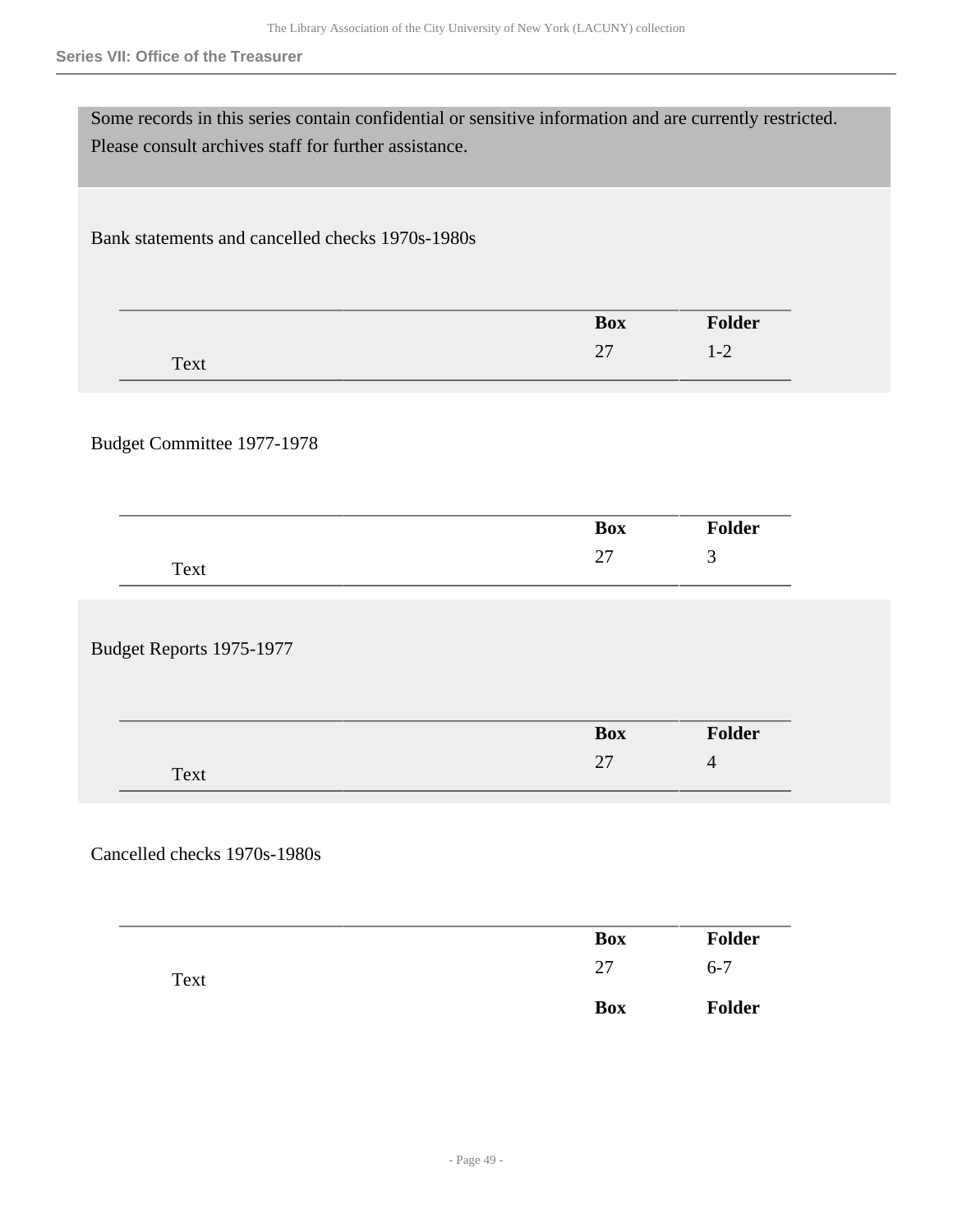Some records in this series contain confidential or sensitive information and are currently restricted. Please consult archives staff for further assistance.

Bank statements and cancelled checks 1970s-1980s

| | Box | Folder |
|---|---|---|
| Text | 27 | 1-2 |

Budget Committee 1977-1978

| | Box | Folder |
|---|---|---|
| Text | 27 | 3 |

Budget Reports 1975-1977

| | Box | Folder |
|---|---|---|
| Text | 27 | 4 |

Cancelled checks 1970s-1980s

| | Box | Folder |
|---|---|---|
| Text | 27 | 6-7 |
| | **Box** | **Folder** |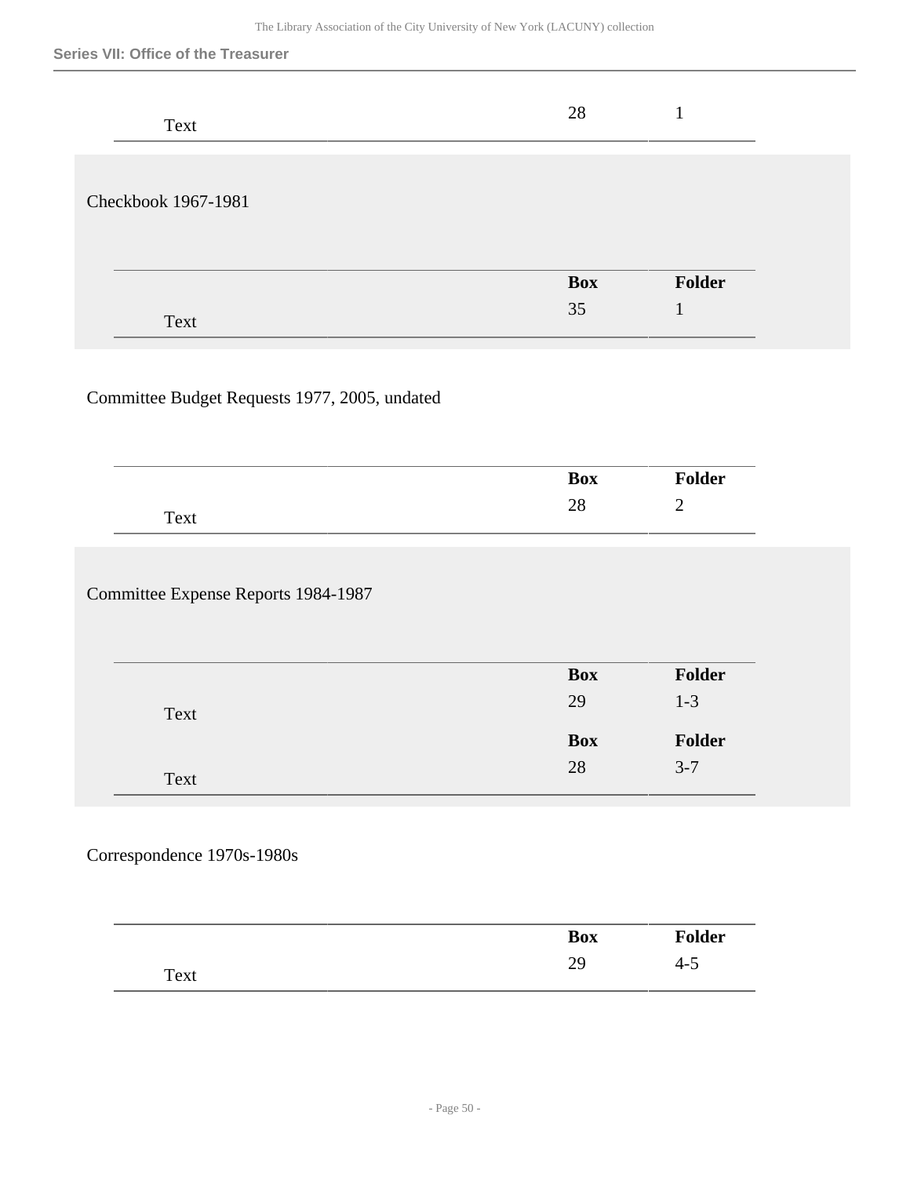| | Box | Folder |
|---|---|---|
| Text | 28 | 1 |

Checkbook 1967-1981

| | Box | Folder |
|---|---|---|
| Text | 35 | 1 |

Committee Budget Requests 1977, 2005, undated

| | Box | Folder |
|---|---|---|
| Text | 28 | 2 |

Committee Expense Reports 1984-1987

| | Box | Folder |
|---|---|---|
| Text | 29 | 1-3 |
| Text | 28 | 3-7 |

Correspondence 1970s-1980s

| | Box | Folder |
|---|---|---|
| Text | 29 | 4-5 |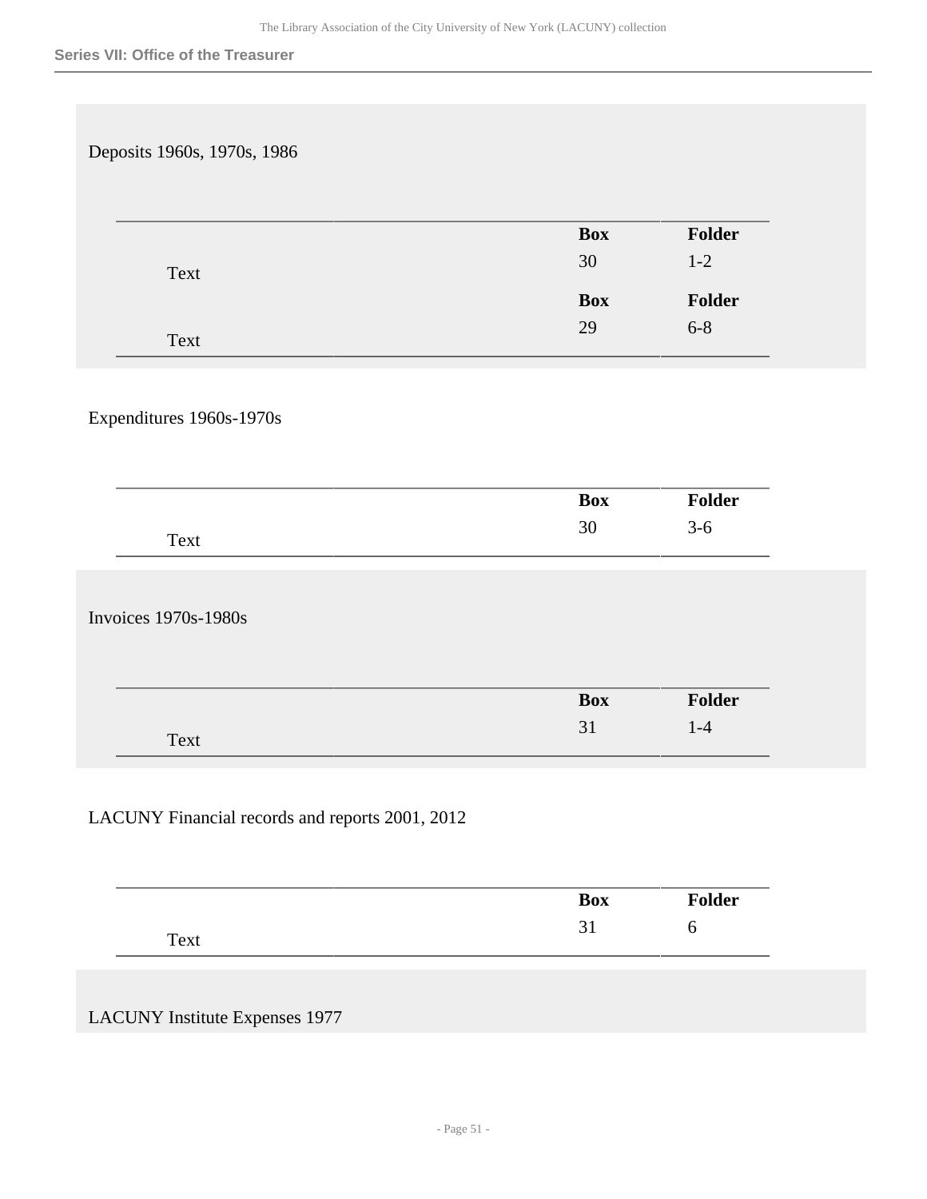Deposits 1960s, 1970s, 1986

| | Box | Folder |
|---|---|---|
| Text | 30 | 1-2 |
| Text | 29 | 6-8 |

Expenditures 1960s-1970s

| | Box | Folder |
|---|---|---|
| Text | 30 | 3-6 |

Invoices 1970s-1980s

| | Box | Folder |
|---|---|---|
| Text | 31 | 1-4 |

LACUNY Financial records and reports 2001, 2012

| | Box | Folder |
|---|---|---|
| Text | 31 | 6 |

LACUNY Institute Expenses 1977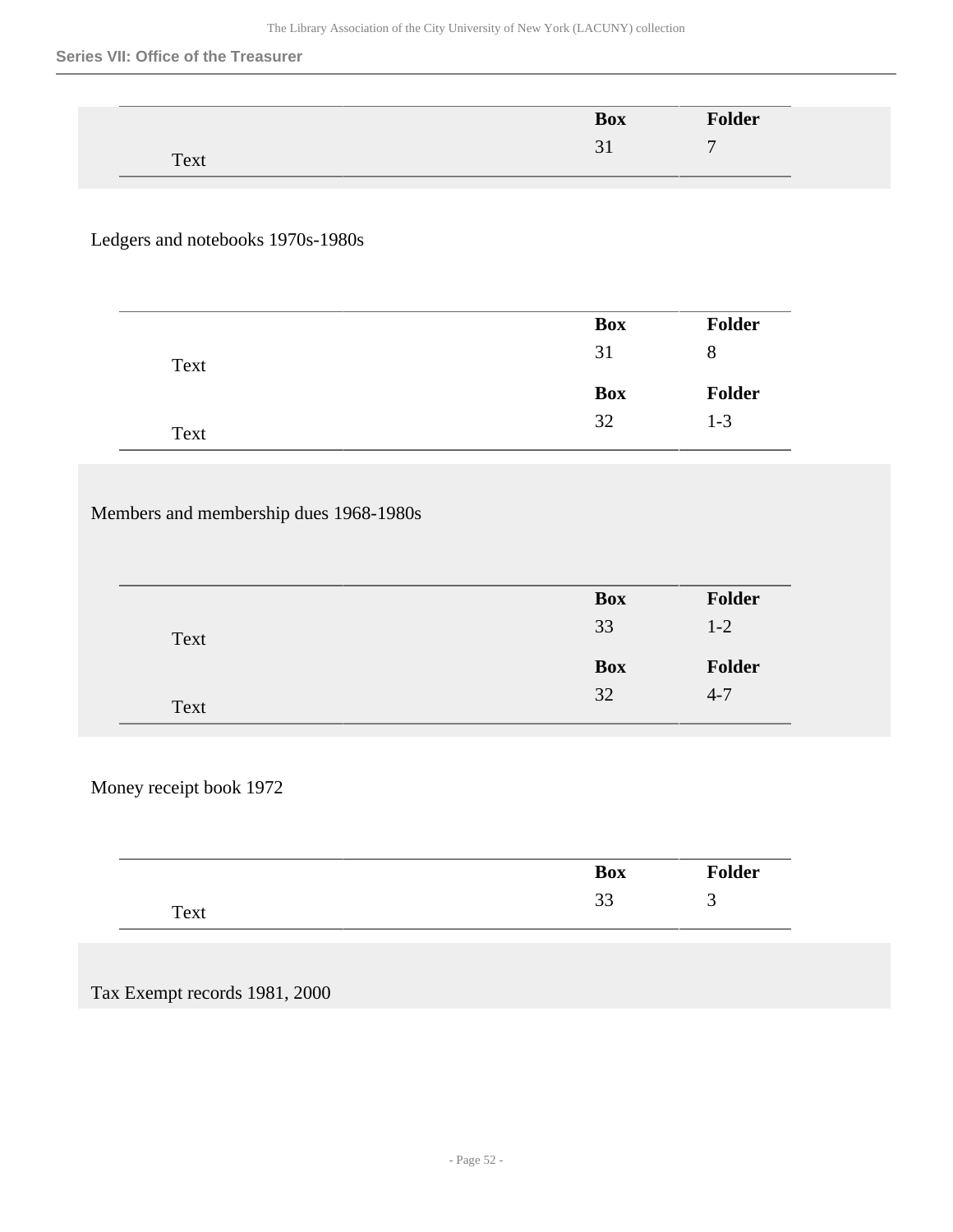| | Box | Folder |
|---|---|---|
| Text | 31 | 7 |

Ledgers and notebooks 1970s-1980s

| | Box | Folder |
|---|---|---|
| Text | 31 | 8 |
| Text | 32 | 1-3 |

Members and membership dues 1968-1980s

| | Box | Folder |
|---|---|---|
| Text | 33 | 1-2 |
| Text | 32 | 4-7 |

Money receipt book 1972

| | Box | Folder |
|---|---|---|
| Text | 33 | 3 |

Tax Exempt records 1981, 2000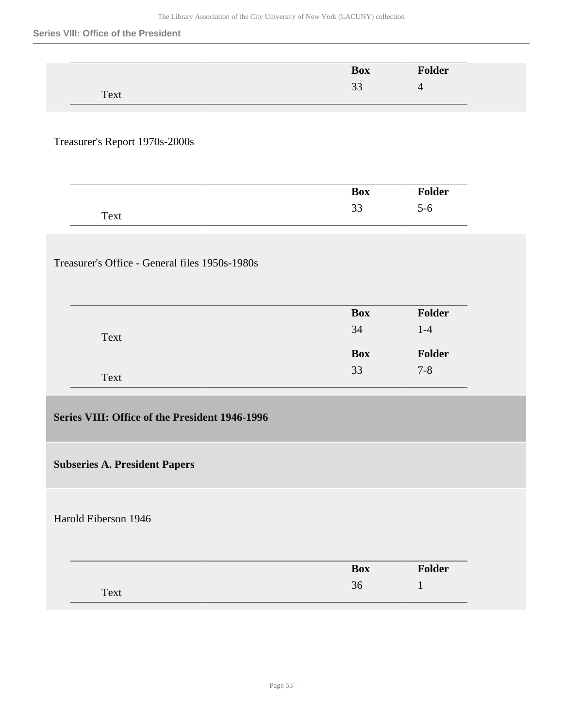| | Box | Folder |
|---|---|---|
| Text | 33 | 4 |

Treasurer's Report 1970s-2000s

| | Box | Folder |
|---|---|---|
| Text | 33 | 5-6 |

Treasurer's Office - General files 1950s-1980s

| | Box | Folder |
|---|---|---|
| Text | 34 | 1-4 |
| | **Box** | **Folder** |
| Text | 33 | 7-8 |

## Series VIII: Office of the President 1946-1996

### Subseries A. President Papers

Harold Eiberson 1946

| | Box | Folder |
|---|---|---|
| Text | 36 | 1 |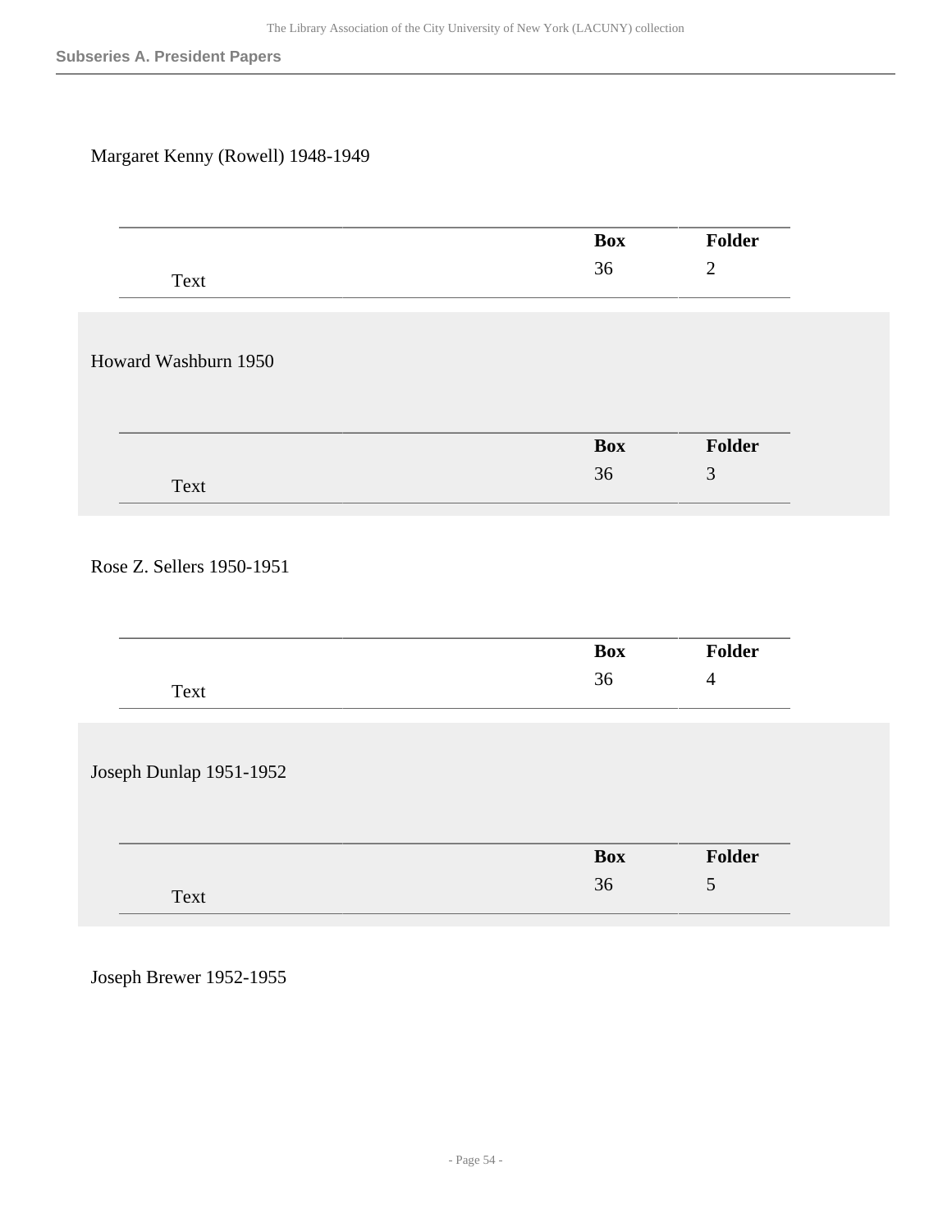Margaret Kenny (Rowell) 1948-1949

| | Box | Folder |
|---|---|---|
| Text | 36 | 2 |

Howard Washburn 1950

| | Box | Folder |
|---|---|---|
| Text | 36 | 3 |

Rose Z. Sellers 1950-1951

| | Box | Folder |
|---|---|---|
| Text | 36 | 4 |

Joseph Dunlap 1951-1952

| | Box | Folder |
|---|---|---|
| Text | 36 | 5 |

Joseph Brewer 1952-1955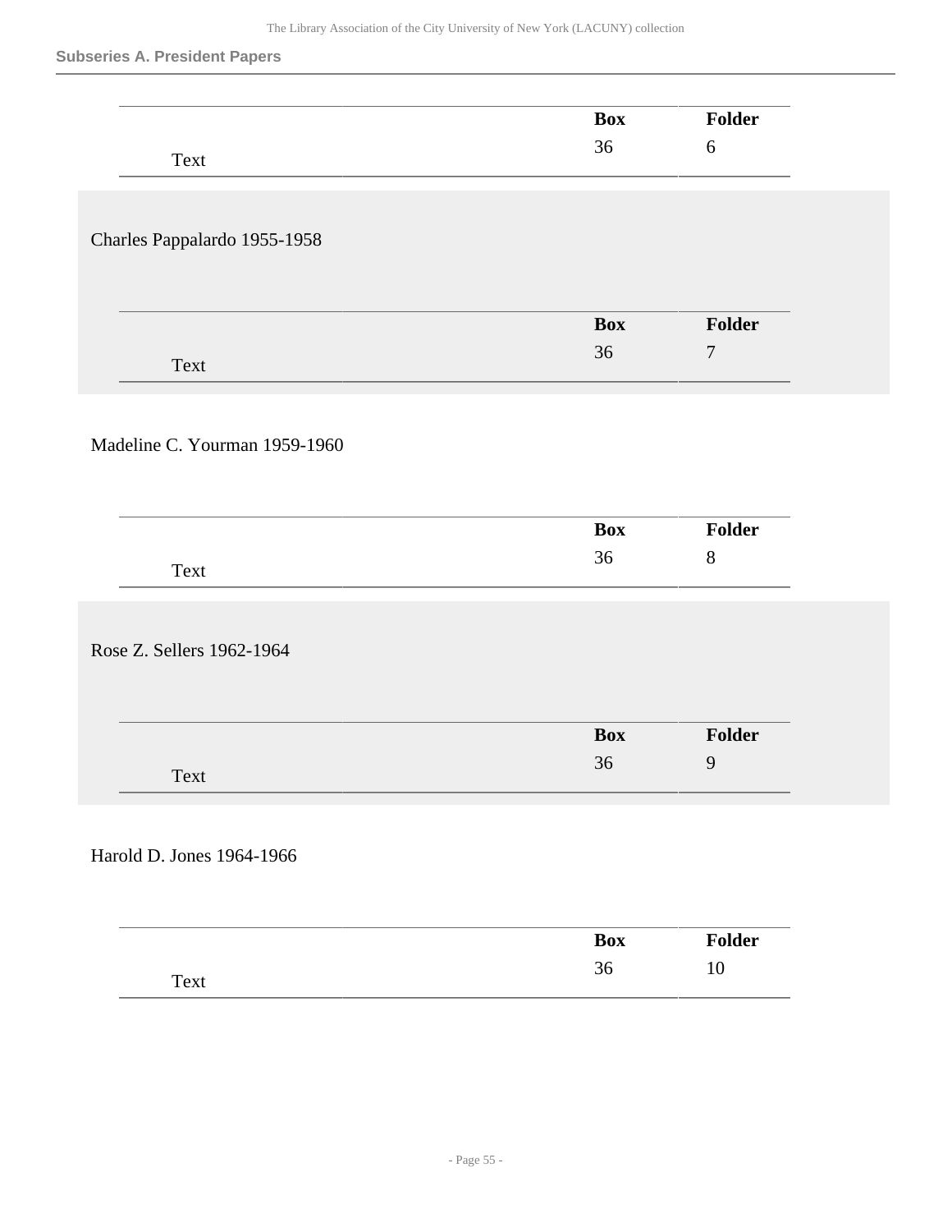| | Box | Folder |
|---|---|---|
| Text | 36 | 6 |

Charles Pappalardo 1955-1958

| | Box | Folder |
|---|---|---|
| Text | 36 | 7 |

Madeline C. Yourman 1959-1960

| | Box | Folder |
|---|---|---|
| Text | 36 | 8 |

Rose Z. Sellers 1962-1964

| | Box | Folder |
|---|---|---|
| Text | 36 | 9 |

Harold D. Jones 1964-1966

| | Box | Folder |
|---|---|---|
| Text | 36 | 10 |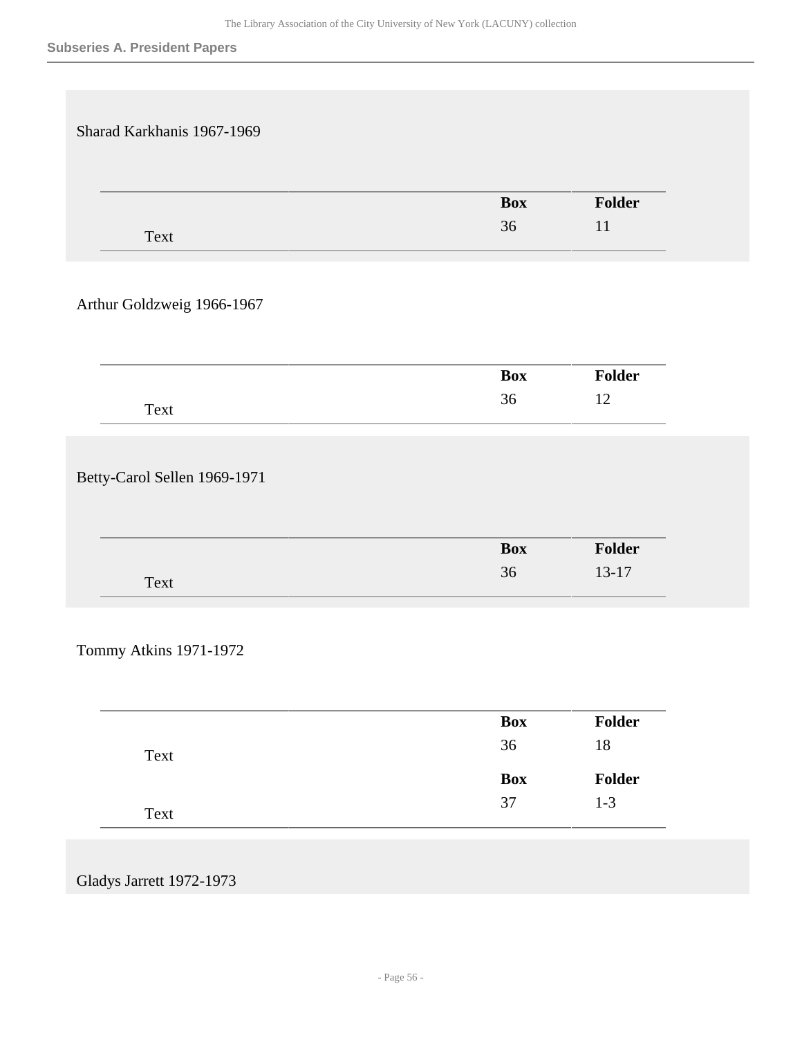Sharad Karkhanis 1967-1969

| | Box | Folder |
|---|---|---|
| Text | 36 | 11 |

Arthur Goldzweig 1966-1967

| | Box | Folder |
|---|---|---|
| Text | 36 | 12 |

Betty-Carol Sellen 1969-1971

| | Box | Folder |
|---|---|---|
| Text | 36 | 13-17 |

Tommy Atkins 1971-1972

| | Box | Folder |
|---|---|---|
| Text | 36 | 18 |
| | **Box** | **Folder** |
| Text | 37 | 1-3 |

Gladys Jarrett 1972-1973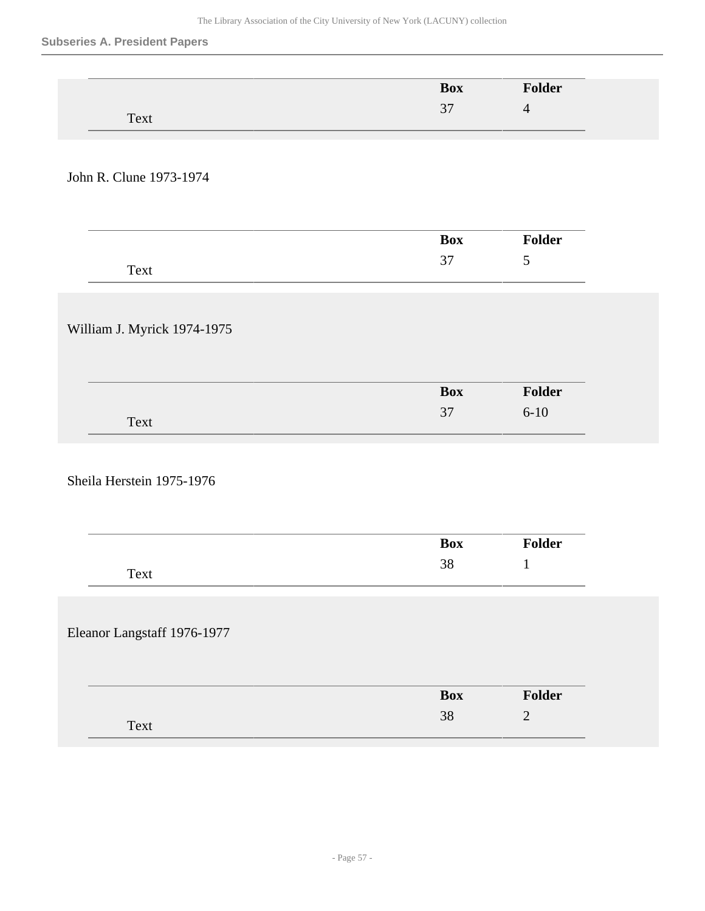| | Box | Folder |
|---|---|---|
| Text | 37 | 4 |

John R. Clune 1973-1974

| | Box | Folder |
|---|---|---|
| Text | 37 | 5 |

William J. Myrick 1974-1975

| | Box | Folder |
|---|---|---|
| Text | 37 | 6-10 |

Sheila Herstein 1975-1976

| | Box | Folder |
|---|---|---|
| Text | 38 | 1 |

Eleanor Langstaff 1976-1977

| | Box | Folder |
|---|---|---|
| Text | 38 | 2 |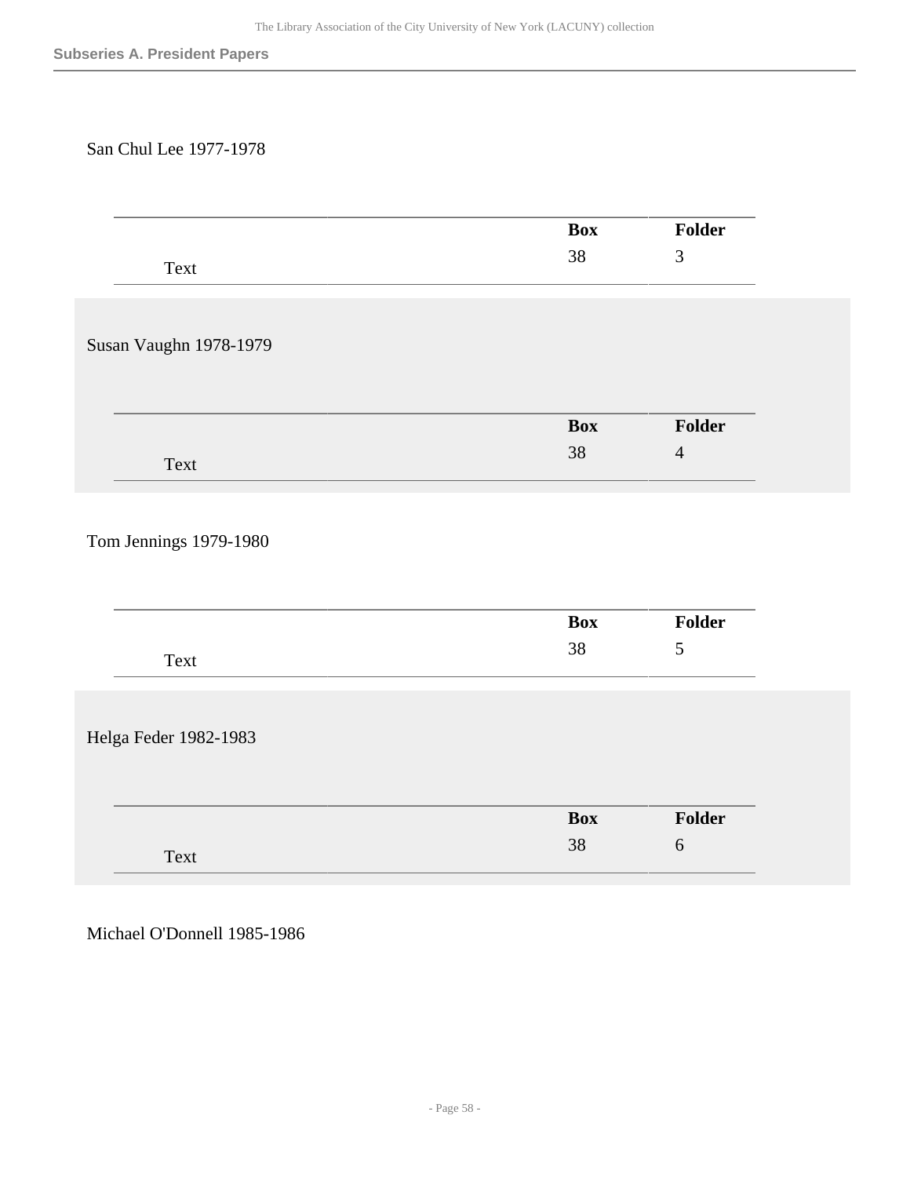San Chul Lee 1977-1978

| | Box | Folder |
|---|---|---|
| Text | 38 | 3 |

Susan Vaughn 1978-1979

| | Box | Folder |
|---|---|---|
| Text | 38 | 4 |

Tom Jennings 1979-1980

| | Box | Folder |
|---|---|---|
| Text | 38 | 5 |

Helga Feder 1982-1983

| | Box | Folder |
|---|---|---|
| Text | 38 | 6 |

Michael O'Donnell 1985-1986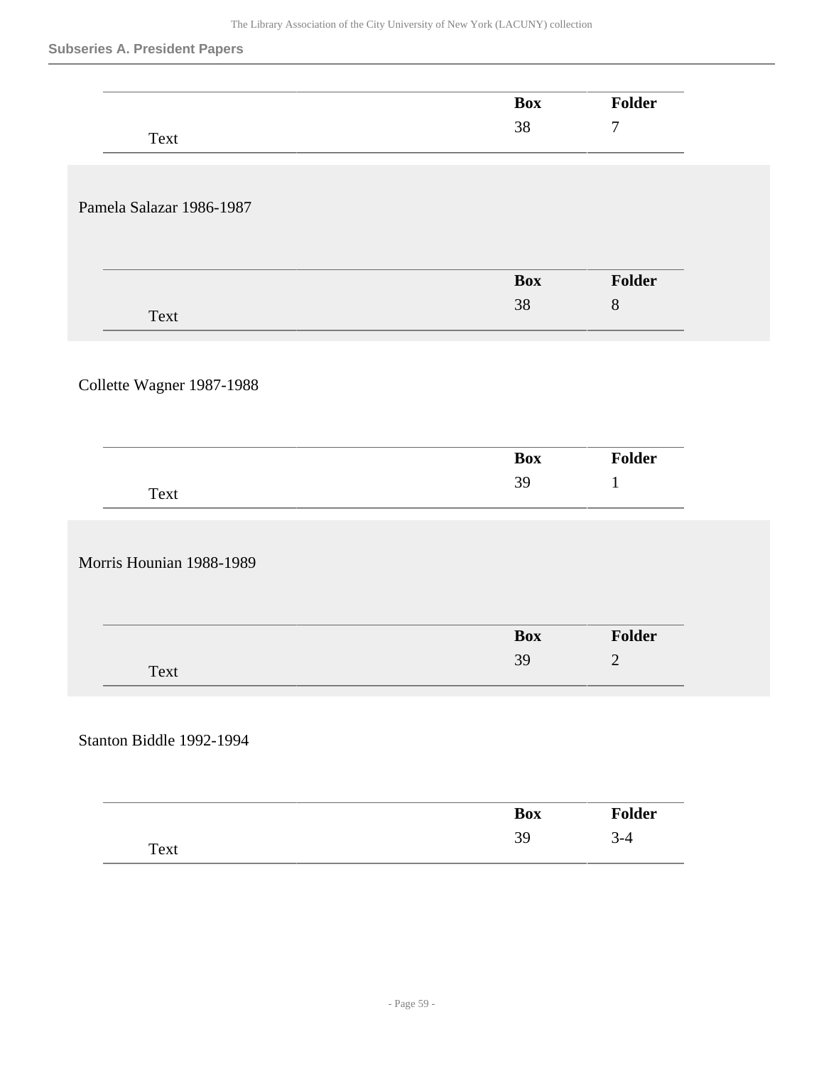| | | Box | Folder |
|---|---|---|---|
| Text | | 38 | 7 |

Pamela Salazar 1986-1987

| | | Box | Folder |
|---|---|---|---|
| Text | | 38 | 8 |

Collette Wagner 1987-1988

| | | Box | Folder |
|---|---|---|---|
| Text | | 39 | 1 |

Morris Hounian 1988-1989

| | | Box | Folder |
|---|---|---|---|
| Text | | 39 | 2 |

Stanton Biddle 1992-1994

| | | Box | Folder |
|---|---|---|---|
| Text | | 39 | 3-4 |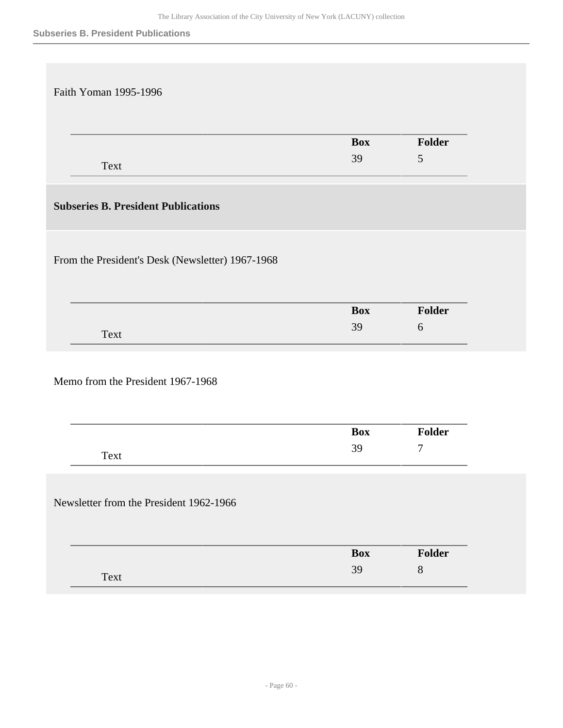Faith Yoman 1995-1996

| | Box | Folder |
|---|---|---|
| Text | 39 | 5 |

## Subseries B. President Publications

From the President's Desk (Newsletter) 1967-1968

| | Box | Folder |
|---|---|---|
| Text | 39 | 6 |

Memo from the President 1967-1968

| | Box | Folder |
|---|---|---|
| Text | 39 | 7 |

Newsletter from the President 1962-1966

| | Box | Folder |
|---|---|---|
| Text | 39 | 8 |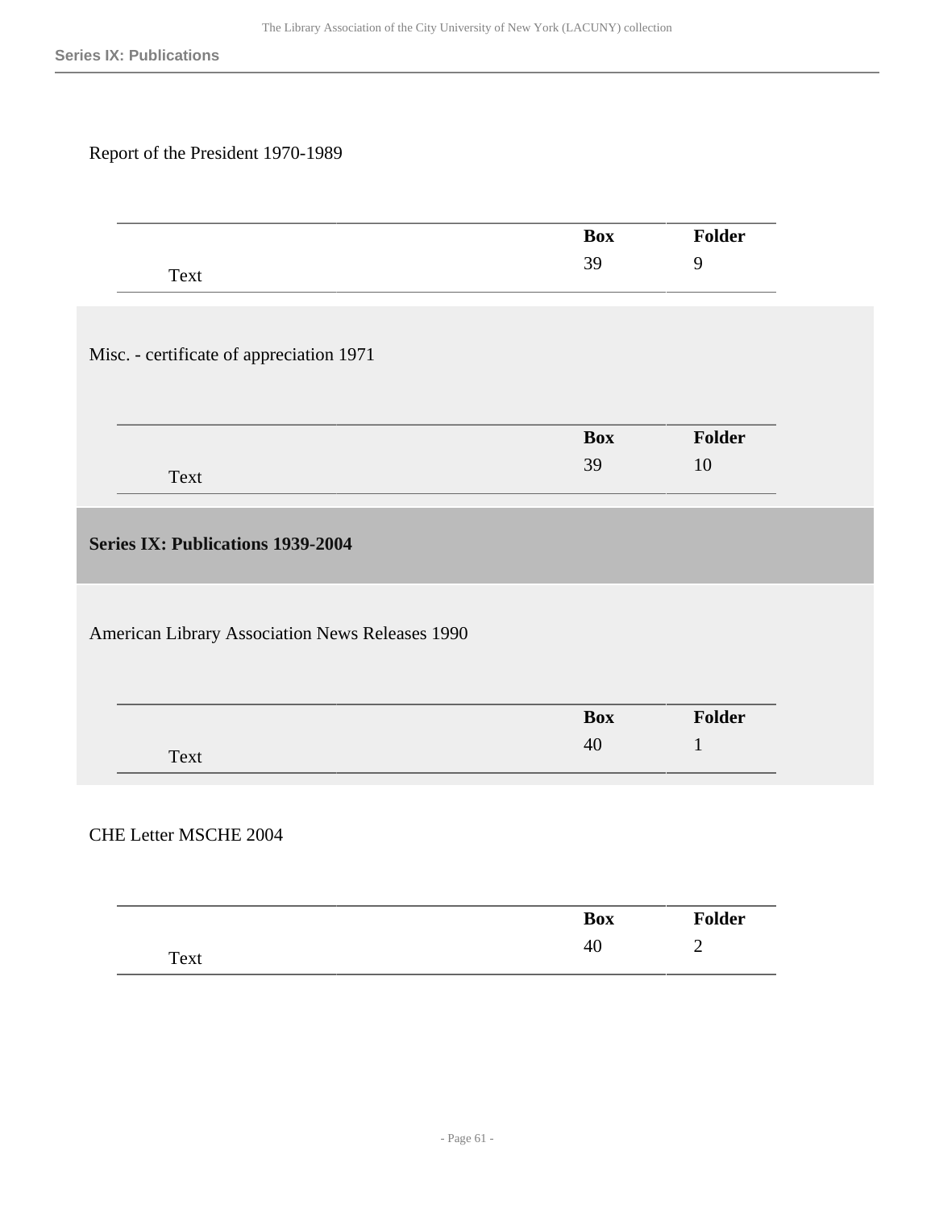Report of the President 1970-1989

| | Box | Folder |
|---|---|---|
| Text | 39 | 9 |

Misc. - certificate of appreciation 1971

| | Box | Folder |
|---|---|---|
| Text | 39 | 10 |

## Series IX: Publications 1939-2004

American Library Association News Releases 1990

| | Box | Folder |
|---|---|---|
| Text | 40 | 1 |

CHE Letter MSCHE 2004

| | Box | Folder |
|---|---|---|
| Text | 40 | 2 |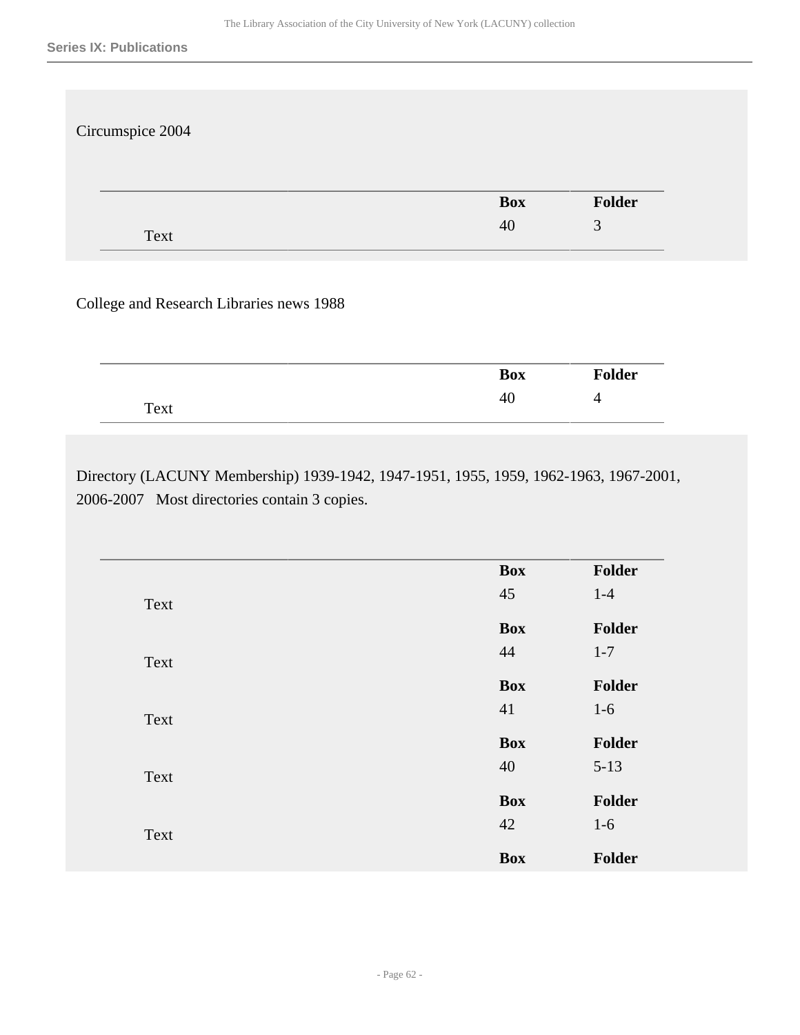## Series IX: Publications

Circumspice 2004

| | Box | Folder |
|---|---|---|
| Text | 40 | 3 |

College and Research Libraries news 1988

| | Box | Folder |
|---|---|---|
| Text | 40 | 4 |

Directory (LACUNY Membership) 1939-1942, 1947-1951, 1955, 1959, 1962-1963, 1967-2001, 2006-2007 Most directories contain 3 copies.

| | Box | Folder |
|---|---|---|
| Text | 45 | 1-4 |
| Text | 44 | 1-7 |
| Text | 41 | 1-6 |
| Text | 40 | 5-13 |
| Text | 42 | 1-6 |
| | Box | Folder |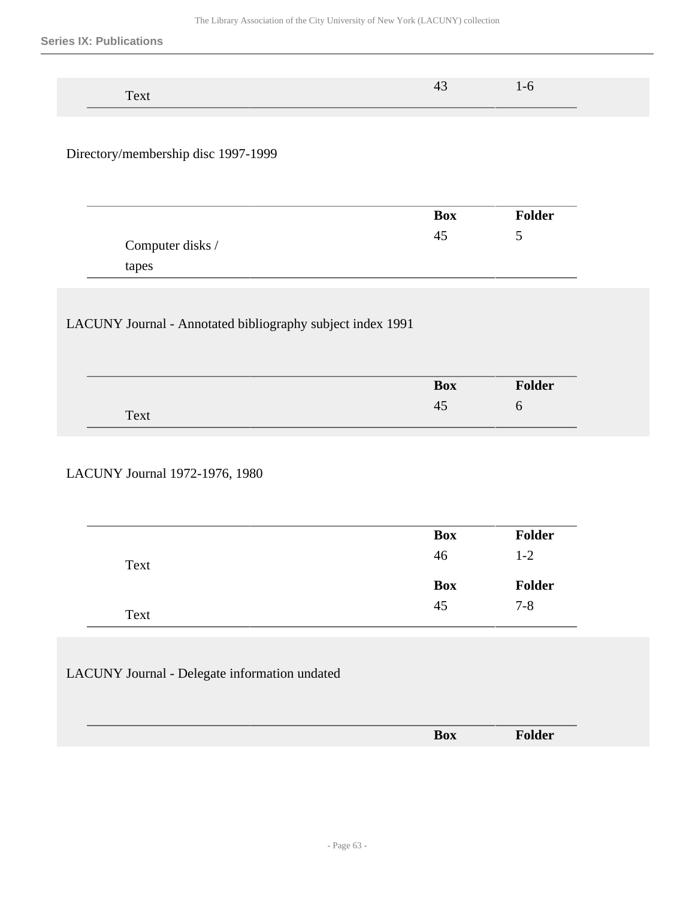| | Box | Folder |
|---|---|---|
| Text | 43 | 1-6 |

Directory/membership disc 1997-1999

| | Box | Folder |
|---|---|---|
| Computer disks / tapes | 45 | 5 |

LACUNY Journal - Annotated bibliography subject index 1991

| | Box | Folder |
|---|---|---|
| Text | 45 | 6 |

LACUNY Journal 1972-1976, 1980

| | Box | Folder |
|---|---|---|
| Text | 46 | 1-2 |
| | **Box** | **Folder** |
| Text | 45 | 7-8 |

LACUNY Journal - Delegate information undated

| | Box | Folder |
|---|---|---|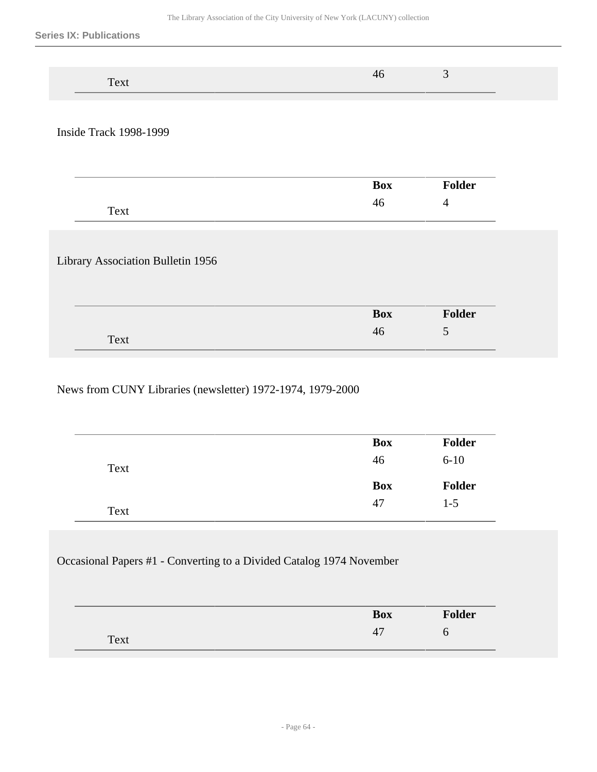| | Box | Folder |
|---|---|---|
| Text | 46 | 3 |

Inside Track 1998-1999

| | Box | Folder |
|---|---|---|
| Text | 46 | 4 |

Library Association Bulletin 1956

| | Box | Folder |
|---|---|---|
| Text | 46 | 5 |

News from CUNY Libraries (newsletter) 1972-1974, 1979-2000

| | Box | Folder |
|---|---|---|
| Text | 46 | 6-10 |
| Text | 47 | 1-5 |

Occasional Papers #1 - Converting to a Divided Catalog 1974 November

| | Box | Folder |
|---|---|---|
| Text | 47 | 6 |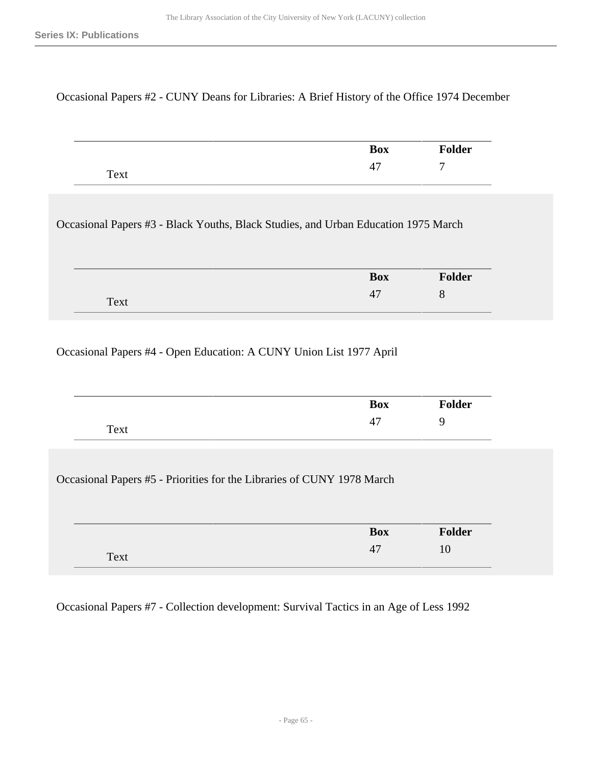Occasional Papers #2 - CUNY Deans for Libraries: A Brief History of the Office 1974 December

| | Box | Folder |
|---|---|---|
| Text | 47 | 7 |

Occasional Papers #3 - Black Youths, Black Studies, and Urban Education 1975 March

| | Box | Folder |
|---|---|---|
| Text | 47 | 8 |

Occasional Papers #4 - Open Education: A CUNY Union List 1977 April

| | Box | Folder |
|---|---|---|
| Text | 47 | 9 |

Occasional Papers #5 - Priorities for the Libraries of CUNY 1978 March

| | Box | Folder |
|---|---|---|
| Text | 47 | 10 |

Occasional Papers #7 - Collection development: Survival Tactics in an Age of Less 1992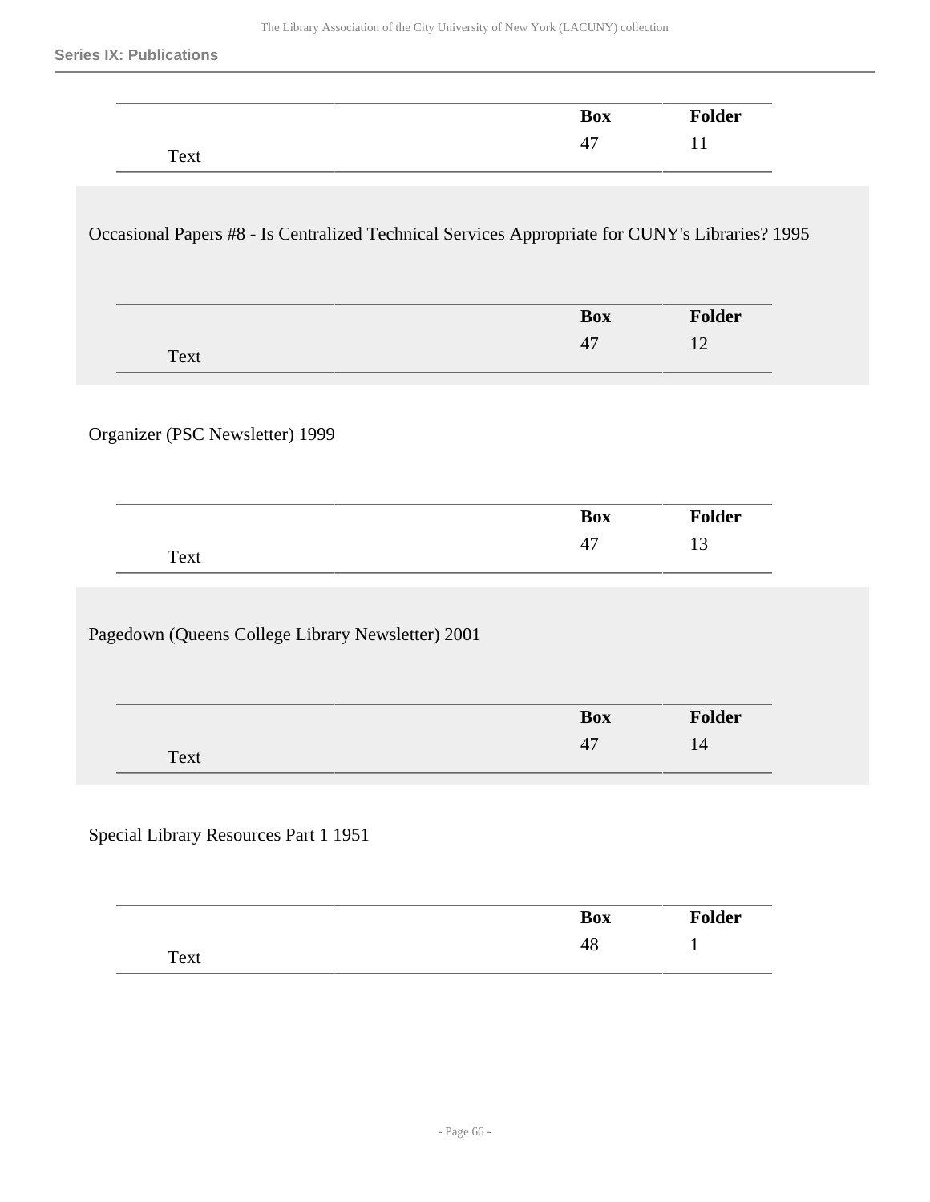| | Box | Folder |
|---|---|---|
| Text | 47 | 11 |

Occasional Papers #8 - Is Centralized Technical Services Appropriate for CUNY's Libraries? 1995

| | Box | Folder |
|---|---|---|
| Text | 47 | 12 |

Organizer (PSC Newsletter) 1999

| | Box | Folder |
|---|---|---|
| Text | 47 | 13 |

Pagedown (Queens College Library Newsletter) 2001

| | Box | Folder |
|---|---|---|
| Text | 47 | 14 |

Special Library Resources Part 1 1951

| | Box | Folder |
|---|---|---|
| Text | 48 | 1 |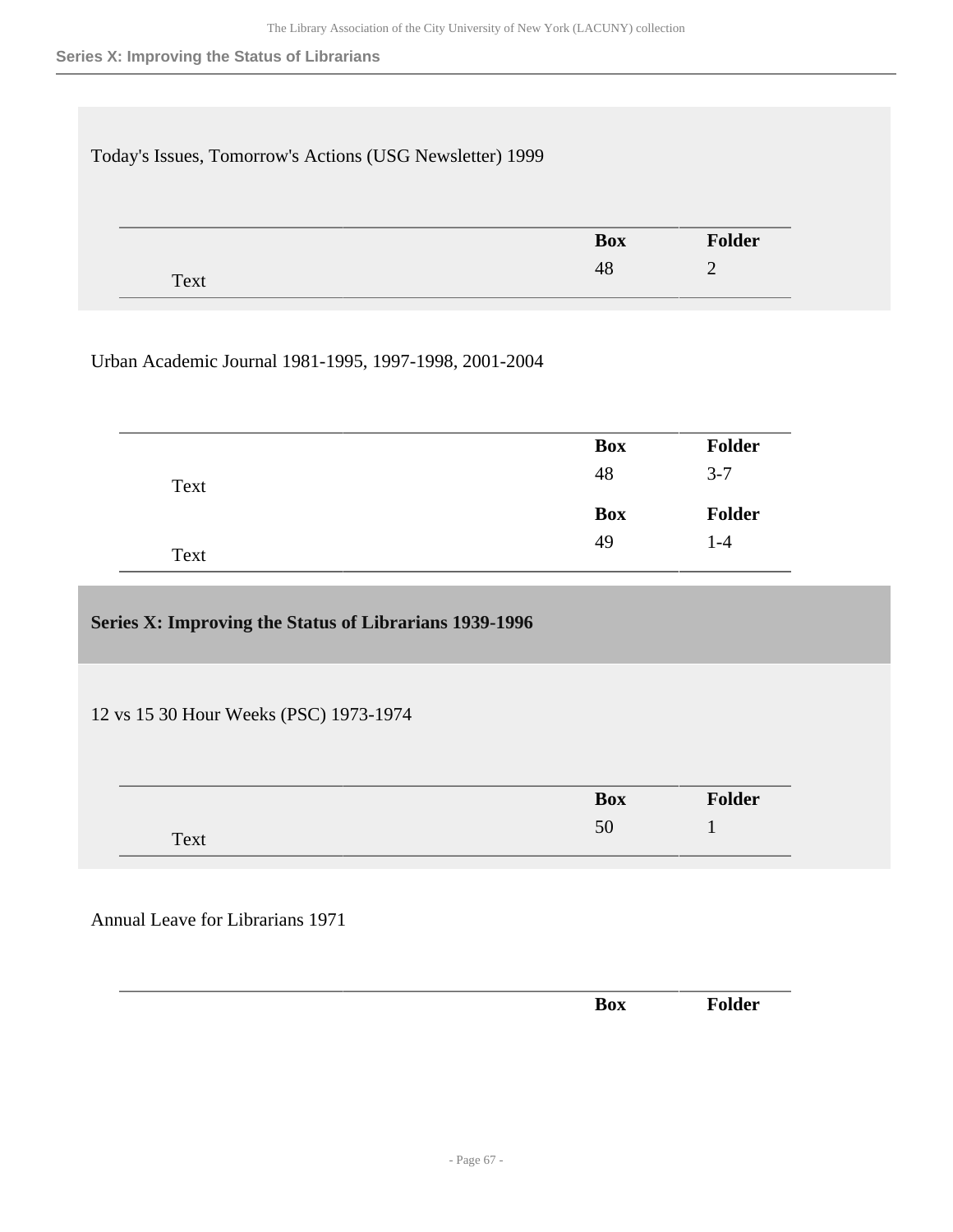Today's Issues, Tomorrow's Actions (USG Newsletter) 1999

| | Box | Folder |
|---|---|---|
| Text | 48 | 2 |

Urban Academic Journal 1981-1995, 1997-1998, 2001-2004

| | Box | Folder |
|---|---|---|
| Text | 48 | 3-7 |
| | **Box** | **Folder** |
| Text | 49 | 1-4 |

## Series X: Improving the Status of Librarians 1939-1996

12 vs 15 30 Hour Weeks (PSC) 1973-1974

| | Box | Folder |
|---|---|---|
| Text | 50 | 1 |

Annual Leave for Librarians 1971

| | Box | Folder |
|---|---|---|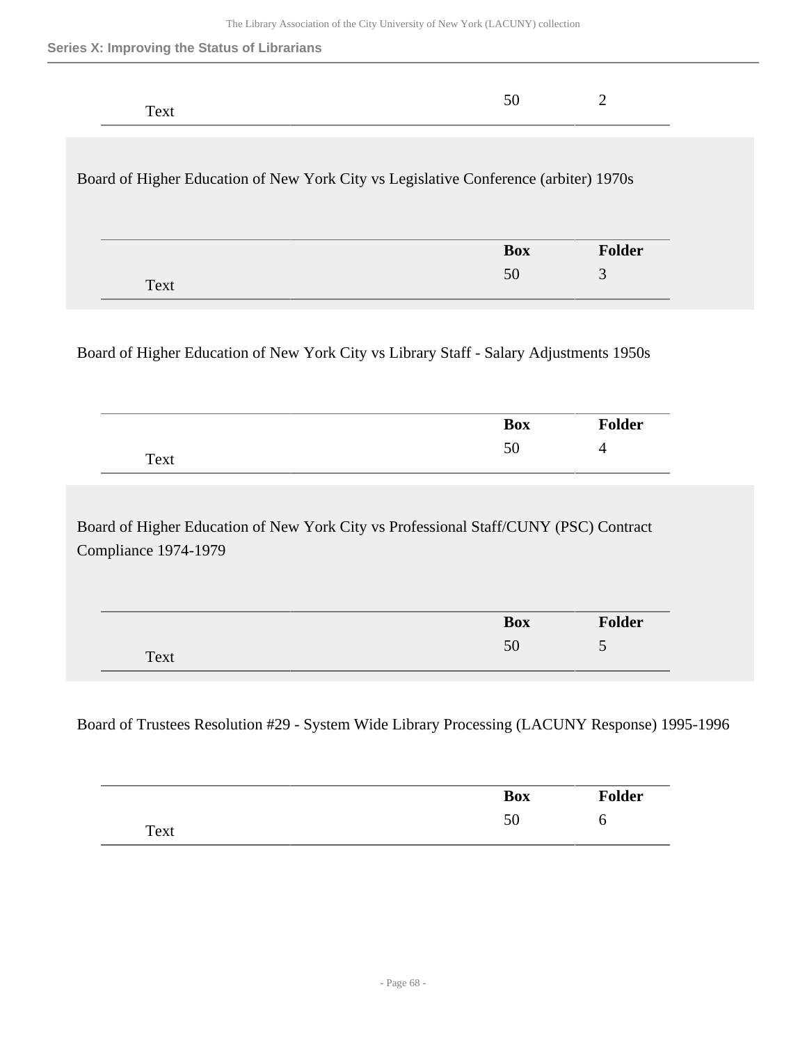| | Box | Folder |
|---|---|---|
| Text | 50 | 2 |

Board of Higher Education of New York City vs Legislative Conference (arbiter) 1970s

| | Box | Folder |
|---|---|---|
| Text | 50 | 3 |

Board of Higher Education of New York City vs Library Staff - Salary Adjustments 1950s

| | Box | Folder |
|---|---|---|
| Text | 50 | 4 |

Board of Higher Education of New York City vs Professional Staff/CUNY (PSC) Contract Compliance 1974-1979

| | Box | Folder |
|---|---|---|
| Text | 50 | 5 |

Board of Trustees Resolution #29 - System Wide Library Processing (LACUNY Response) 1995-1996

| | Box | Folder |
|---|---|---|
| Text | 50 | 6 |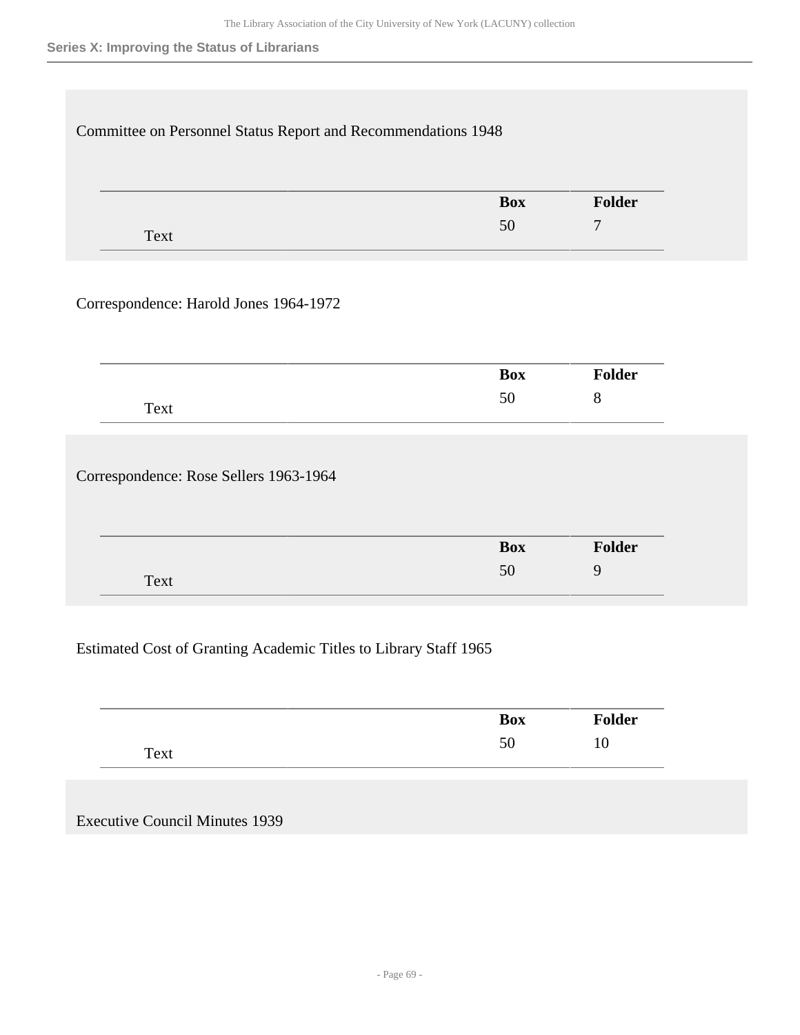Committee on Personnel Status Report and Recommendations 1948

| | Box | Folder |
|---|---|---|
| Text | 50 | 7 |

Correspondence: Harold Jones 1964-1972

| | Box | Folder |
|---|---|---|
| Text | 50 | 8 |

Correspondence: Rose Sellers 1963-1964

| | Box | Folder |
|---|---|---|
| Text | 50 | 9 |

Estimated Cost of Granting Academic Titles to Library Staff 1965

| | Box | Folder |
|---|---|---|
| Text | 50 | 10 |

Executive Council Minutes 1939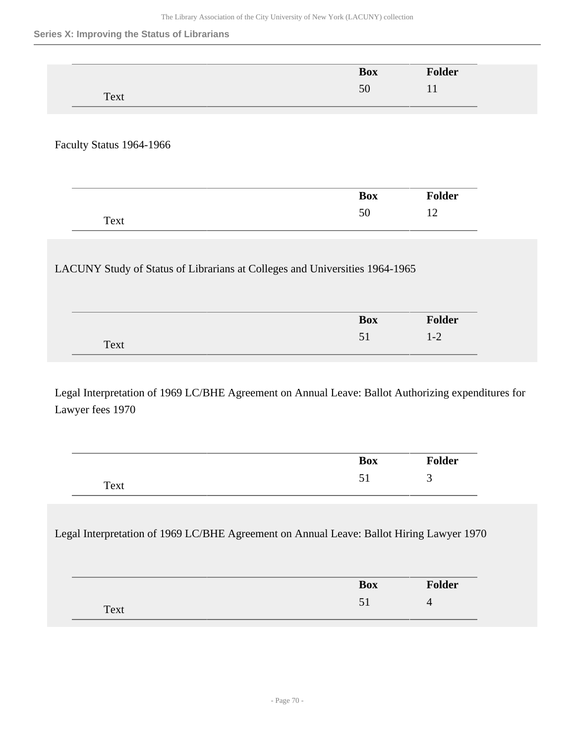| | Box | Folder |
|---|---|---|
| Text | 50 | 11 |

Faculty Status 1964-1966

| | Box | Folder |
|---|---|---|
| Text | 50 | 12 |

LACUNY Study of Status of Librarians at Colleges and Universities 1964-1965

| | Box | Folder |
|---|---|---|
| Text | 51 | 1-2 |

Legal Interpretation of 1969 LC/BHE Agreement on Annual Leave: Ballot Authorizing expenditures for Lawyer fees 1970

| | Box | Folder |
|---|---|---|
| Text | 51 | 3 |

Legal Interpretation of 1969 LC/BHE Agreement on Annual Leave: Ballot Hiring Lawyer 1970

| | Box | Folder |
|---|---|---|
| Text | 51 | 4 |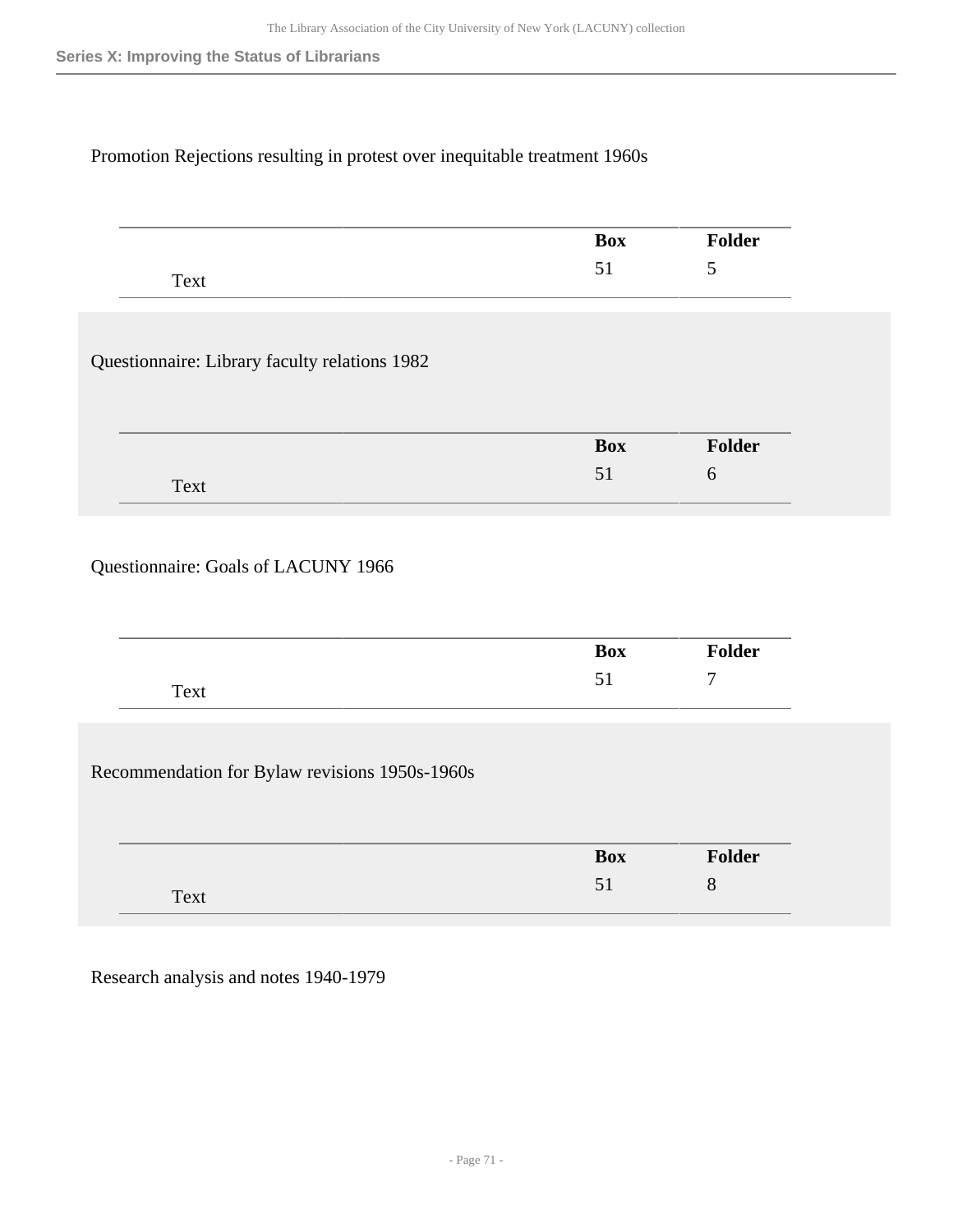Promotion Rejections resulting in protest over inequitable treatment 1960s

| | Box | Folder |
|---|---|---|
| Text | 51 | 5 |

Questionnaire: Library faculty relations 1982

| | Box | Folder |
|---|---|---|
| Text | 51 | 6 |

Questionnaire: Goals of LACUNY 1966

| | Box | Folder |
|---|---|---|
| Text | 51 | 7 |

Recommendation for Bylaw revisions 1950s-1960s

| | Box | Folder |
|---|---|---|
| Text | 51 | 8 |

Research analysis and notes 1940-1979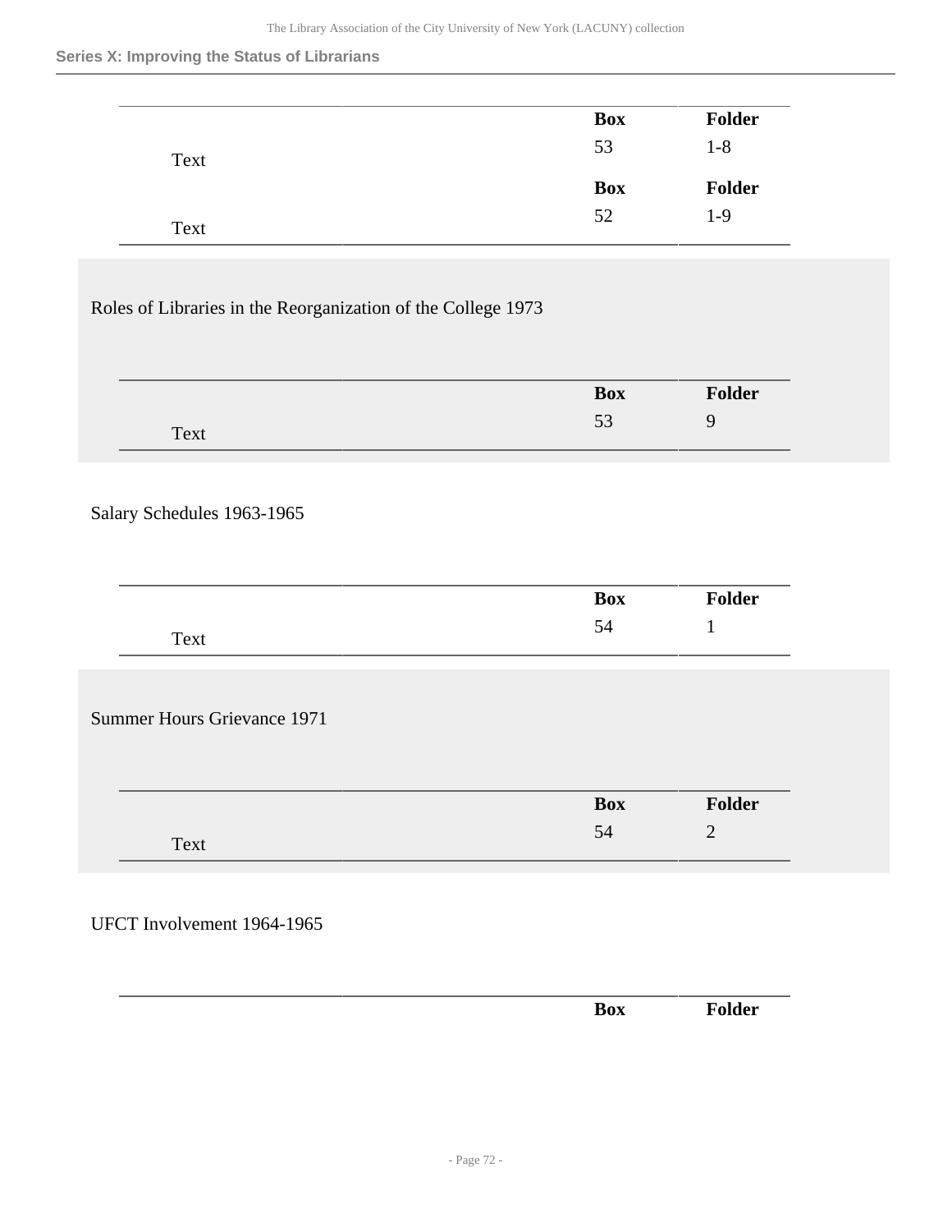| | Box | Folder |
| --- | --- | --- |
| Text | 53 | 1-8 |
| | **Box** | **Folder** |
| Text | 52 | 1-9 |

Roles of Libraries in the Reorganization of the College 1973

| | Box | Folder |
| --- | --- | --- |
| Text | 53 | 9 |

Salary Schedules 1963-1965

| | Box | Folder |
| --- | --- | --- |
| Text | 54 | 1 |

Summer Hours Grievance 1971

| | Box | Folder |
| --- | --- | --- |
| Text | 54 | 2 |

UFCT Involvement 1964-1965

| | Box | Folder |
| --- | --- | --- |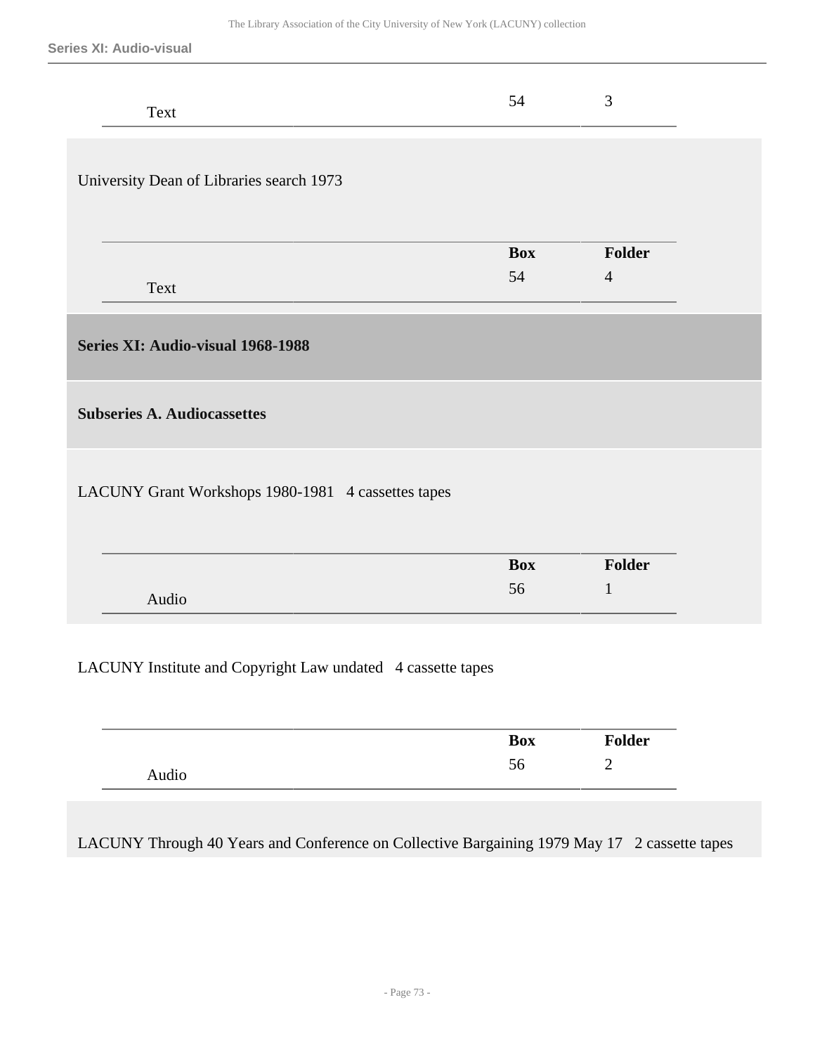| | Box | Folder |
|---|---|---|
| Text | 54 | 3 |

University Dean of Libraries search 1973

| | Box | Folder |
|---|---|---|
| Text | 54 | 4 |

## Series XI: Audio-visual 1968-1988

### Subseries A. Audiocassettes

LACUNY Grant Workshops 1980-1981 4 cassettes tapes

| | Box | Folder |
|---|---|---|
| Audio | 56 | 1 |

LACUNY Institute and Copyright Law undated 4 cassette tapes

| | Box | Folder |
|---|---|---|
| Audio | 56 | 2 |

LACUNY Through 40 Years and Conference on Collective Bargaining 1979 May 17 2 cassette tapes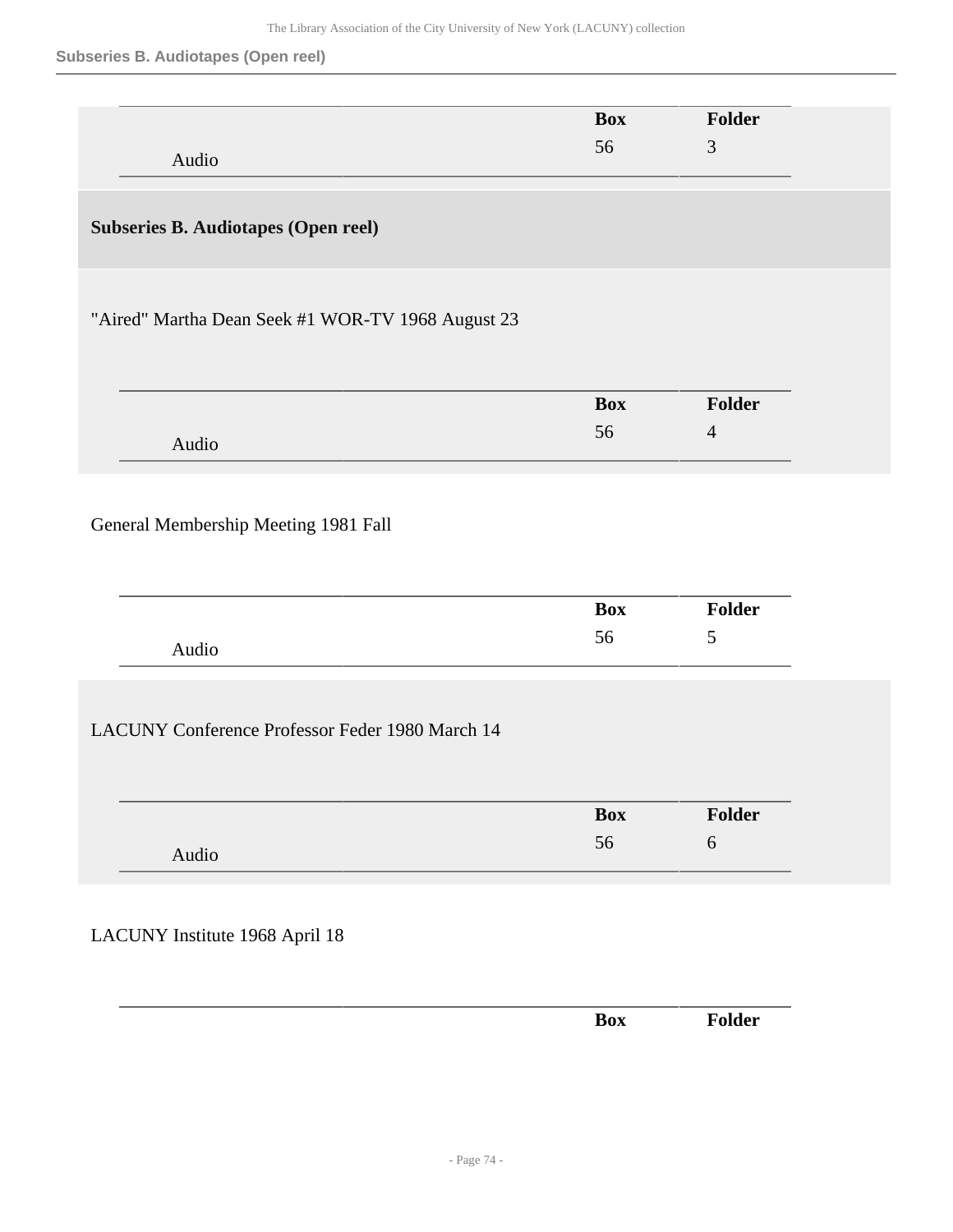| | Box | Folder |
|---|---|---|
| Audio | 56 | 3 |

## Subseries B. Audiotapes (Open reel)

"Aired" Martha Dean Seek #1 WOR-TV 1968 August 23

| | Box | Folder |
|---|---|---|
| Audio | 56 | 4 |

General Membership Meeting 1981 Fall

| | Box | Folder |
|---|---|---|
| Audio | 56 | 5 |

LACUNY Conference Professor Feder 1980 March 14

| | Box | Folder |
|---|---|---|
| Audio | 56 | 6 |

LACUNY Institute 1968 April 18

| | Box | Folder |
|---|---|---|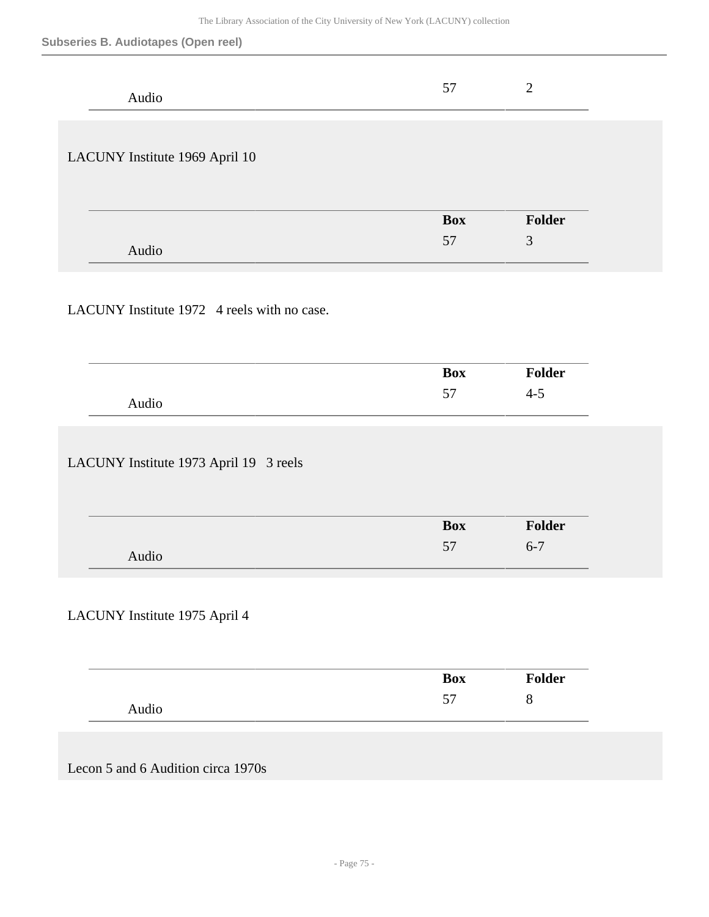| | Box | Folder |
|---|---|---|
| Audio | 57 | 2 |

LACUNY Institute 1969 April 10

| | Box | Folder |
|---|---|---|
| Audio | 57 | 3 |

LACUNY Institute 1972 4 reels with no case.

| | Box | Folder |
|---|---|---|
| Audio | 57 | 4-5 |

LACUNY Institute 1973 April 19 3 reels

| | Box | Folder |
|---|---|---|
| Audio | 57 | 6-7 |

LACUNY Institute 1975 April 4

| | Box | Folder |
|---|---|---|
| Audio | 57 | 8 |

Lecon 5 and 6 Audition circa 1970s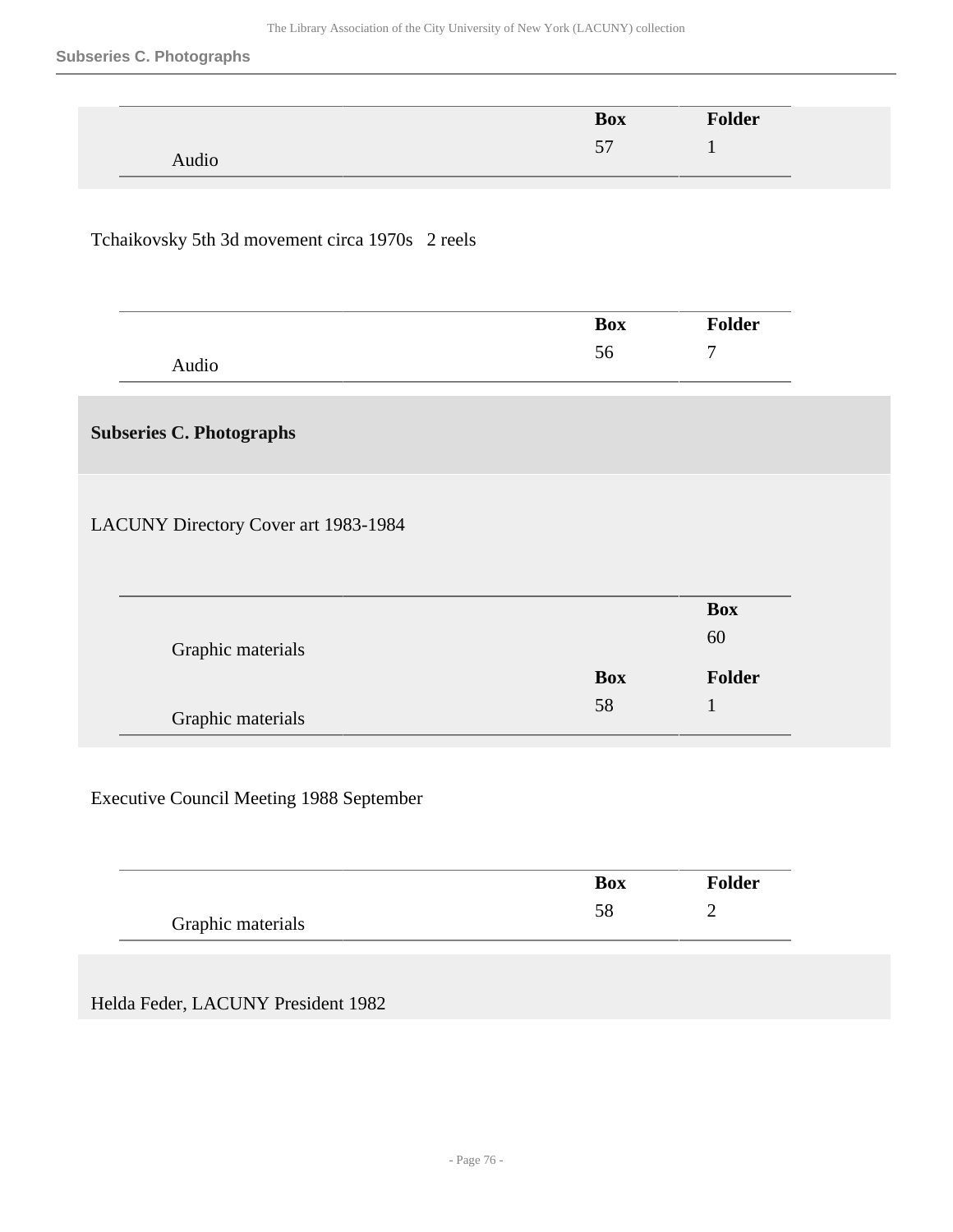| | Box | Folder |
|---|---|---|
| Audio | 57 | 1 |

Tchaikovsky 5th 3d movement circa 1970s 2 reels

| | Box | Folder |
|---|---|---|
| Audio | 56 | 7 |

## Subseries C. Photographs

LACUNY Directory Cover art 1983-1984

| | Box | Folder |
|---|---|---|
| Graphic materials | | Box 60 |
| Graphic materials | 58 | 1 |

Executive Council Meeting 1988 September

| | Box | Folder |
|---|---|---|
| Graphic materials | 58 | 2 |

Helda Feder, LACUNY President 1982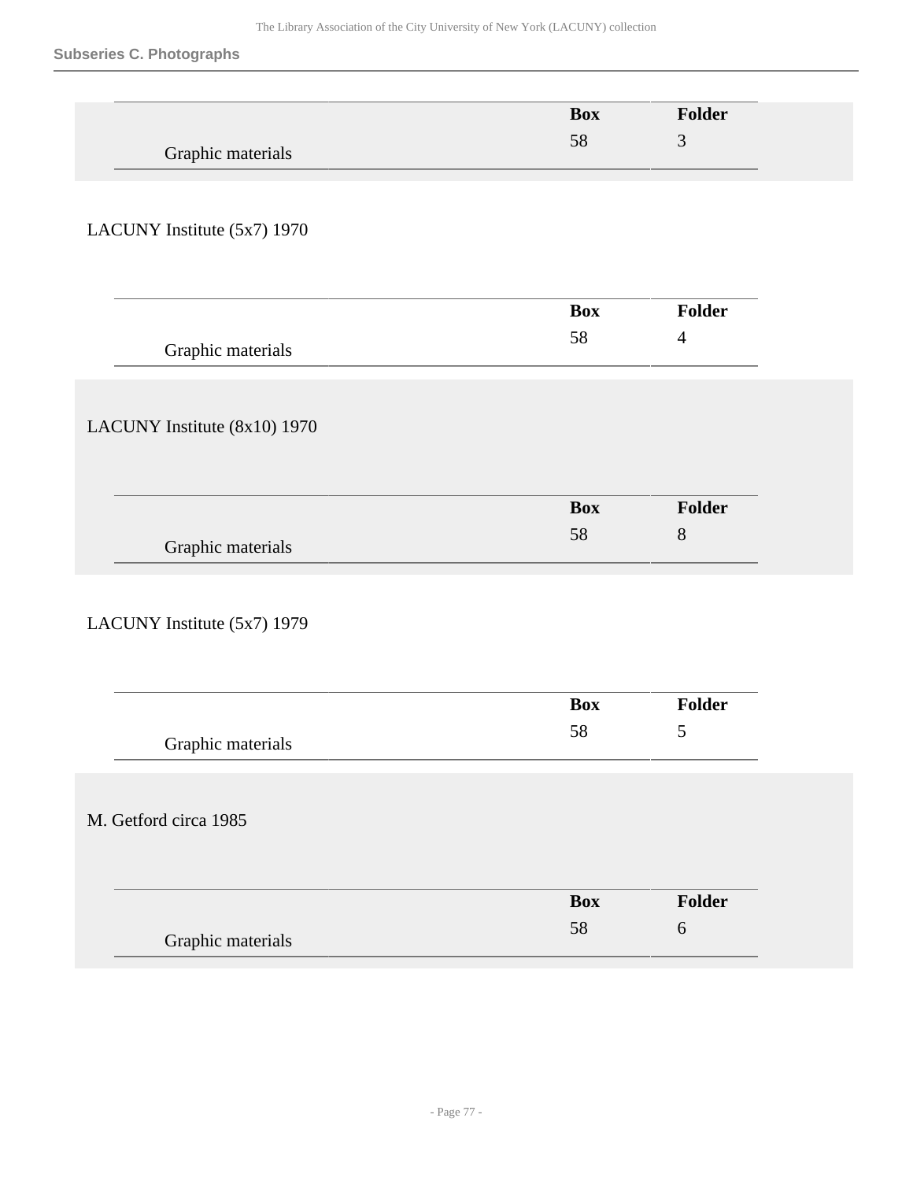### Subseries C. Photographs

| | Box | Folder |
|---|---|---|
| Graphic materials | 58 | 3 |

LACUNY Institute (5x7) 1970

| | Box | Folder |
|---|---|---|
| Graphic materials | 58 | 4 |

LACUNY Institute (8x10) 1970

| | Box | Folder |
|---|---|---|
| Graphic materials | 58 | 8 |

LACUNY Institute (5x7) 1979

| | Box | Folder |
|---|---|---|
| Graphic materials | 58 | 5 |

M. Getford circa 1985

| | Box | Folder |
|---|---|---|
| Graphic materials | 58 | 6 |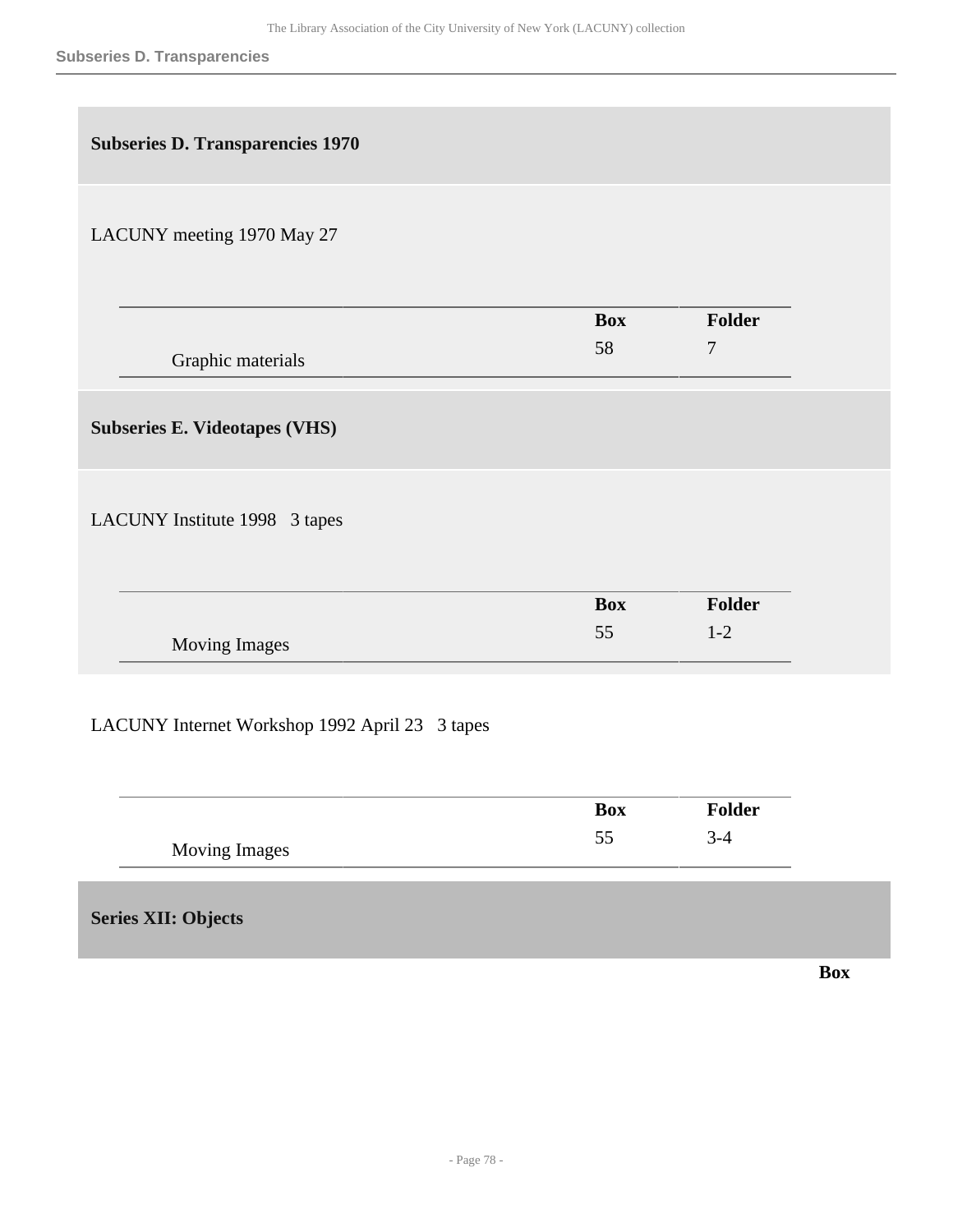## Subseries D. Transparencies 1970

LACUNY meeting 1970 May 27

| | Box | Folder |
|---|---|---|
| Graphic materials | 58 | 7 |

## Subseries E. Videotapes (VHS)

LACUNY Institute 1998 3 tapes

| | Box | Folder |
|---|---|---|
| Moving Images | 55 | 1-2 |

LACUNY Internet Workshop 1992 April 23 3 tapes

| | Box | Folder |
|---|---|---|
| Moving Images | 55 | 3-4 |

# Series XII: Objects

**Box**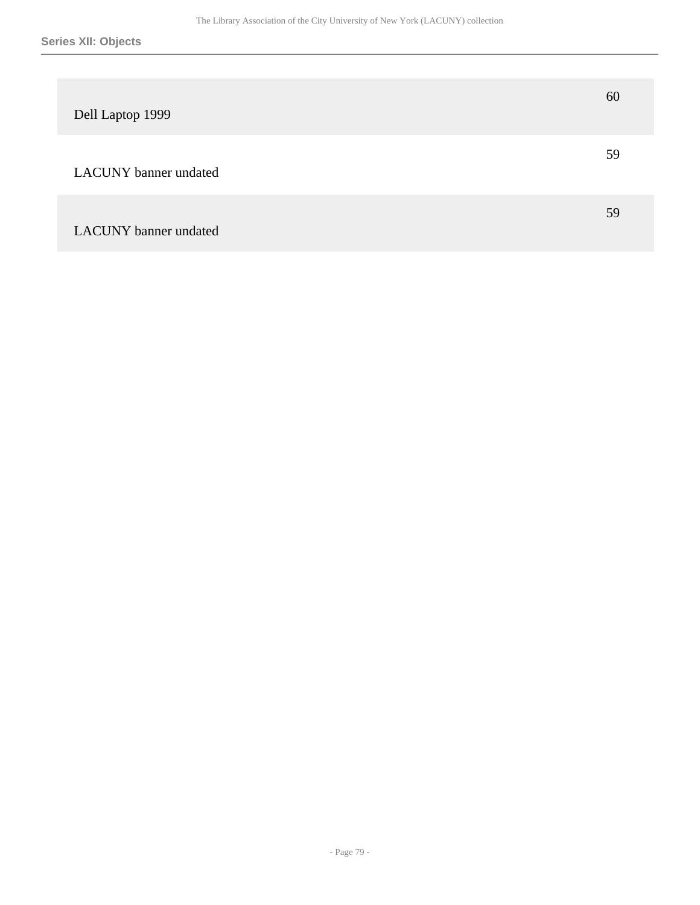## Series XII: Objects

| | |
|---|---|
| Dell Laptop 1999 | 60 |
| LACUNY banner undated | 59 |
| LACUNY banner undated | 59 |